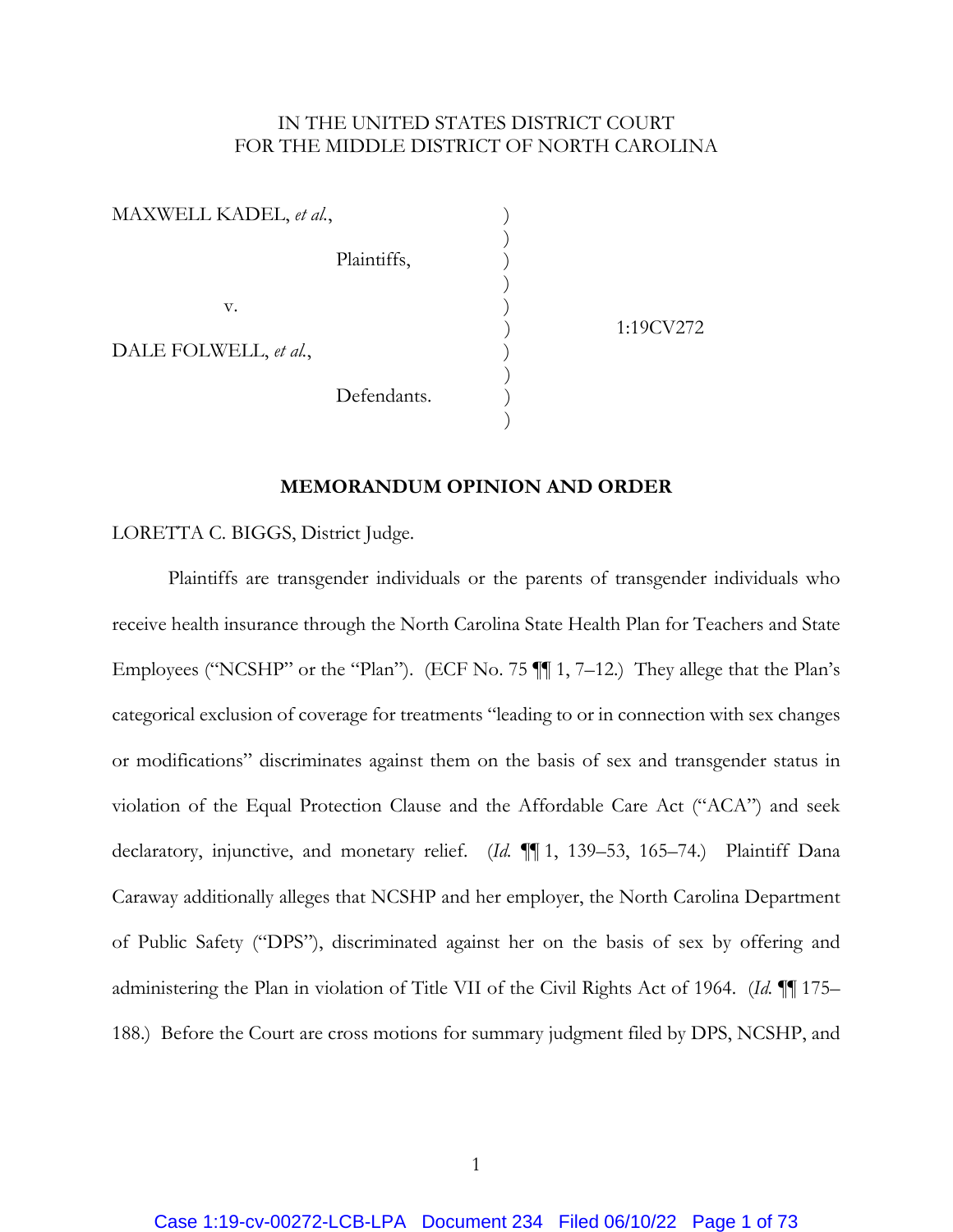IN THE UNITED STATES DISTRICT COURT
FOR THE MIDDLE DISTRICT OF NORTH CAROLINA

| | | |
|---|---|---|
| MAXWELL KADEL, *et al.*, Plaintiffs, | ) | |
| v. | ) | 1:19CV272 |
| DALE FOLWELL, *et al.*, Defendants. | ) | |

**MEMORANDUM OPINION AND ORDER**

LORETTA C. BIGGS, District Judge.

Plaintiffs are transgender individuals or the parents of transgender individuals who receive health insurance through the North Carolina State Health Plan for Teachers and State Employees ("NCSHP" or the "Plan"). (ECF No. 75 ¶¶ 1, 7–12.) They allege that the Plan's categorical exclusion of coverage for treatments "leading to or in connection with sex changes or modifications" discriminates against them on the basis of sex and transgender status in violation of the Equal Protection Clause and the Affordable Care Act ("ACA") and seek declaratory, injunctive, and monetary relief. (*Id.* ¶¶ 1, 139–53, 165–74.) Plaintiff Dana Caraway additionally alleges that NCSHP and her employer, the North Carolina Department of Public Safety ("DPS"), discriminated against her on the basis of sex by offering and administering the Plan in violation of Title VII of the Civil Rights Act of 1964. (*Id.* ¶¶ 175–188.) Before the Court are cross motions for summary judgment filed by DPS, NCSHP, and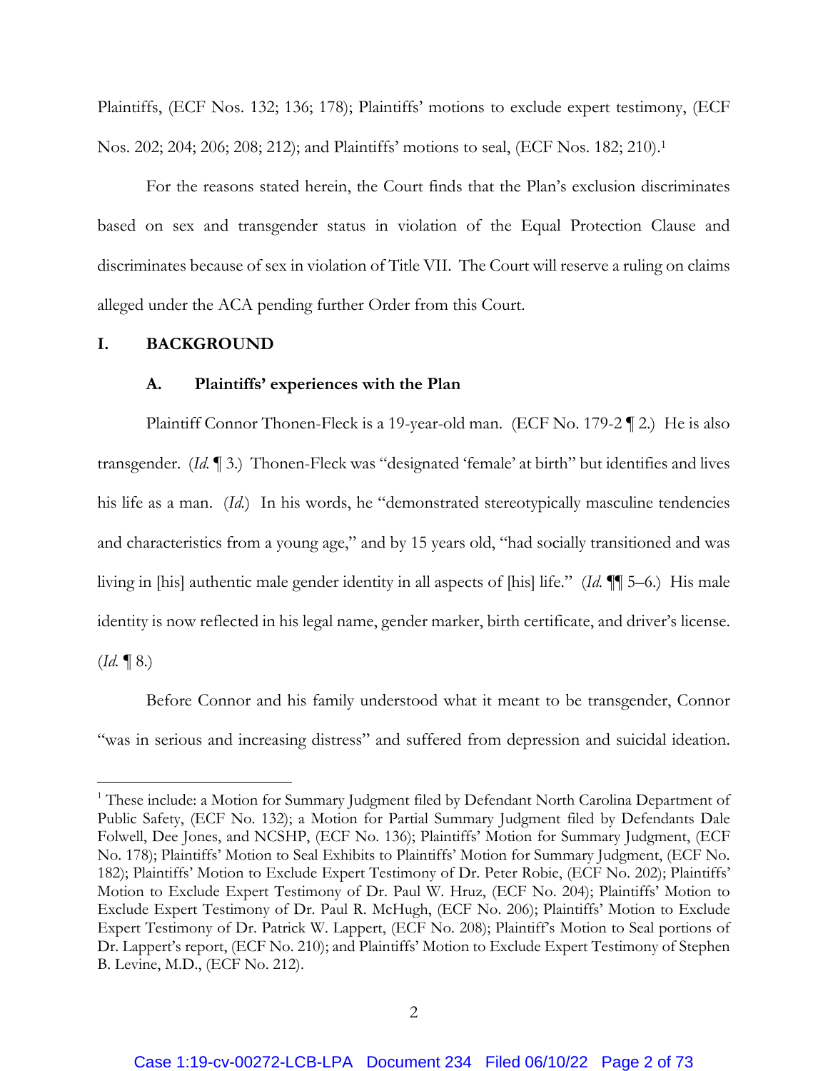Plaintiffs, (ECF Nos. 132; 136; 178); Plaintiffs' motions to exclude expert testimony, (ECF Nos. 202; 204; 206; 208; 212); and Plaintiffs' motions to seal, (ECF Nos. 182; 210).[1]

For the reasons stated herein, the Court finds that the Plan's exclusion discriminates based on sex and transgender status in violation of the Equal Protection Clause and discriminates because of sex in violation of Title VII. The Court will reserve a ruling on claims alleged under the ACA pending further Order from this Court.

## I. BACKGROUND

### A. Plaintiffs' experiences with the Plan

Plaintiff Connor Thonen-Fleck is a 19-year-old man. (ECF No. 179-2 ¶ 2.) He is also transgender. (*Id.* ¶ 3.) Thonen-Fleck was "designated 'female' at birth" but identifies and lives his life as a man. (*Id.*) In his words, he "demonstrated stereotypically masculine tendencies and characteristics from a young age," and by 15 years old, "had socially transitioned and was living in [his] authentic male gender identity in all aspects of [his] life." (*Id.* ¶¶ 5–6.) His male identity is now reflected in his legal name, gender marker, birth certificate, and driver's license. (*Id.* ¶ 8.)

Before Connor and his family understood what it meant to be transgender, Connor "was in serious and increasing distress" and suffered from depression and suicidal ideation.

---

[1] These include: a Motion for Summary Judgment filed by Defendant North Carolina Department of Public Safety, (ECF No. 132); a Motion for Partial Summary Judgment filed by Defendants Dale Folwell, Dee Jones, and NCSHP, (ECF No. 136); Plaintiffs' Motion for Summary Judgment, (ECF No. 178); Plaintiffs' Motion to Seal Exhibits to Plaintiffs' Motion for Summary Judgment, (ECF No. 182); Plaintiffs' Motion to Exclude Expert Testimony of Dr. Peter Robie, (ECF No. 202); Plaintiffs' Motion to Exclude Expert Testimony of Dr. Paul W. Hruz, (ECF No. 204); Plaintiffs' Motion to Exclude Expert Testimony of Dr. Paul R. McHugh, (ECF No. 206); Plaintiffs' Motion to Exclude Expert Testimony of Dr. Patrick W. Lappert, (ECF No. 208); Plaintiff's Motion to Seal portions of Dr. Lappert's report, (ECF No. 210); and Plaintiffs' Motion to Exclude Expert Testimony of Stephen B. Levine, M.D., (ECF No. 212).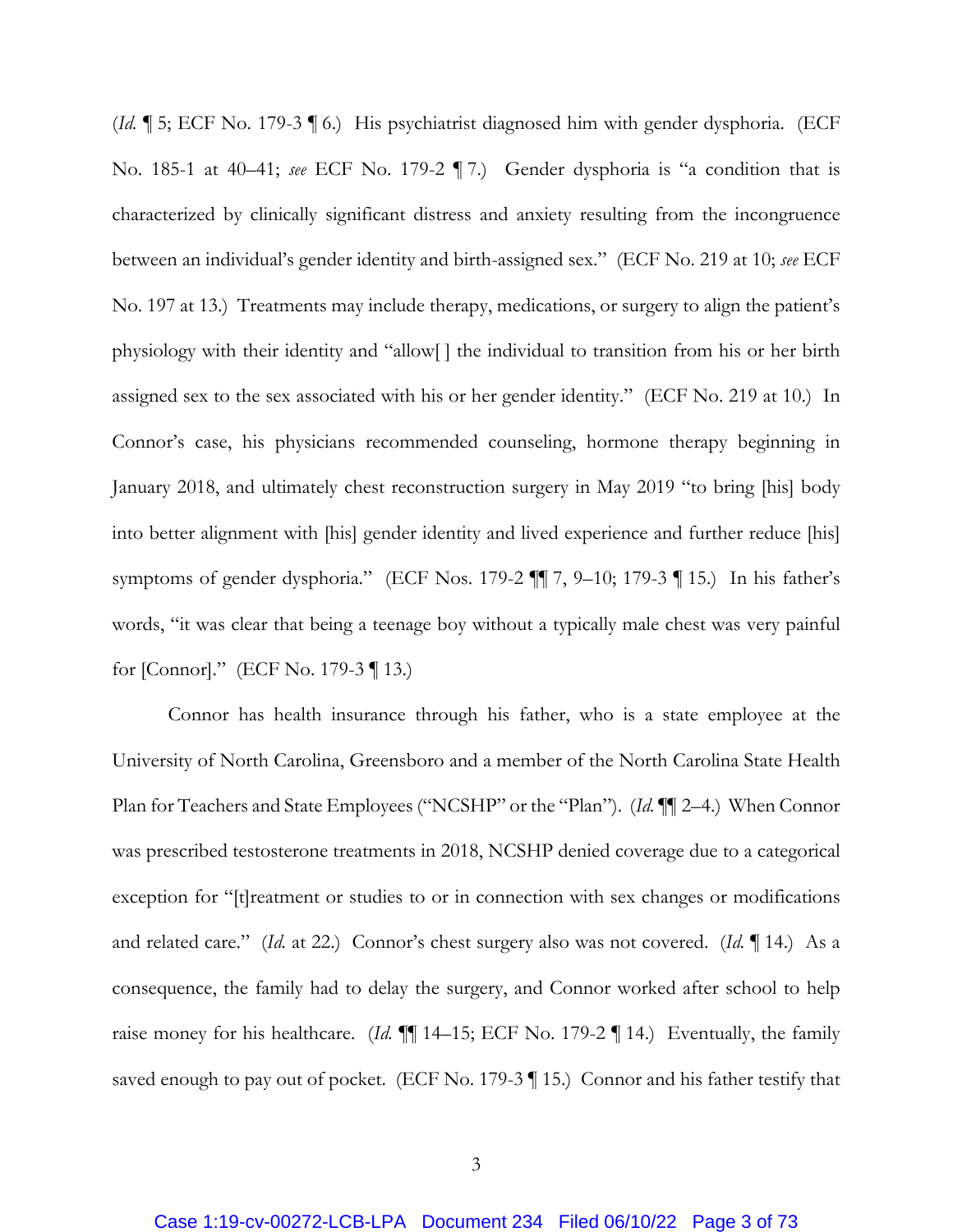(*Id.* ¶ 5; ECF No. 179-3 ¶ 6.) His psychiatrist diagnosed him with gender dysphoria. (ECF No. 185-1 at 40–41; *see* ECF No. 179-2 ¶ 7.) Gender dysphoria is "a condition that is characterized by clinically significant distress and anxiety resulting from the incongruence between an individual's gender identity and birth-assigned sex." (ECF No. 219 at 10; *see* ECF No. 197 at 13.) Treatments may include therapy, medications, or surgery to align the patient's physiology with their identity and "allow[ ] the individual to transition from his or her birth assigned sex to the sex associated with his or her gender identity." (ECF No. 219 at 10.) In Connor's case, his physicians recommended counseling, hormone therapy beginning in January 2018, and ultimately chest reconstruction surgery in May 2019 "to bring [his] body into better alignment with [his] gender identity and lived experience and further reduce [his] symptoms of gender dysphoria." (ECF Nos. 179-2 ¶¶ 7, 9–10; 179-3 ¶ 15.) In his father's words, "it was clear that being a teenage boy without a typically male chest was very painful for [Connor]." (ECF No. 179-3 ¶ 13.)

Connor has health insurance through his father, who is a state employee at the University of North Carolina, Greensboro and a member of the North Carolina State Health Plan for Teachers and State Employees ("NCSHP" or the "Plan"). (*Id.* ¶¶ 2–4.) When Connor was prescribed testosterone treatments in 2018, NCSHP denied coverage due to a categorical exception for "[t]reatment or studies to or in connection with sex changes or modifications and related care." (*Id.* at 22.) Connor's chest surgery also was not covered. (*Id.* ¶ 14.) As a consequence, the family had to delay the surgery, and Connor worked after school to help raise money for his healthcare. (*Id.* ¶¶ 14–15; ECF No. 179-2 ¶ 14.) Eventually, the family saved enough to pay out of pocket. (ECF No. 179-3 ¶ 15.) Connor and his father testify that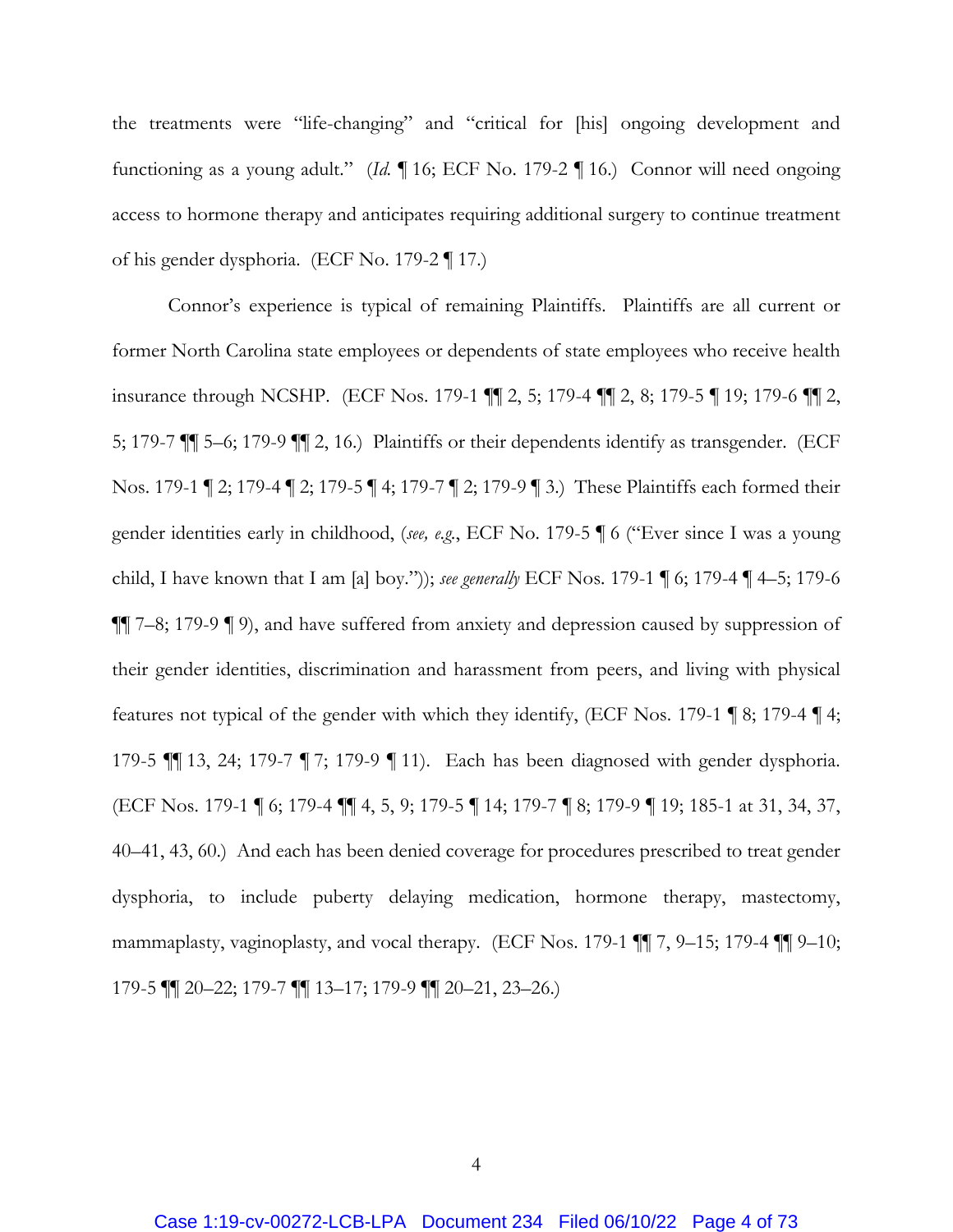the treatments were "life-changing" and "critical for [his] ongoing development and functioning as a young adult." (*Id.* ¶ 16; ECF No. 179-2 ¶ 16.) Connor will need ongoing access to hormone therapy and anticipates requiring additional surgery to continue treatment of his gender dysphoria. (ECF No. 179-2 ¶ 17.)

Connor's experience is typical of remaining Plaintiffs. Plaintiffs are all current or former North Carolina state employees or dependents of state employees who receive health insurance through NCSHP. (ECF Nos. 179-1 ¶¶ 2, 5; 179-4 ¶¶ 2, 8; 179-5 ¶ 19; 179-6 ¶¶ 2, 5; 179-7 ¶¶ 5–6; 179-9 ¶¶ 2, 16.) Plaintiffs or their dependents identify as transgender. (ECF Nos. 179-1 ¶ 2; 179-4 ¶ 2; 179-5 ¶ 4; 179-7 ¶ 2; 179-9 ¶ 3.) These Plaintiffs each formed their gender identities early in childhood, (*see, e.g.*, ECF No. 179-5 ¶ 6 ("Ever since I was a young child, I have known that I am [a] boy.")); *see generally* ECF Nos. 179-1 ¶ 6; 179-4 ¶ 4–5; 179-6 ¶¶ 7–8; 179-9 ¶ 9), and have suffered from anxiety and depression caused by suppression of their gender identities, discrimination and harassment from peers, and living with physical features not typical of the gender with which they identify, (ECF Nos. 179-1 ¶ 8; 179-4 ¶ 4; 179-5 ¶¶ 13, 24; 179-7 ¶ 7; 179-9 ¶ 11). Each has been diagnosed with gender dysphoria. (ECF Nos. 179-1 ¶ 6; 179-4 ¶¶ 4, 5, 9; 179-5 ¶ 14; 179-7 ¶ 8; 179-9 ¶ 19; 185-1 at 31, 34, 37, 40–41, 43, 60.) And each has been denied coverage for procedures prescribed to treat gender dysphoria, to include puberty delaying medication, hormone therapy, mastectomy, mammaplasty, vaginoplasty, and vocal therapy. (ECF Nos. 179-1 ¶¶ 7, 9–15; 179-4 ¶¶ 9–10; 179-5 ¶¶ 20–22; 179-7 ¶¶ 13–17; 179-9 ¶¶ 20–21, 23–26.)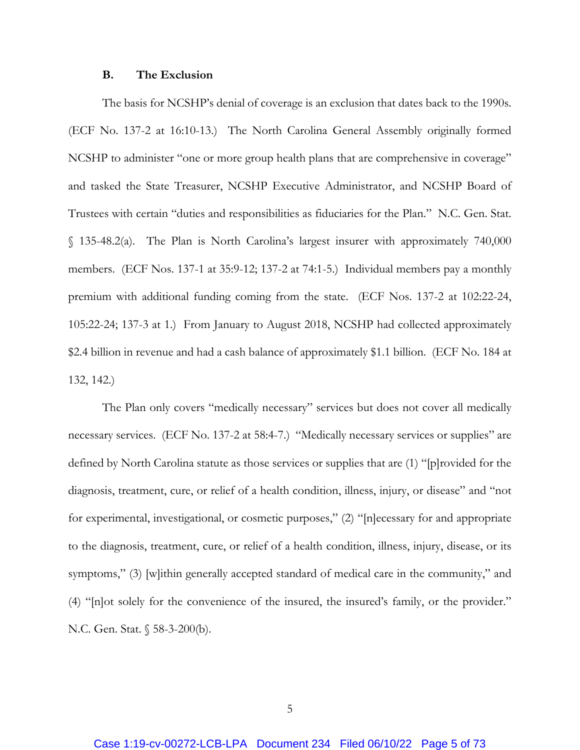### B. The Exclusion

The basis for NCSHP's denial of coverage is an exclusion that dates back to the 1990s. (ECF No. 137-2 at 16:10-13.) The North Carolina General Assembly originally formed NCSHP to administer "one or more group health plans that are comprehensive in coverage" and tasked the State Treasurer, NCSHP Executive Administrator, and NCSHP Board of Trustees with certain "duties and responsibilities as fiduciaries for the Plan." N.C. Gen. Stat. § 135-48.2(a). The Plan is North Carolina's largest insurer with approximately 740,000 members. (ECF Nos. 137-1 at 35:9-12; 137-2 at 74:1-5.) Individual members pay a monthly premium with additional funding coming from the state. (ECF Nos. 137-2 at 102:22-24, 105:22-24; 137-3 at 1.) From January to August 2018, NCSHP had collected approximately $2.4 billion in revenue and had a cash balance of approximately $1.1 billion. (ECF No. 184 at 132, 142.)

The Plan only covers "medically necessary" services but does not cover all medically necessary services. (ECF No. 137-2 at 58:4-7.) "Medically necessary services or supplies" are defined by North Carolina statute as those services or supplies that are (1) "[p]rovided for the diagnosis, treatment, cure, or relief of a health condition, illness, injury, or disease" and "not for experimental, investigational, or cosmetic purposes," (2) "[n]ecessary for and appropriate to the diagnosis, treatment, cure, or relief of a health condition, illness, injury, disease, or its symptoms," (3) [w]ithin generally accepted standard of medical care in the community," and (4) "[n]ot solely for the convenience of the insured, the insured's family, or the provider." N.C. Gen. Stat. § 58-3-200(b).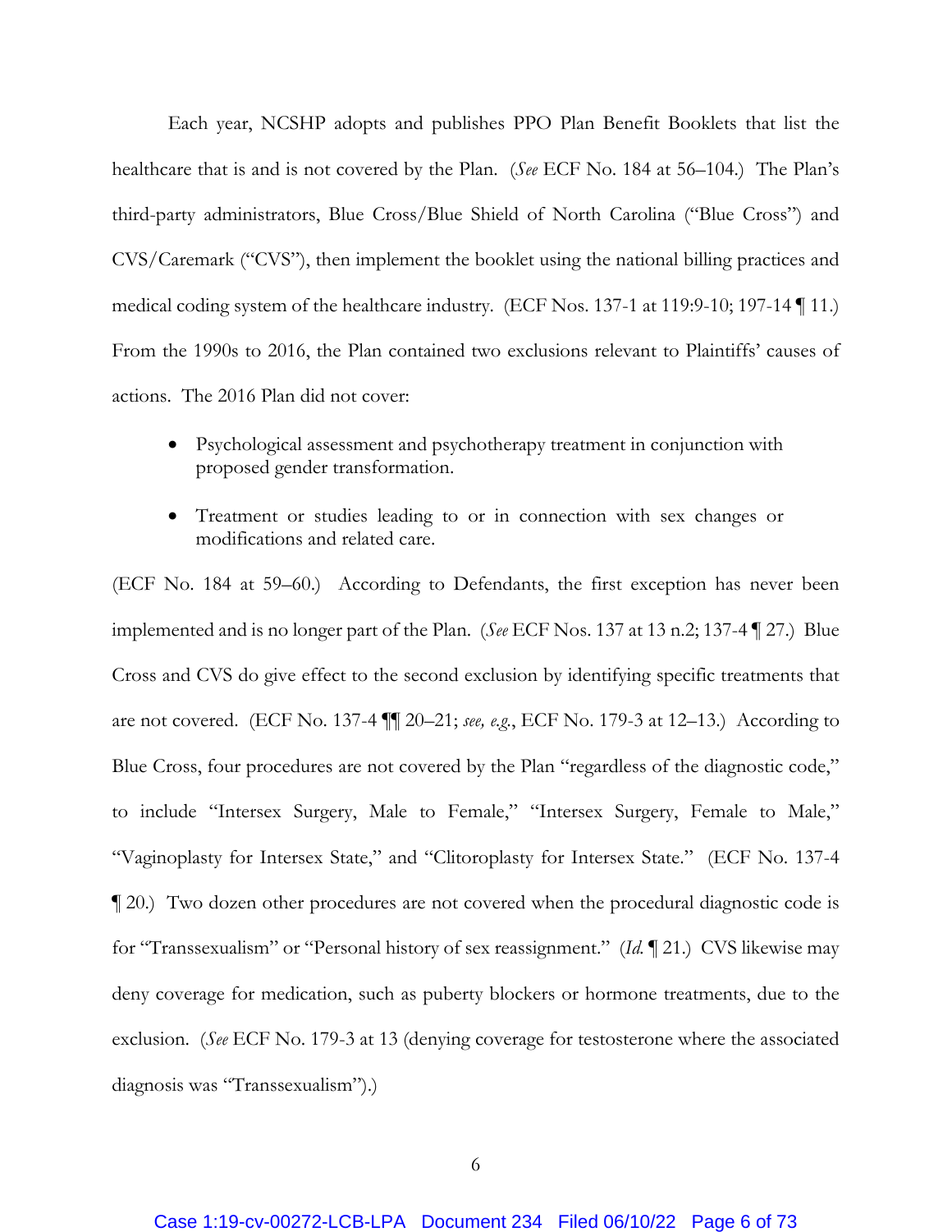Each year, NCSHP adopts and publishes PPO Plan Benefit Booklets that list the healthcare that is and is not covered by the Plan. (*See* ECF No. 184 at 56–104.) The Plan's third-party administrators, Blue Cross/Blue Shield of North Carolina ("Blue Cross") and CVS/Caremark ("CVS"), then implement the booklet using the national billing practices and medical coding system of the healthcare industry. (ECF Nos. 137-1 at 119:9-10; 197-14 ¶ 11.) From the 1990s to 2016, the Plan contained two exclusions relevant to Plaintiffs' causes of actions. The 2016 Plan did not cover:

- Psychological assessment and psychotherapy treatment in conjunction with proposed gender transformation.
- Treatment or studies leading to or in connection with sex changes or modifications and related care.

(ECF No. 184 at 59–60.) According to Defendants, the first exception has never been implemented and is no longer part of the Plan. (*See* ECF Nos. 137 at 13 n.2; 137-4 ¶ 27.) Blue Cross and CVS do give effect to the second exclusion by identifying specific treatments that are not covered. (ECF No. 137-4 ¶¶ 20–21; *see, e.g.*, ECF No. 179-3 at 12–13.) According to Blue Cross, four procedures are not covered by the Plan "regardless of the diagnostic code," to include "Intersex Surgery, Male to Female," "Intersex Surgery, Female to Male," "Vaginoplasty for Intersex State," and "Clitoroplasty for Intersex State." (ECF No. 137-4 ¶ 20.) Two dozen other procedures are not covered when the procedural diagnostic code is for "Transsexualism" or "Personal history of sex reassignment." (*Id.* ¶ 21.) CVS likewise may deny coverage for medication, such as puberty blockers or hormone treatments, due to the exclusion. (*See* ECF No. 179-3 at 13 (denying coverage for testosterone where the associated diagnosis was "Transsexualism").)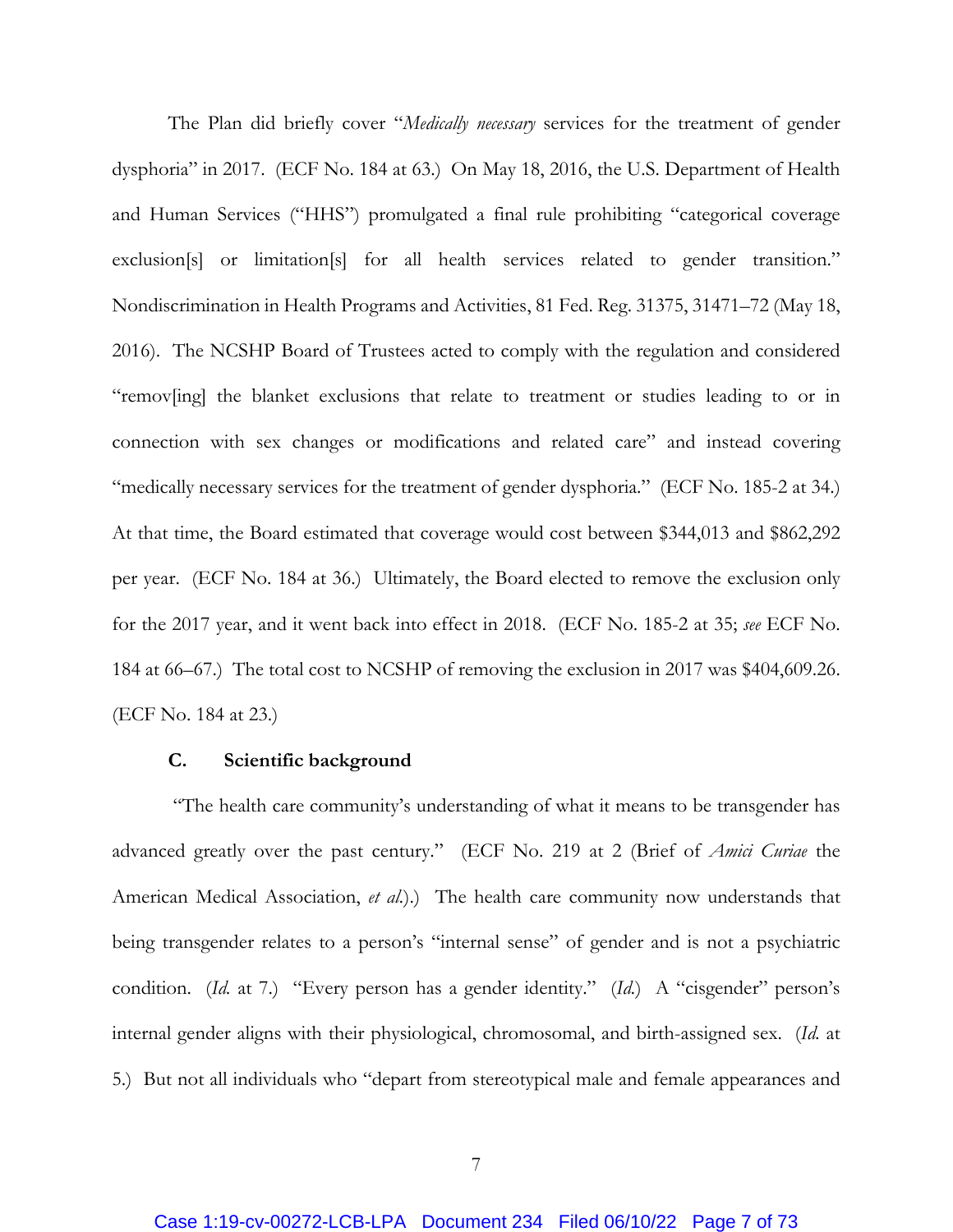The Plan did briefly cover "*Medically necessary* services for the treatment of gender dysphoria" in 2017. (ECF No. 184 at 63.) On May 18, 2016, the U.S. Department of Health and Human Services ("HHS") promulgated a final rule prohibiting "categorical coverage exclusion[s] or limitation[s] for all health services related to gender transition." Nondiscrimination in Health Programs and Activities, 81 Fed. Reg. 31375, 31471–72 (May 18, 2016). The NCSHP Board of Trustees acted to comply with the regulation and considered "remov[ing] the blanket exclusions that relate to treatment or studies leading to or in connection with sex changes or modifications and related care" and instead covering "medically necessary services for the treatment of gender dysphoria." (ECF No. 185-2 at 34.) At that time, the Board estimated that coverage would cost between $344,013 and $862,292 per year. (ECF No. 184 at 36.) Ultimately, the Board elected to remove the exclusion only for the 2017 year, and it went back into effect in 2018. (ECF No. 185-2 at 35; *see* ECF No. 184 at 66–67.) The total cost to NCSHP of removing the exclusion in 2017 was $404,609.26. (ECF No. 184 at 23.)

### C. Scientific background

"The health care community's understanding of what it means to be transgender has advanced greatly over the past century." (ECF No. 219 at 2 (Brief of *Amici Curiae* the American Medical Association, *et al.*).) The health care community now understands that being transgender relates to a person's "internal sense" of gender and is not a psychiatric condition. (*Id.* at 7.) "Every person has a gender identity." (*Id.*) A "cisgender" person's internal gender aligns with their physiological, chromosomal, and birth-assigned sex. (*Id.* at 5.) But not all individuals who "depart from stereotypical male and female appearances and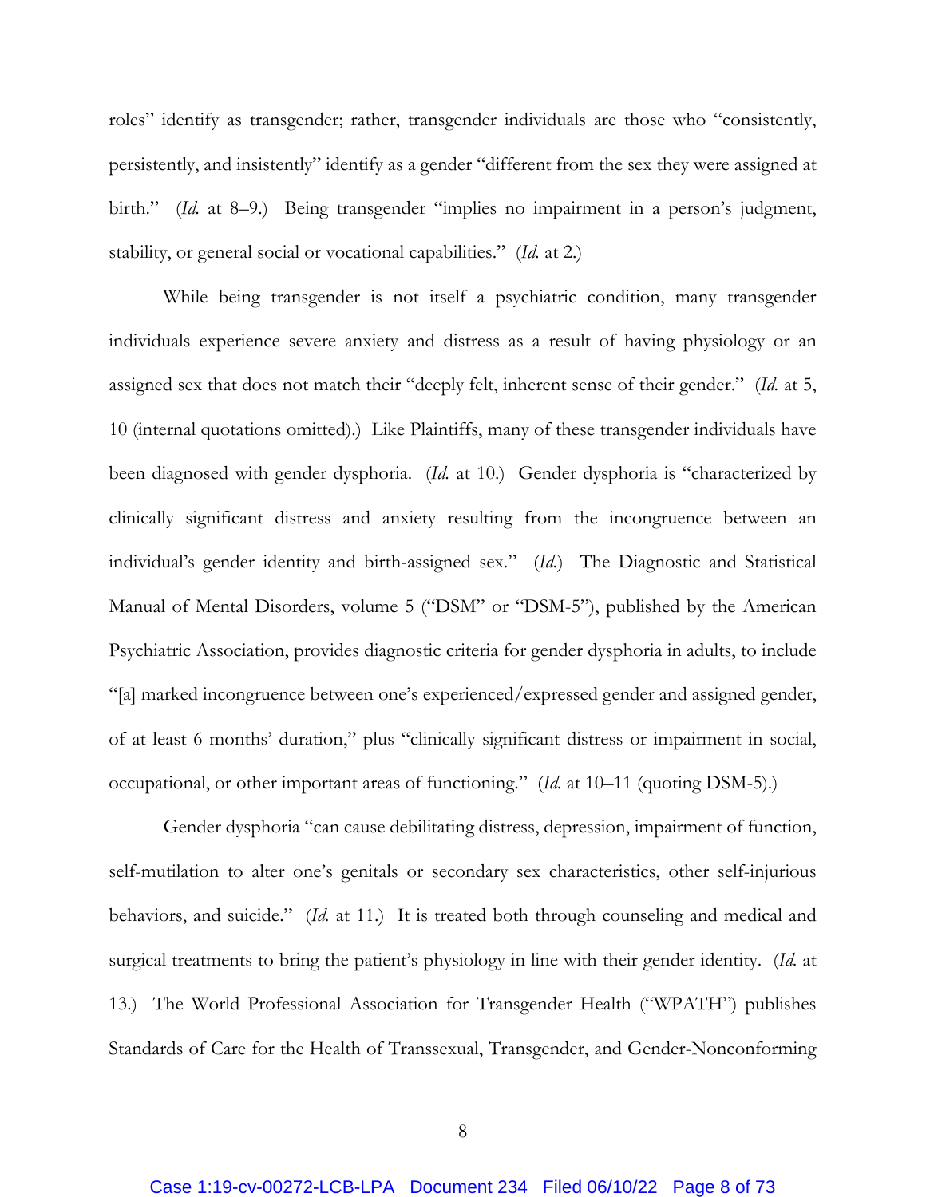roles" identify as transgender; rather, transgender individuals are those who "consistently, persistently, and insistently" identify as a gender "different from the sex they were assigned at birth." (*Id.* at 8–9.) Being transgender "implies no impairment in a person's judgment, stability, or general social or vocational capabilities." (*Id.* at 2.)

While being transgender is not itself a psychiatric condition, many transgender individuals experience severe anxiety and distress as a result of having physiology or an assigned sex that does not match their "deeply felt, inherent sense of their gender." (*Id.* at 5, 10 (internal quotations omitted).) Like Plaintiffs, many of these transgender individuals have been diagnosed with gender dysphoria. (*Id.* at 10.) Gender dysphoria is "characterized by clinically significant distress and anxiety resulting from the incongruence between an individual's gender identity and birth-assigned sex." (*Id.*) The Diagnostic and Statistical Manual of Mental Disorders, volume 5 ("DSM" or "DSM-5"), published by the American Psychiatric Association, provides diagnostic criteria for gender dysphoria in adults, to include "[a] marked incongruence between one's experienced/expressed gender and assigned gender, of at least 6 months' duration," plus "clinically significant distress or impairment in social, occupational, or other important areas of functioning." (*Id.* at 10–11 (quoting DSM-5).)

Gender dysphoria "can cause debilitating distress, depression, impairment of function, self-mutilation to alter one's genitals or secondary sex characteristics, other self-injurious behaviors, and suicide." (*Id.* at 11.) It is treated both through counseling and medical and surgical treatments to bring the patient's physiology in line with their gender identity. (*Id.* at 13.) The World Professional Association for Transgender Health ("WPATH") publishes Standards of Care for the Health of Transsexual, Transgender, and Gender-Nonconforming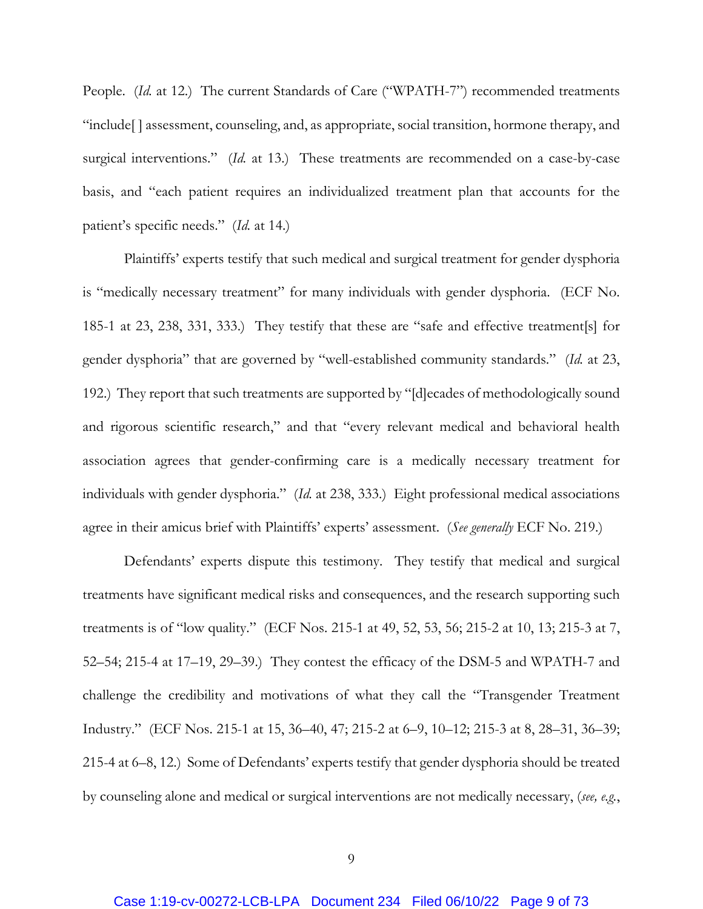People. (*Id.* at 12.) The current Standards of Care ("WPATH-7") recommended treatments "include[ ] assessment, counseling, and, as appropriate, social transition, hormone therapy, and surgical interventions." (*Id.* at 13.) These treatments are recommended on a case-by-case basis, and "each patient requires an individualized treatment plan that accounts for the patient's specific needs." (*Id.* at 14.)

Plaintiffs' experts testify that such medical and surgical treatment for gender dysphoria is "medically necessary treatment" for many individuals with gender dysphoria. (ECF No. 185-1 at 23, 238, 331, 333.) They testify that these are "safe and effective treatment[s] for gender dysphoria" that are governed by "well-established community standards." (*Id.* at 23, 192.) They report that such treatments are supported by "[d]ecades of methodologically sound and rigorous scientific research," and that "every relevant medical and behavioral health association agrees that gender-confirming care is a medically necessary treatment for individuals with gender dysphoria." (*Id.* at 238, 333.) Eight professional medical associations agree in their amicus brief with Plaintiffs' experts' assessment. (*See generally* ECF No. 219.)

Defendants' experts dispute this testimony. They testify that medical and surgical treatments have significant medical risks and consequences, and the research supporting such treatments is of "low quality." (ECF Nos. 215-1 at 49, 52, 53, 56; 215-2 at 10, 13; 215-3 at 7, 52–54; 215-4 at 17–19, 29–39.) They contest the efficacy of the DSM-5 and WPATH-7 and challenge the credibility and motivations of what they call the "Transgender Treatment Industry." (ECF Nos. 215-1 at 15, 36–40, 47; 215-2 at 6–9, 10–12; 215-3 at 8, 28–31, 36–39; 215-4 at 6–8, 12.) Some of Defendants' experts testify that gender dysphoria should be treated by counseling alone and medical or surgical interventions are not medically necessary, (*see, e.g.*,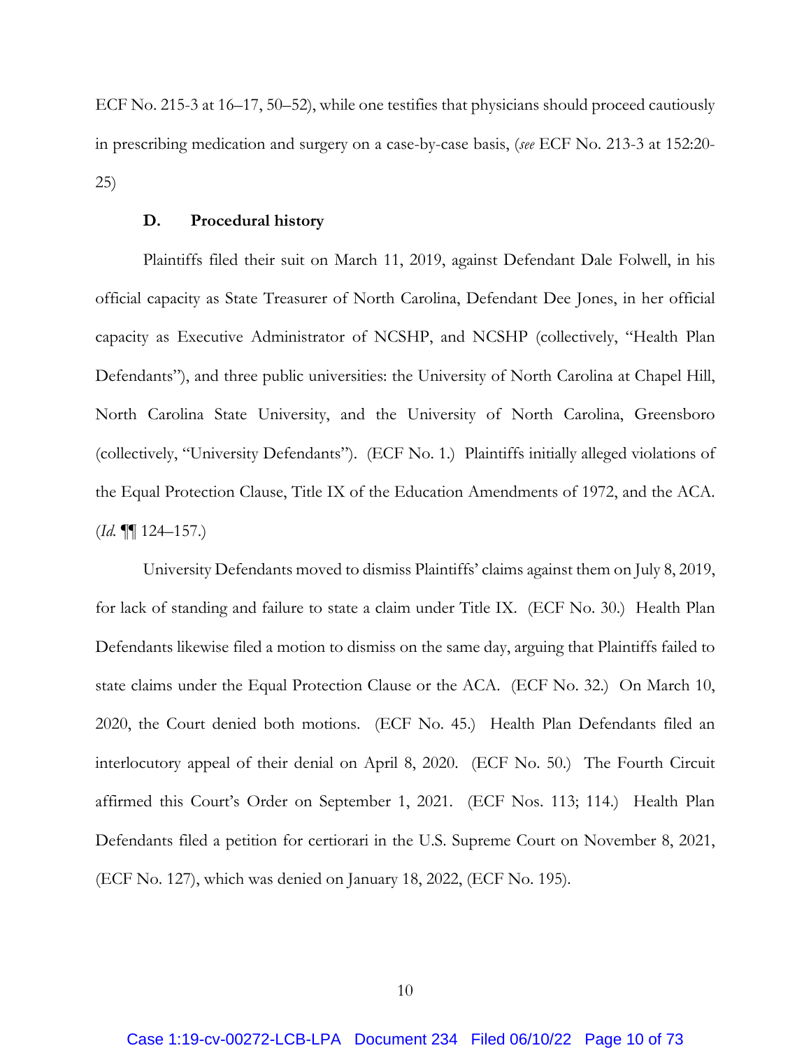ECF No. 215-3 at 16–17, 50–52), while one testifies that physicians should proceed cautiously in prescribing medication and surgery on a case-by-case basis, (*see* ECF No. 213-3 at 152:20-25)

### D. Procedural history

Plaintiffs filed their suit on March 11, 2019, against Defendant Dale Folwell, in his official capacity as State Treasurer of North Carolina, Defendant Dee Jones, in her official capacity as Executive Administrator of NCSHP, and NCSHP (collectively, "Health Plan Defendants"), and three public universities: the University of North Carolina at Chapel Hill, North Carolina State University, and the University of North Carolina, Greensboro (collectively, "University Defendants"). (ECF No. 1.) Plaintiffs initially alleged violations of the Equal Protection Clause, Title IX of the Education Amendments of 1972, and the ACA. (*Id.* ¶¶ 124–157.)

University Defendants moved to dismiss Plaintiffs' claims against them on July 8, 2019, for lack of standing and failure to state a claim under Title IX. (ECF No. 30.) Health Plan Defendants likewise filed a motion to dismiss on the same day, arguing that Plaintiffs failed to state claims under the Equal Protection Clause or the ACA. (ECF No. 32.) On March 10, 2020, the Court denied both motions. (ECF No. 45.) Health Plan Defendants filed an interlocutory appeal of their denial on April 8, 2020. (ECF No. 50.) The Fourth Circuit affirmed this Court's Order on September 1, 2021. (ECF Nos. 113; 114.) Health Plan Defendants filed a petition for certiorari in the U.S. Supreme Court on November 8, 2021, (ECF No. 127), which was denied on January 18, 2022, (ECF No. 195).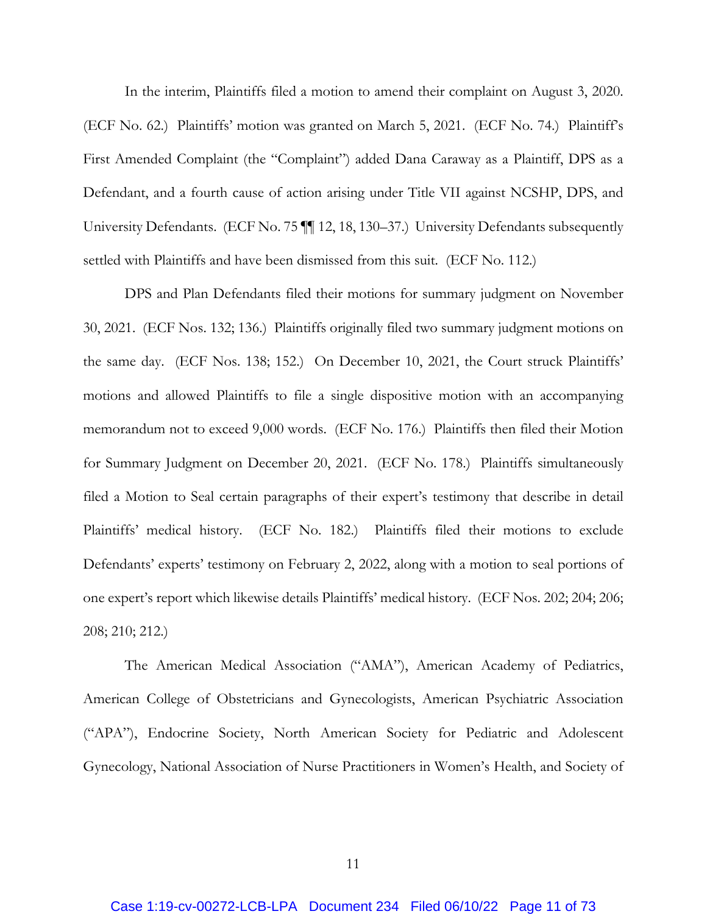In the interim, Plaintiffs filed a motion to amend their complaint on August 3, 2020. (ECF No. 62.) Plaintiffs' motion was granted on March 5, 2021. (ECF No. 74.) Plaintiff's First Amended Complaint (the "Complaint") added Dana Caraway as a Plaintiff, DPS as a Defendant, and a fourth cause of action arising under Title VII against NCSHP, DPS, and University Defendants. (ECF No. 75 ¶¶ 12, 18, 130–37.) University Defendants subsequently settled with Plaintiffs and have been dismissed from this suit. (ECF No. 112.)

DPS and Plan Defendants filed their motions for summary judgment on November 30, 2021. (ECF Nos. 132; 136.) Plaintiffs originally filed two summary judgment motions on the same day. (ECF Nos. 138; 152.) On December 10, 2021, the Court struck Plaintiffs' motions and allowed Plaintiffs to file a single dispositive motion with an accompanying memorandum not to exceed 9,000 words. (ECF No. 176.) Plaintiffs then filed their Motion for Summary Judgment on December 20, 2021. (ECF No. 178.) Plaintiffs simultaneously filed a Motion to Seal certain paragraphs of their expert's testimony that describe in detail Plaintiffs' medical history. (ECF No. 182.) Plaintiffs filed their motions to exclude Defendants' experts' testimony on February 2, 2022, along with a motion to seal portions of one expert's report which likewise details Plaintiffs' medical history. (ECF Nos. 202; 204; 206; 208; 210; 212.)

The American Medical Association ("AMA"), American Academy of Pediatrics, American College of Obstetricians and Gynecologists, American Psychiatric Association ("APA"), Endocrine Society, North American Society for Pediatric and Adolescent Gynecology, National Association of Nurse Practitioners in Women's Health, and Society of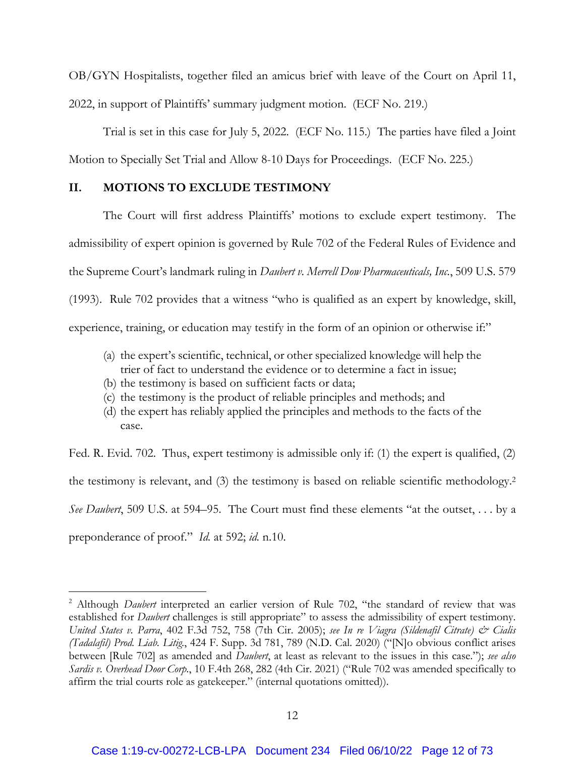OB/GYN Hospitalists, together filed an amicus brief with leave of the Court on April 11, 2022, in support of Plaintiffs' summary judgment motion. (ECF No. 219.)

Trial is set in this case for July 5, 2022. (ECF No. 115.) The parties have filed a Joint Motion to Specially Set Trial and Allow 8-10 Days for Proceedings. (ECF No. 225.)

## II. MOTIONS TO EXCLUDE TESTIMONY

The Court will first address Plaintiffs' motions to exclude expert testimony. The admissibility of expert opinion is governed by Rule 702 of the Federal Rules of Evidence and the Supreme Court's landmark ruling in *Daubert v. Merrell Dow Pharmaceuticals, Inc.*, 509 U.S. 579 (1993). Rule 702 provides that a witness "who is qualified as an expert by knowledge, skill, experience, training, or education may testify in the form of an opinion or otherwise if:"

> (a) the expert's scientific, technical, or other specialized knowledge will help the trier of fact to understand the evidence or to determine a fact in issue;
> (b) the testimony is based on sufficient facts or data;
> (c) the testimony is the product of reliable principles and methods; and
> (d) the expert has reliably applied the principles and methods to the facts of the case.

Fed. R. Evid. 702. Thus, expert testimony is admissible only if: (1) the expert is qualified, (2) the testimony is relevant, and (3) the testimony is based on reliable scientific methodology.[2] *See Daubert*, 509 U.S. at 594–95. The Court must find these elements "at the outset, . . . by a preponderance of proof." *Id.* at 592; *id.* n.10.

---

[2] Although *Daubert* interpreted an earlier version of Rule 702, "the standard of review that was established for *Daubert* challenges is still appropriate" to assess the admissibility of expert testimony. *United States v. Parra*, 402 F.3d 752, 758 (7th Cir. 2005); *see In re Viagra (Sildenafil Citrate) & Cialis (Tadalafil) Prod. Liab. Litig.*, 424 F. Supp. 3d 781, 789 (N.D. Cal. 2020) ("[N]o obvious conflict arises between [Rule 702] as amended and *Daubert*, at least as relevant to the issues in this case."); *see also Sardis v. Overhead Door Corp.*, 10 F.4th 268, 282 (4th Cir. 2021) ("Rule 702 was amended specifically to affirm the trial courts role as gatekeeper." (internal quotations omitted)).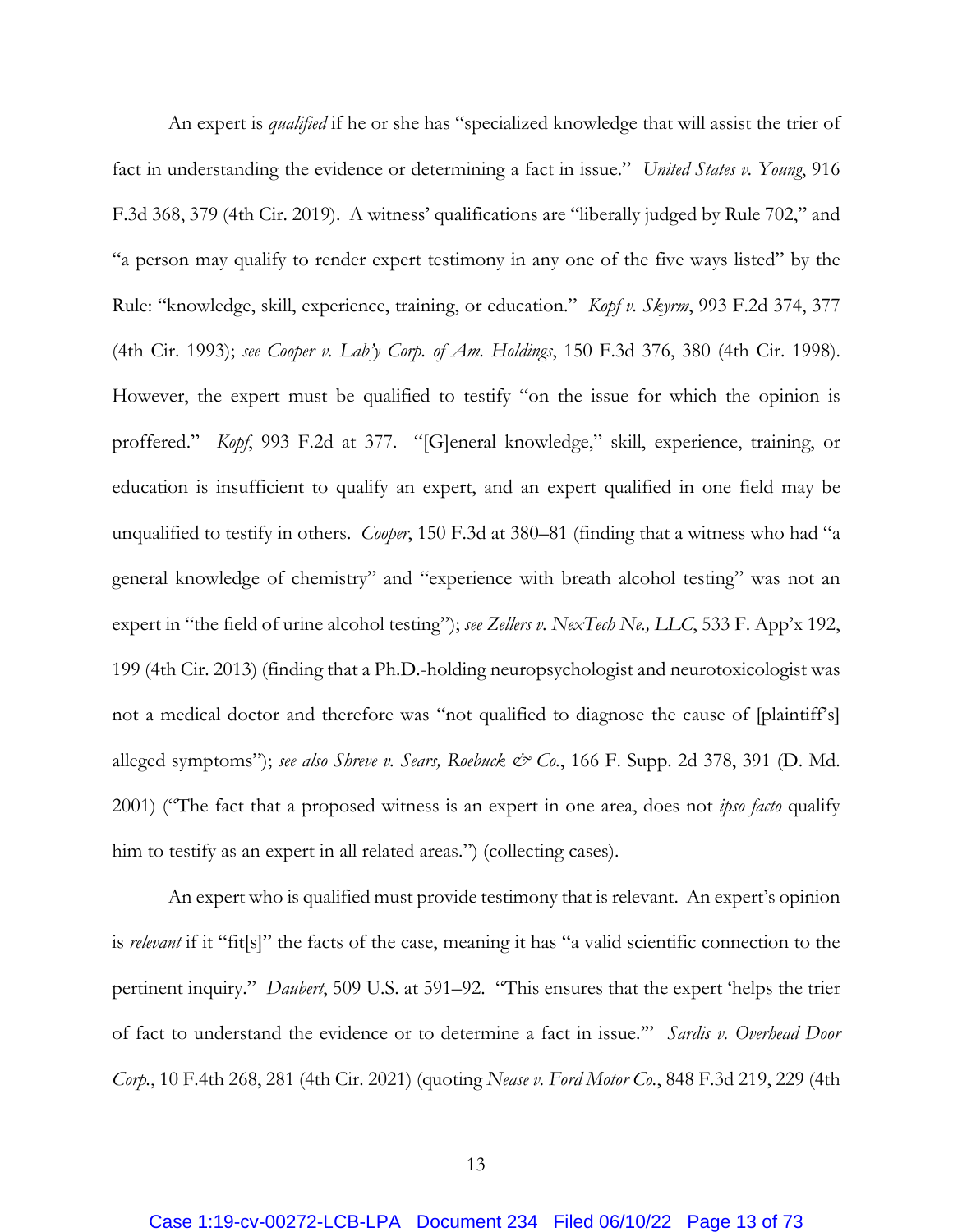An expert is *qualified* if he or she has "specialized knowledge that will assist the trier of fact in understanding the evidence or determining a fact in issue." *United States v. Young*, 916 F.3d 368, 379 (4th Cir. 2019). A witness' qualifications are "liberally judged by Rule 702," and "a person may qualify to render expert testimony in any one of the five ways listed" by the Rule: "knowledge, skill, experience, training, or education." *Kopf v. Skyrm*, 993 F.2d 374, 377 (4th Cir. 1993); *see Cooper v. Lab'y Corp. of Am. Holdings*, 150 F.3d 376, 380 (4th Cir. 1998). However, the expert must be qualified to testify "on the issue for which the opinion is proffered." *Kopf*, 993 F.2d at 377. "[G]eneral knowledge," skill, experience, training, or education is insufficient to qualify an expert, and an expert qualified in one field may be unqualified to testify in others. *Cooper*, 150 F.3d at 380–81 (finding that a witness who had "a general knowledge of chemistry" and "experience with breath alcohol testing" was not an expert in "the field of urine alcohol testing"); *see Zellers v. NexTech Ne., LLC*, 533 F. App'x 192, 199 (4th Cir. 2013) (finding that a Ph.D.-holding neuropsychologist and neurotoxicologist was not a medical doctor and therefore was "not qualified to diagnose the cause of [plaintiff's] alleged symptoms"); *see also Shreve v. Sears, Roebuck & Co.*, 166 F. Supp. 2d 378, 391 (D. Md. 2001) ("The fact that a proposed witness is an expert in one area, does not *ipso facto* qualify him to testify as an expert in all related areas.") (collecting cases).

An expert who is qualified must provide testimony that is relevant. An expert's opinion is *relevant* if it "fit[s]" the facts of the case, meaning it has "a valid scientific connection to the pertinent inquiry." *Daubert*, 509 U.S. at 591–92. "This ensures that the expert 'helps the trier of fact to understand the evidence or to determine a fact in issue.'" *Sardis v. Overhead Door Corp.*, 10 F.4th 268, 281 (4th Cir. 2021) (quoting *Nease v. Ford Motor Co.*, 848 F.3d 219, 229 (4th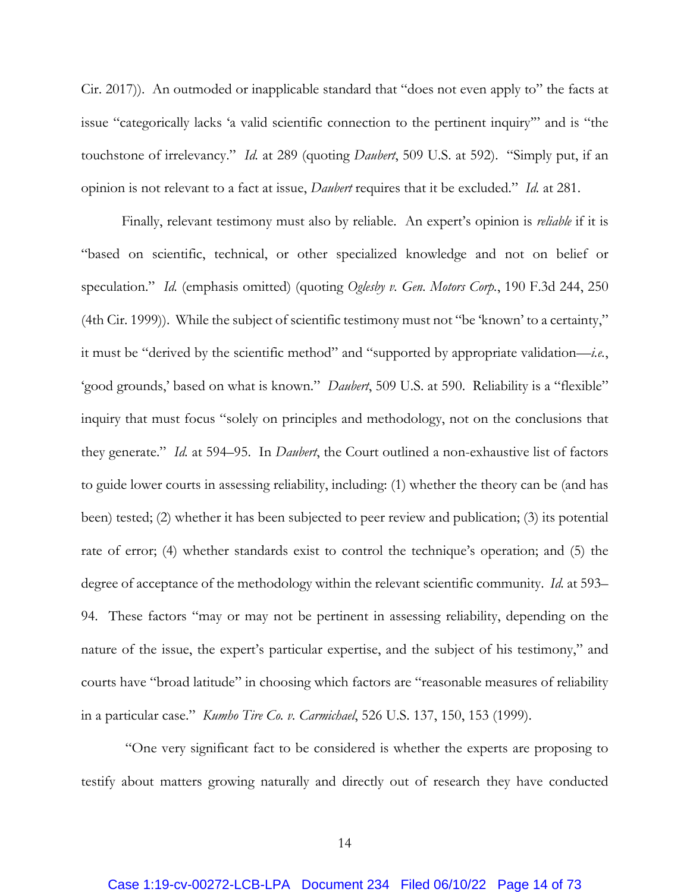Cir. 2017)). An outmoded or inapplicable standard that "does not even apply to" the facts at issue "categorically lacks 'a valid scientific connection to the pertinent inquiry'" and is "the touchstone of irrelevancy." *Id.* at 289 (quoting *Daubert*, 509 U.S. at 592). "Simply put, if an opinion is not relevant to a fact at issue, *Daubert* requires that it be excluded." *Id.* at 281.

Finally, relevant testimony must also by reliable. An expert's opinion is *reliable* if it is "based on scientific, technical, or other specialized knowledge and not on belief or speculation." *Id.* (emphasis omitted) (quoting *Oglesby v. Gen. Motors Corp.*, 190 F.3d 244, 250 (4th Cir. 1999)). While the subject of scientific testimony must not "be 'known' to a certainty," it must be "derived by the scientific method" and "supported by appropriate validation—*i.e.*, 'good grounds,' based on what is known." *Daubert*, 509 U.S. at 590. Reliability is a "flexible" inquiry that must focus "solely on principles and methodology, not on the conclusions that they generate." *Id.* at 594–95. In *Daubert*, the Court outlined a non-exhaustive list of factors to guide lower courts in assessing reliability, including: (1) whether the theory can be (and has been) tested; (2) whether it has been subjected to peer review and publication; (3) its potential rate of error; (4) whether standards exist to control the technique's operation; and (5) the degree of acceptance of the methodology within the relevant scientific community. *Id.* at 593–94. These factors "may or may not be pertinent in assessing reliability, depending on the nature of the issue, the expert's particular expertise, and the subject of his testimony," and courts have "broad latitude" in choosing which factors are "reasonable measures of reliability in a particular case." *Kumho Tire Co. v. Carmichael*, 526 U.S. 137, 150, 153 (1999).

"One very significant fact to be considered is whether the experts are proposing to testify about matters growing naturally and directly out of research they have conducted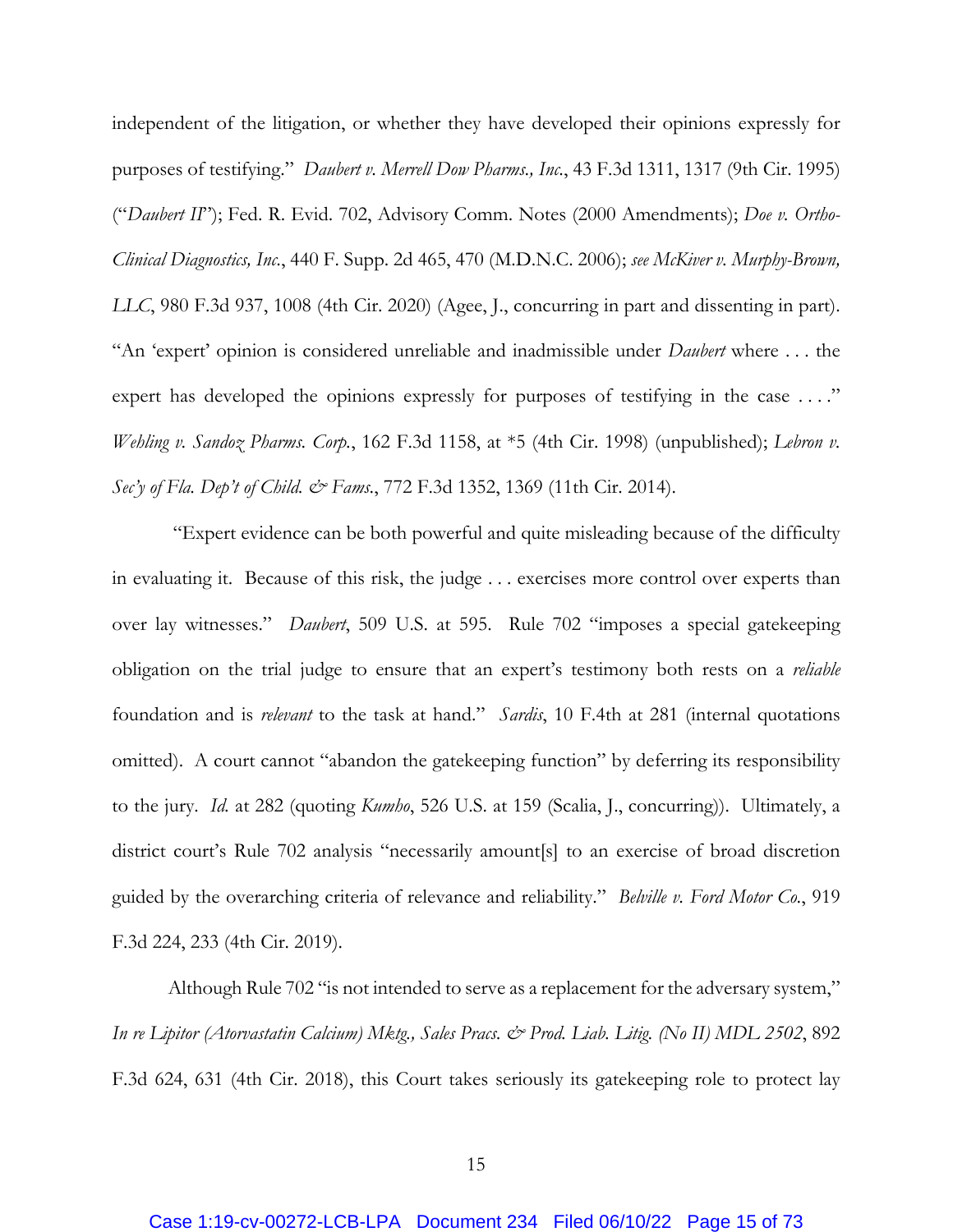independent of the litigation, or whether they have developed their opinions expressly for purposes of testifying." *Daubert v. Merrell Dow Pharms., Inc.*, 43 F.3d 1311, 1317 (9th Cir. 1995) ("*Daubert II*"); Fed. R. Evid. 702, Advisory Comm. Notes (2000 Amendments); *Doe v. Ortho-Clinical Diagnostics, Inc.*, 440 F. Supp. 2d 465, 470 (M.D.N.C. 2006); *see McKiver v. Murphy-Brown, LLC*, 980 F.3d 937, 1008 (4th Cir. 2020) (Agee, J., concurring in part and dissenting in part). "An 'expert' opinion is considered unreliable and inadmissible under *Daubert* where . . . the expert has developed the opinions expressly for purposes of testifying in the case . . . ." *Wehling v. Sandoz Pharms. Corp.*, 162 F.3d 1158, at *5 (4th Cir. 1998) (unpublished); *Lebron v. Sec'y of Fla. Dep't of Child. & Fams.*, 772 F.3d 1352, 1369 (11th Cir. 2014).

"Expert evidence can be both powerful and quite misleading because of the difficulty in evaluating it. Because of this risk, the judge . . . exercises more control over experts than over lay witnesses." *Daubert*, 509 U.S. at 595. Rule 702 "imposes a special gatekeeping obligation on the trial judge to ensure that an expert's testimony both rests on a *reliable* foundation and is *relevant* to the task at hand." *Sardis*, 10 F.4th at 281 (internal quotations omitted). A court cannot "abandon the gatekeeping function" by deferring its responsibility to the jury. *Id.* at 282 (quoting *Kumho*, 526 U.S. at 159 (Scalia, J., concurring)). Ultimately, a district court's Rule 702 analysis "necessarily amount[s] to an exercise of broad discretion guided by the overarching criteria of relevance and reliability." *Belville v. Ford Motor Co.*, 919 F.3d 224, 233 (4th Cir. 2019).

Although Rule 702 "is not intended to serve as a replacement for the adversary system," *In re Lipitor (Atorvastatin Calcium) Mktg., Sales Pracs. & Prod. Liab. Litig. (No II) MDL 2502*, 892 F.3d 624, 631 (4th Cir. 2018), this Court takes seriously its gatekeeping role to protect lay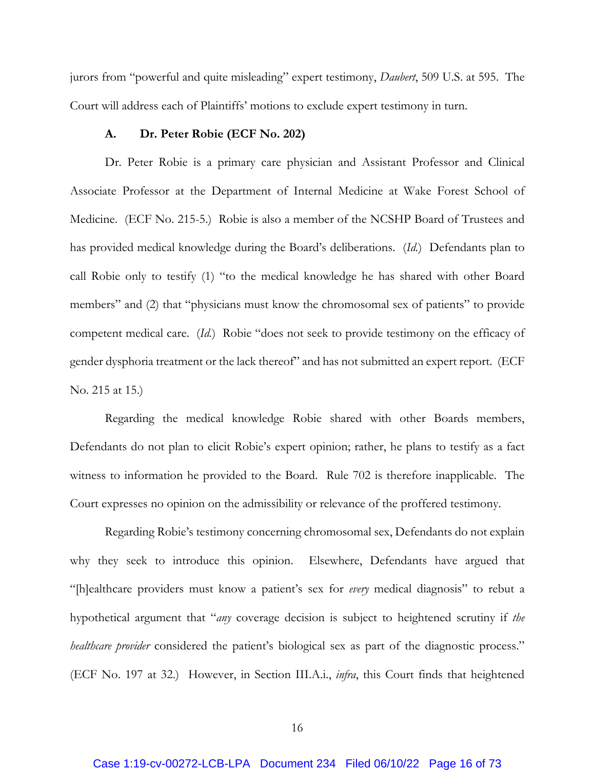jurors from "powerful and quite misleading" expert testimony, *Daubert*, 509 U.S. at 595. The Court will address each of Plaintiffs' motions to exclude expert testimony in turn.

### A. Dr. Peter Robie (ECF No. 202)

Dr. Peter Robie is a primary care physician and Assistant Professor and Clinical Associate Professor at the Department of Internal Medicine at Wake Forest School of Medicine. (ECF No. 215-5.) Robie is also a member of the NCSHP Board of Trustees and has provided medical knowledge during the Board's deliberations. (*Id.*) Defendants plan to call Robie only to testify (1) "to the medical knowledge he has shared with other Board members" and (2) that "physicians must know the chromosomal sex of patients" to provide competent medical care. (*Id.*) Robie "does not seek to provide testimony on the efficacy of gender dysphoria treatment or the lack thereof" and has not submitted an expert report. (ECF No. 215 at 15.)

Regarding the medical knowledge Robie shared with other Boards members, Defendants do not plan to elicit Robie's expert opinion; rather, he plans to testify as a fact witness to information he provided to the Board. Rule 702 is therefore inapplicable. The Court expresses no opinion on the admissibility or relevance of the proffered testimony.

Regarding Robie's testimony concerning chromosomal sex, Defendants do not explain why they seek to introduce this opinion. Elsewhere, Defendants have argued that "[h]ealthcare providers must know a patient's sex for *every* medical diagnosis" to rebut a hypothetical argument that "*any* coverage decision is subject to heightened scrutiny if *the healthcare provider* considered the patient's biological sex as part of the diagnostic process." (ECF No. 197 at 32.) However, in Section III.A.i., *infra*, this Court finds that heightened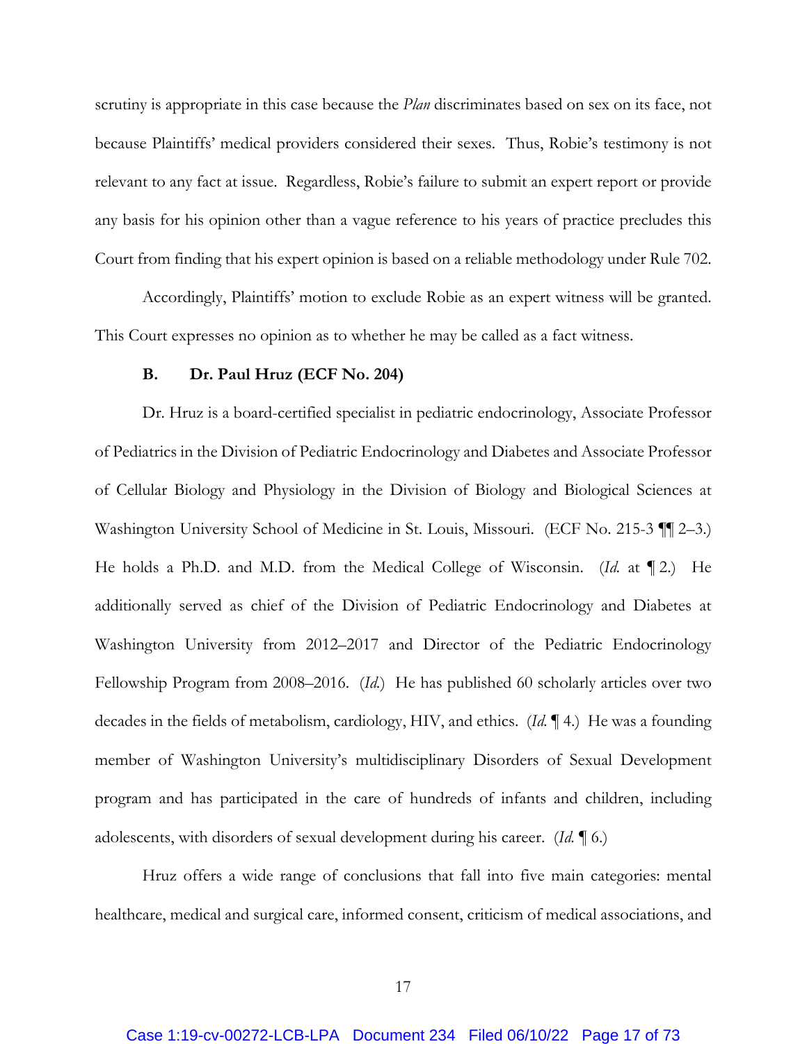scrutiny is appropriate in this case because the *Plan* discriminates based on sex on its face, not because Plaintiffs' medical providers considered their sexes. Thus, Robie's testimony is not relevant to any fact at issue. Regardless, Robie's failure to submit an expert report or provide any basis for his opinion other than a vague reference to his years of practice precludes this Court from finding that his expert opinion is based on a reliable methodology under Rule 702.

Accordingly, Plaintiffs' motion to exclude Robie as an expert witness will be granted. This Court expresses no opinion as to whether he may be called as a fact witness.

### B. Dr. Paul Hruz (ECF No. 204)

Dr. Hruz is a board-certified specialist in pediatric endocrinology, Associate Professor of Pediatrics in the Division of Pediatric Endocrinology and Diabetes and Associate Professor of Cellular Biology and Physiology in the Division of Biology and Biological Sciences at Washington University School of Medicine in St. Louis, Missouri. (ECF No. 215-3 ¶¶ 2–3.) He holds a Ph.D. and M.D. from the Medical College of Wisconsin. (*Id.* at ¶ 2.) He additionally served as chief of the Division of Pediatric Endocrinology and Diabetes at Washington University from 2012–2017 and Director of the Pediatric Endocrinology Fellowship Program from 2008–2016. (*Id.*) He has published 60 scholarly articles over two decades in the fields of metabolism, cardiology, HIV, and ethics. (*Id.* ¶ 4.) He was a founding member of Washington University's multidisciplinary Disorders of Sexual Development program and has participated in the care of hundreds of infants and children, including adolescents, with disorders of sexual development during his career. (*Id.* ¶ 6.)

Hruz offers a wide range of conclusions that fall into five main categories: mental healthcare, medical and surgical care, informed consent, criticism of medical associations, and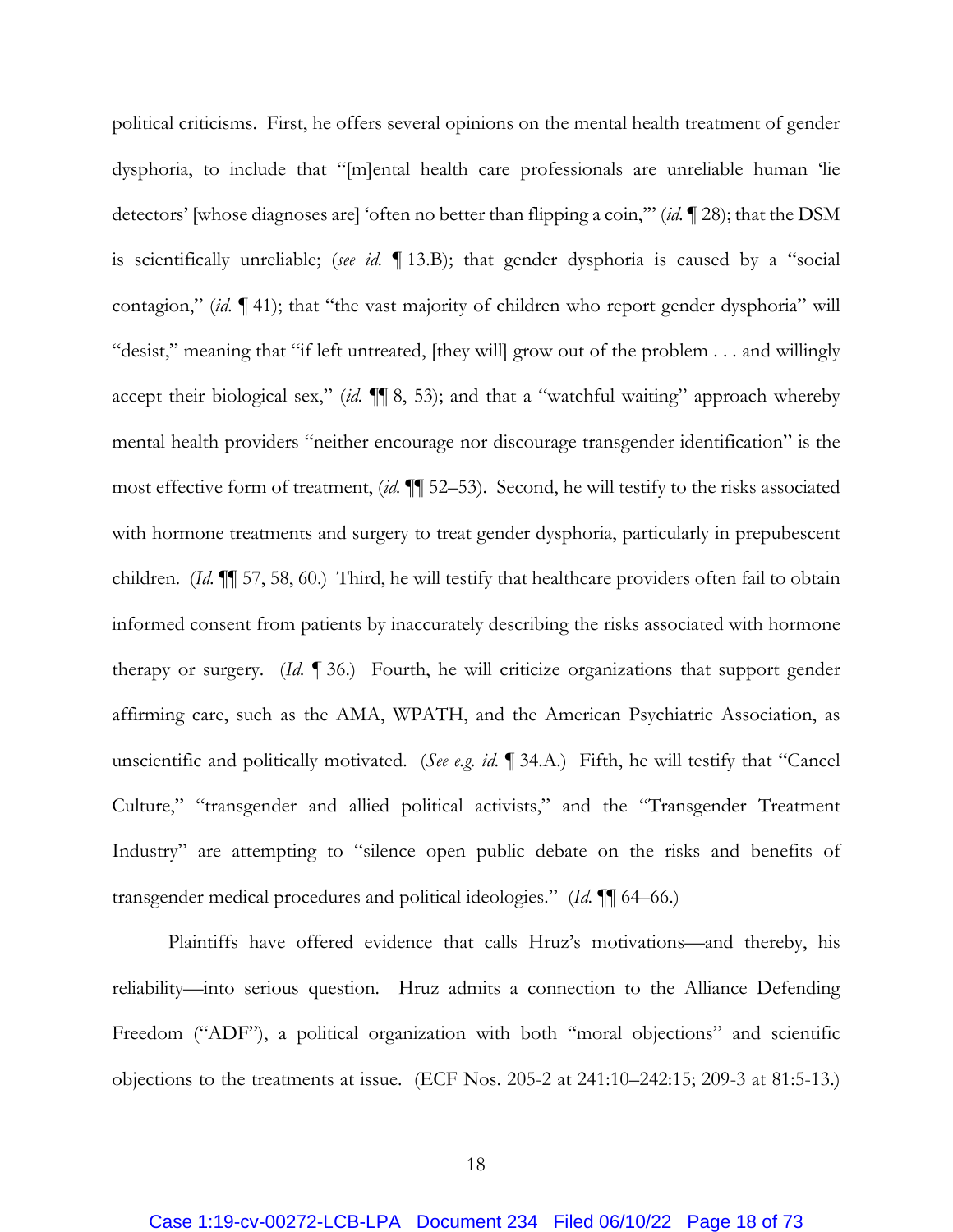political criticisms. First, he offers several opinions on the mental health treatment of gender dysphoria, to include that "[m]ental health care professionals are unreliable human 'lie detectors' [whose diagnoses are] 'often no better than flipping a coin,'" (*id.* ¶ 28); that the DSM is scientifically unreliable; (*see id.* ¶ 13.B); that gender dysphoria is caused by a "social contagion," (*id.* ¶ 41); that "the vast majority of children who report gender dysphoria" will "desist," meaning that "if left untreated, [they will] grow out of the problem . . . and willingly accept their biological sex," (*id.* ¶¶ 8, 53); and that a "watchful waiting" approach whereby mental health providers "neither encourage nor discourage transgender identification" is the most effective form of treatment, (*id.* ¶¶ 52–53). Second, he will testify to the risks associated with hormone treatments and surgery to treat gender dysphoria, particularly in prepubescent children. (*Id.* ¶¶ 57, 58, 60.) Third, he will testify that healthcare providers often fail to obtain informed consent from patients by inaccurately describing the risks associated with hormone therapy or surgery. (*Id.* ¶ 36.) Fourth, he will criticize organizations that support gender affirming care, such as the AMA, WPATH, and the American Psychiatric Association, as unscientific and politically motivated. (*See e.g. id.* ¶ 34.A.) Fifth, he will testify that "Cancel Culture," "transgender and allied political activists," and the "Transgender Treatment Industry" are attempting to "silence open public debate on the risks and benefits of transgender medical procedures and political ideologies." (*Id.* ¶¶ 64–66.)

Plaintiffs have offered evidence that calls Hruz's motivations—and thereby, his reliability—into serious question. Hruz admits a connection to the Alliance Defending Freedom ("ADF"), a political organization with both "moral objections" and scientific objections to the treatments at issue. (ECF Nos. 205-2 at 241:10–242:15; 209-3 at 81:5-13.)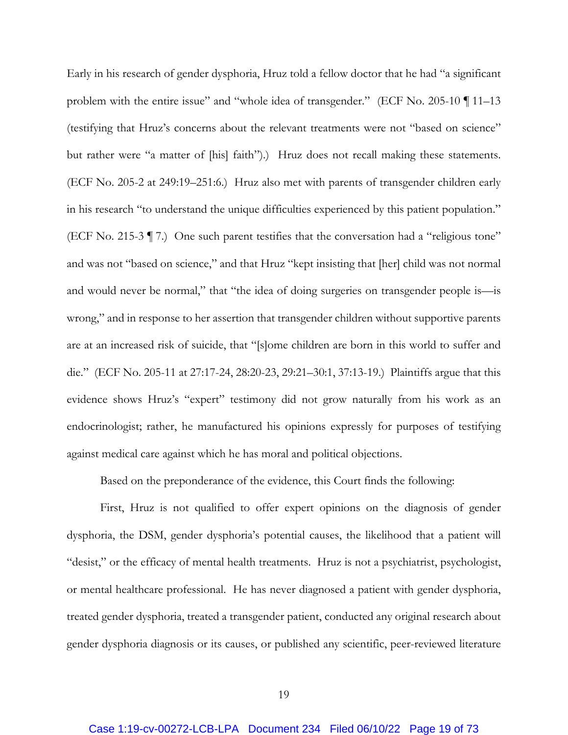Early in his research of gender dysphoria, Hruz told a fellow doctor that he had "a significant problem with the entire issue" and "whole idea of transgender." (ECF No. 205-10 ¶ 11–13 (testifying that Hruz's concerns about the relevant treatments were not "based on science" but rather were "a matter of [his] faith").) Hruz does not recall making these statements. (ECF No. 205-2 at 249:19–251:6.) Hruz also met with parents of transgender children early in his research "to understand the unique difficulties experienced by this patient population." (ECF No. 215-3 ¶ 7.) One such parent testifies that the conversation had a "religious tone" and was not "based on science," and that Hruz "kept insisting that [her] child was not normal and would never be normal," that "the idea of doing surgeries on transgender people is—is wrong," and in response to her assertion that transgender children without supportive parents are at an increased risk of suicide, that "[s]ome children are born in this world to suffer and die." (ECF No. 205-11 at 27:17-24, 28:20-23, 29:21–30:1, 37:13-19.) Plaintiffs argue that this evidence shows Hruz's "expert" testimony did not grow naturally from his work as an endocrinologist; rather, he manufactured his opinions expressly for purposes of testifying against medical care against which he has moral and political objections.

Based on the preponderance of the evidence, this Court finds the following:

First, Hruz is not qualified to offer expert opinions on the diagnosis of gender dysphoria, the DSM, gender dysphoria's potential causes, the likelihood that a patient will "desist," or the efficacy of mental health treatments. Hruz is not a psychiatrist, psychologist, or mental healthcare professional. He has never diagnosed a patient with gender dysphoria, treated gender dysphoria, treated a transgender patient, conducted any original research about gender dysphoria diagnosis or its causes, or published any scientific, peer-reviewed literature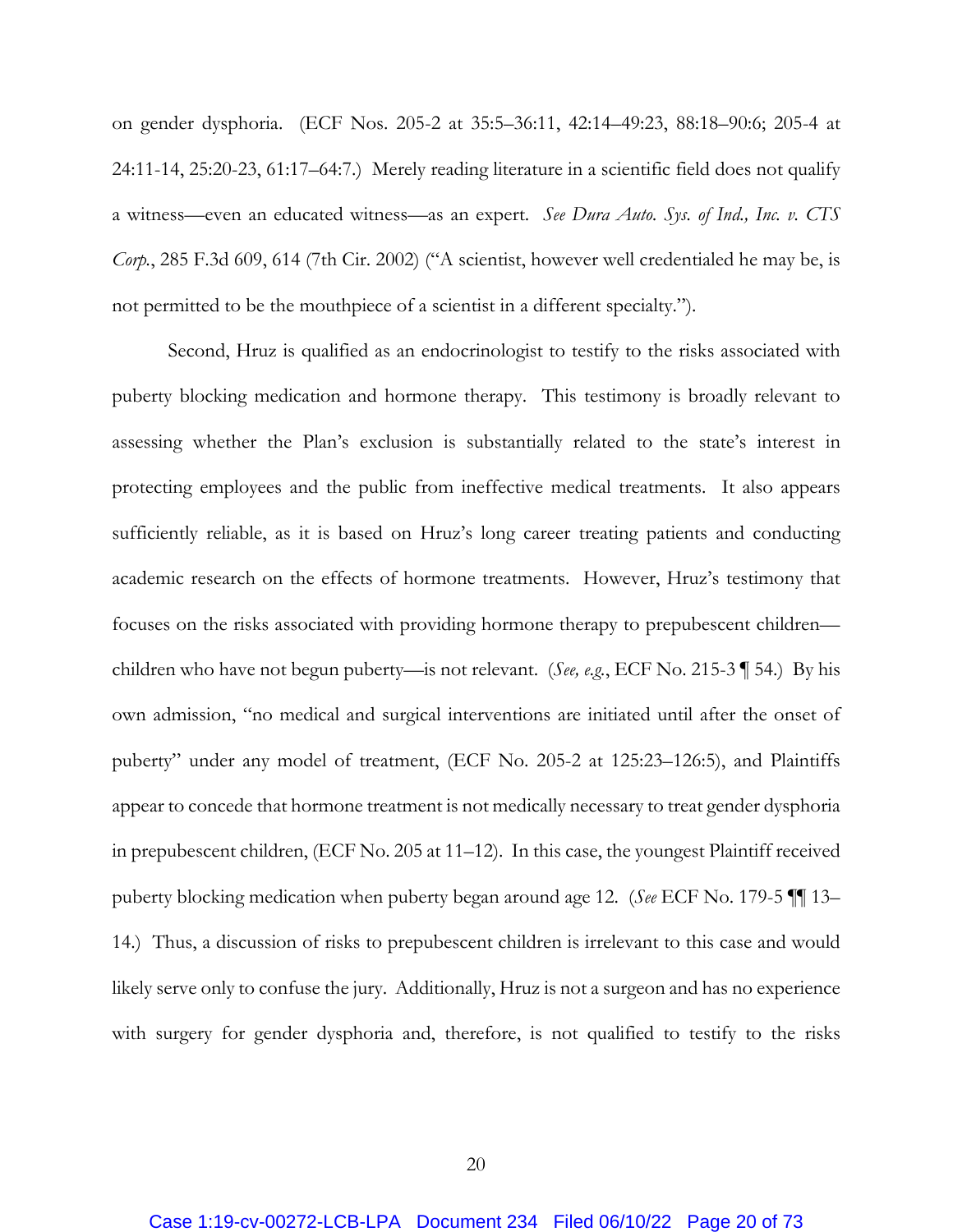on gender dysphoria. (ECF Nos. 205-2 at 35:5–36:11, 42:14–49:23, 88:18–90:6; 205-4 at 24:11-14, 25:20-23, 61:17–64:7.) Merely reading literature in a scientific field does not qualify a witness—even an educated witness—as an expert. *See Dura Auto. Sys. of Ind., Inc. v. CTS Corp.*, 285 F.3d 609, 614 (7th Cir. 2002) ("A scientist, however well credentialed he may be, is not permitted to be the mouthpiece of a scientist in a different specialty.").

Second, Hruz is qualified as an endocrinologist to testify to the risks associated with puberty blocking medication and hormone therapy. This testimony is broadly relevant to assessing whether the Plan's exclusion is substantially related to the state's interest in protecting employees and the public from ineffective medical treatments. It also appears sufficiently reliable, as it is based on Hruz's long career treating patients and conducting academic research on the effects of hormone treatments. However, Hruz's testimony that focuses on the risks associated with providing hormone therapy to prepubescent children—children who have not begun puberty—is not relevant. (*See, e.g.*, ECF No. 215-3 ¶ 54.) By his own admission, "no medical and surgical interventions are initiated until after the onset of puberty" under any model of treatment, (ECF No. 205-2 at 125:23–126:5), and Plaintiffs appear to concede that hormone treatment is not medically necessary to treat gender dysphoria in prepubescent children, (ECF No. 205 at 11–12). In this case, the youngest Plaintiff received puberty blocking medication when puberty began around age 12. (*See* ECF No. 179-5 ¶¶ 13–14.) Thus, a discussion of risks to prepubescent children is irrelevant to this case and would likely serve only to confuse the jury. Additionally, Hruz is not a surgeon and has no experience with surgery for gender dysphoria and, therefore, is not qualified to testify to the risks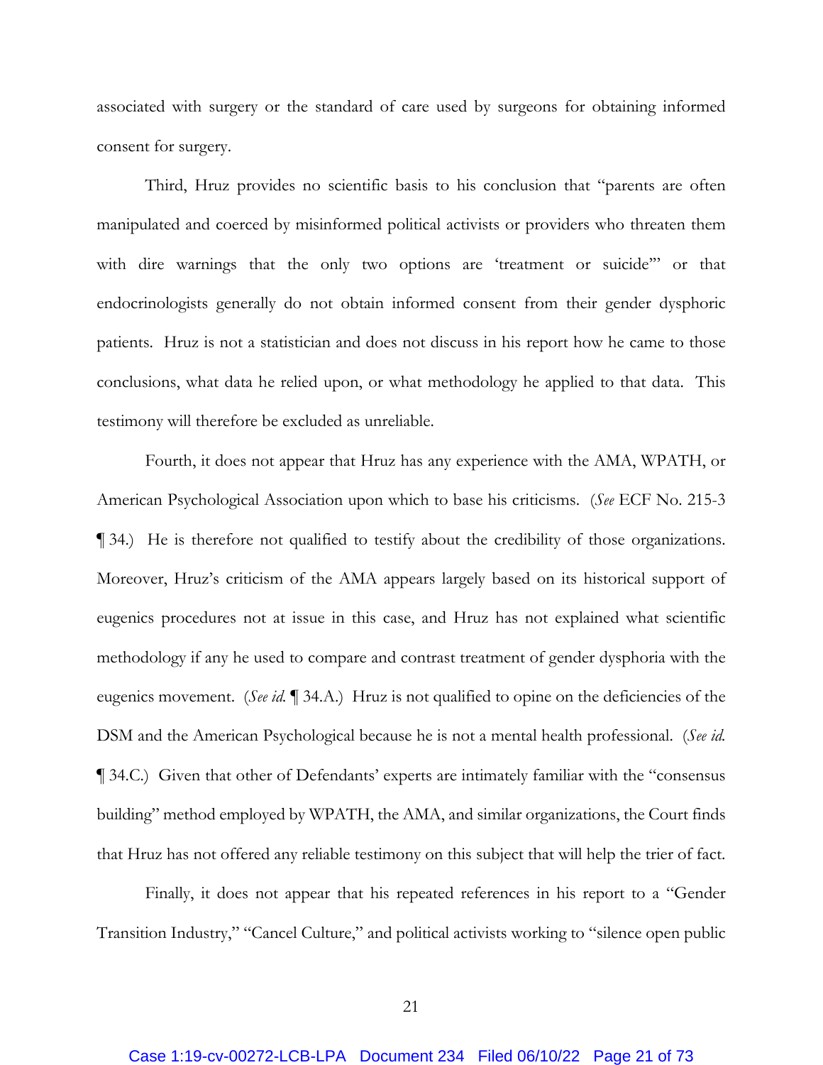associated with surgery or the standard of care used by surgeons for obtaining informed consent for surgery.

Third, Hruz provides no scientific basis to his conclusion that "parents are often manipulated and coerced by misinformed political activists or providers who threaten them with dire warnings that the only two options are 'treatment or suicide'" or that endocrinologists generally do not obtain informed consent from their gender dysphoric patients. Hruz is not a statistician and does not discuss in his report how he came to those conclusions, what data he relied upon, or what methodology he applied to that data. This testimony will therefore be excluded as unreliable.

Fourth, it does not appear that Hruz has any experience with the AMA, WPATH, or American Psychological Association upon which to base his criticisms. (*See* ECF No. 215-3 ¶ 34.) He is therefore not qualified to testify about the credibility of those organizations. Moreover, Hruz's criticism of the AMA appears largely based on its historical support of eugenics procedures not at issue in this case, and Hruz has not explained what scientific methodology if any he used to compare and contrast treatment of gender dysphoria with the eugenics movement. (*See id.* ¶ 34.A.) Hruz is not qualified to opine on the deficiencies of the DSM and the American Psychological because he is not a mental health professional. (*See id.* ¶ 34.C.) Given that other of Defendants' experts are intimately familiar with the "consensus building" method employed by WPATH, the AMA, and similar organizations, the Court finds that Hruz has not offered any reliable testimony on this subject that will help the trier of fact.

Finally, it does not appear that his repeated references in his report to a "Gender Transition Industry," "Cancel Culture," and political activists working to "silence open public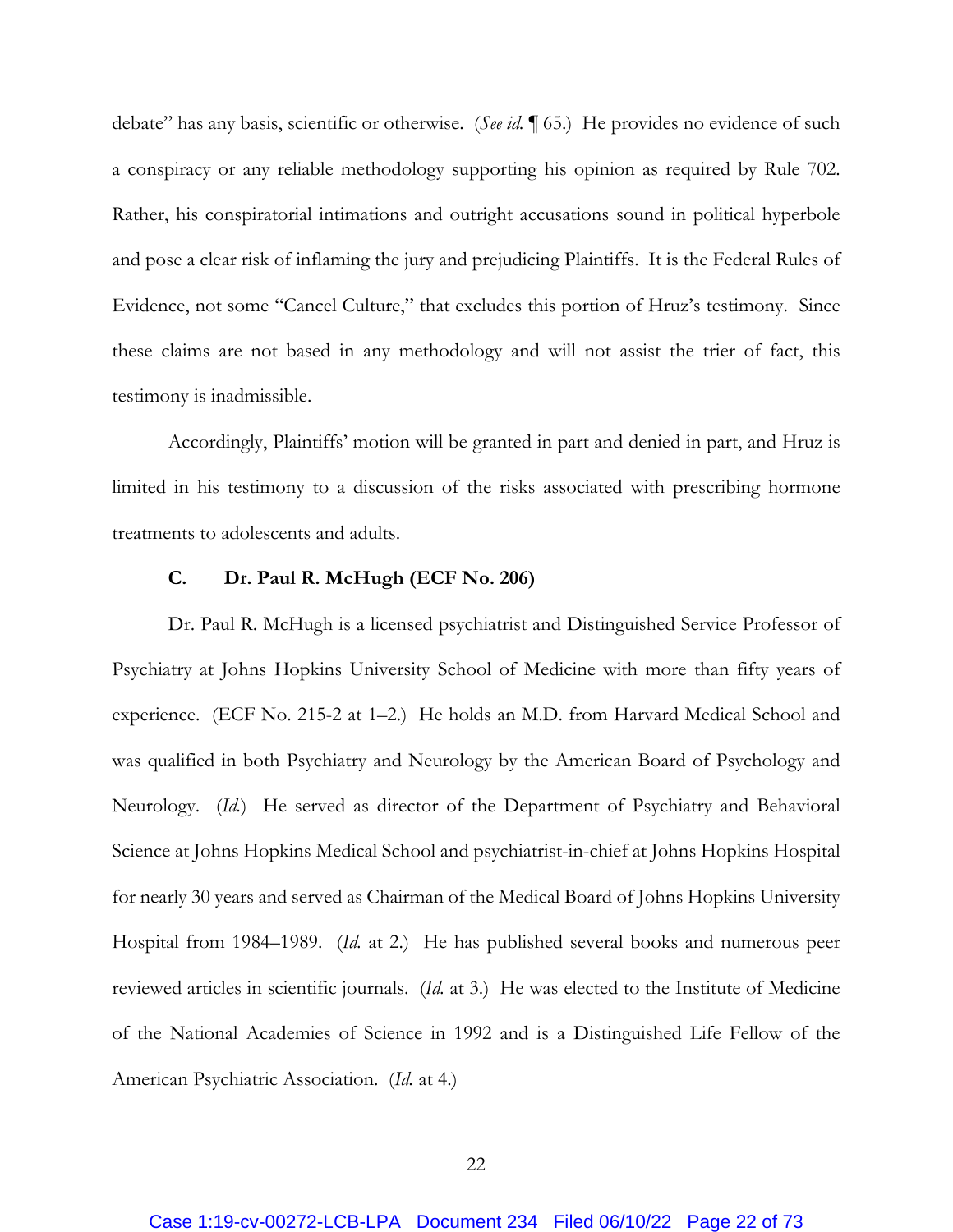debate" has any basis, scientific or otherwise. (*See id.* ¶ 65.) He provides no evidence of such a conspiracy or any reliable methodology supporting his opinion as required by Rule 702. Rather, his conspiratorial intimations and outright accusations sound in political hyperbole and pose a clear risk of inflaming the jury and prejudicing Plaintiffs. It is the Federal Rules of Evidence, not some "Cancel Culture," that excludes this portion of Hruz's testimony. Since these claims are not based in any methodology and will not assist the trier of fact, this testimony is inadmissible.

Accordingly, Plaintiffs' motion will be granted in part and denied in part, and Hruz is limited in his testimony to a discussion of the risks associated with prescribing hormone treatments to adolescents and adults.

### C. Dr. Paul R. McHugh (ECF No. 206)

Dr. Paul R. McHugh is a licensed psychiatrist and Distinguished Service Professor of Psychiatry at Johns Hopkins University School of Medicine with more than fifty years of experience. (ECF No. 215-2 at 1–2.) He holds an M.D. from Harvard Medical School and was qualified in both Psychiatry and Neurology by the American Board of Psychology and Neurology. (*Id.*) He served as director of the Department of Psychiatry and Behavioral Science at Johns Hopkins Medical School and psychiatrist-in-chief at Johns Hopkins Hospital for nearly 30 years and served as Chairman of the Medical Board of Johns Hopkins University Hospital from 1984–1989. (*Id.* at 2.) He has published several books and numerous peer reviewed articles in scientific journals. (*Id.* at 3.) He was elected to the Institute of Medicine of the National Academies of Science in 1992 and is a Distinguished Life Fellow of the American Psychiatric Association. (*Id.* at 4.)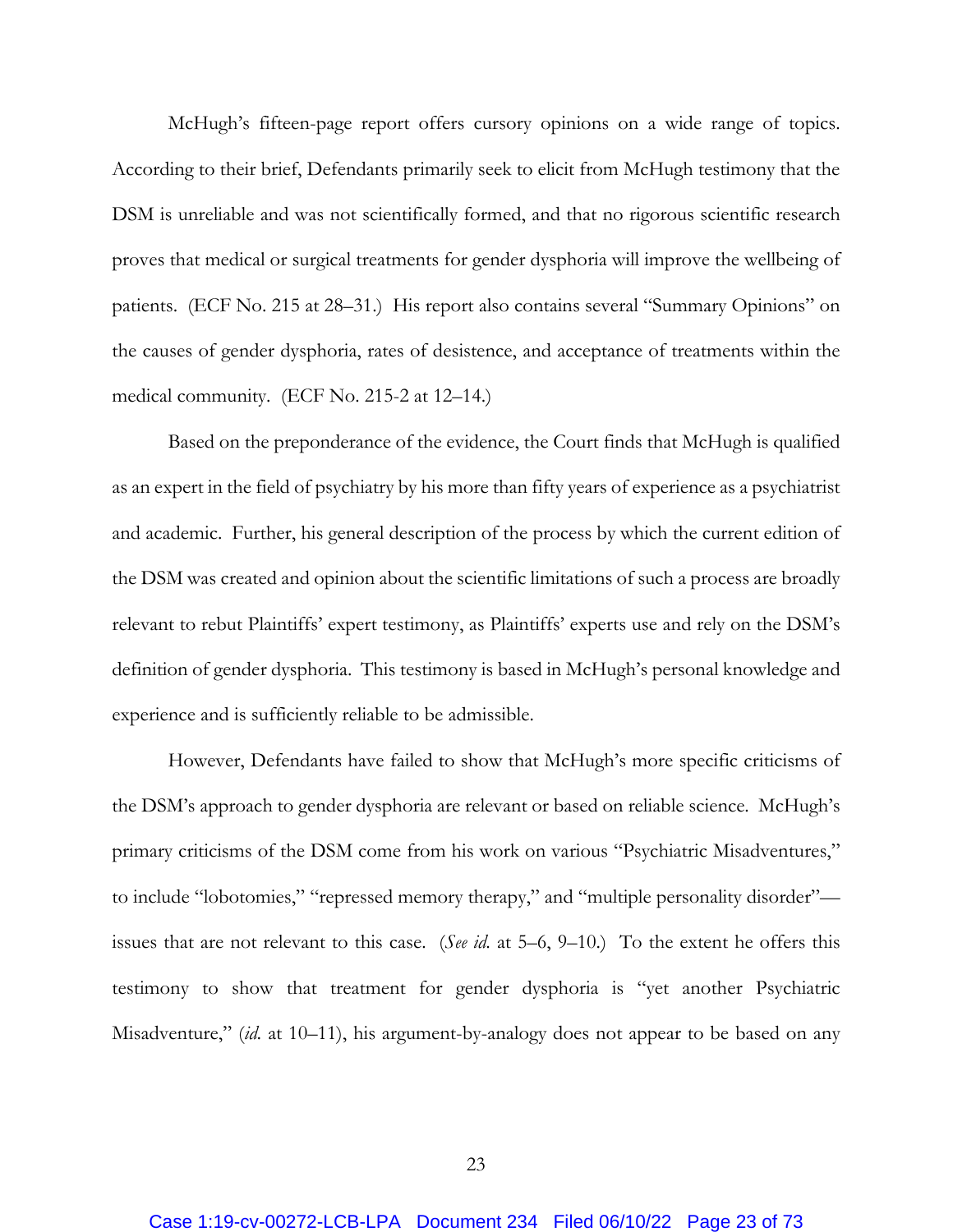McHugh's fifteen-page report offers cursory opinions on a wide range of topics. According to their brief, Defendants primarily seek to elicit from McHugh testimony that the DSM is unreliable and was not scientifically formed, and that no rigorous scientific research proves that medical or surgical treatments for gender dysphoria will improve the wellbeing of patients. (ECF No. 215 at 28–31.) His report also contains several "Summary Opinions" on the causes of gender dysphoria, rates of desistence, and acceptance of treatments within the medical community. (ECF No. 215-2 at 12–14.)

Based on the preponderance of the evidence, the Court finds that McHugh is qualified as an expert in the field of psychiatry by his more than fifty years of experience as a psychiatrist and academic. Further, his general description of the process by which the current edition of the DSM was created and opinion about the scientific limitations of such a process are broadly relevant to rebut Plaintiffs' expert testimony, as Plaintiffs' experts use and rely on the DSM's definition of gender dysphoria. This testimony is based in McHugh's personal knowledge and experience and is sufficiently reliable to be admissible.

However, Defendants have failed to show that McHugh's more specific criticisms of the DSM's approach to gender dysphoria are relevant or based on reliable science. McHugh's primary criticisms of the DSM come from his work on various "Psychiatric Misadventures," to include "lobotomies," "repressed memory therapy," and "multiple personality disorder"—issues that are not relevant to this case. (*See id.* at 5–6, 9–10.) To the extent he offers this testimony to show that treatment for gender dysphoria is "yet another Psychiatric Misadventure," (*id.* at 10–11), his argument-by-analogy does not appear to be based on any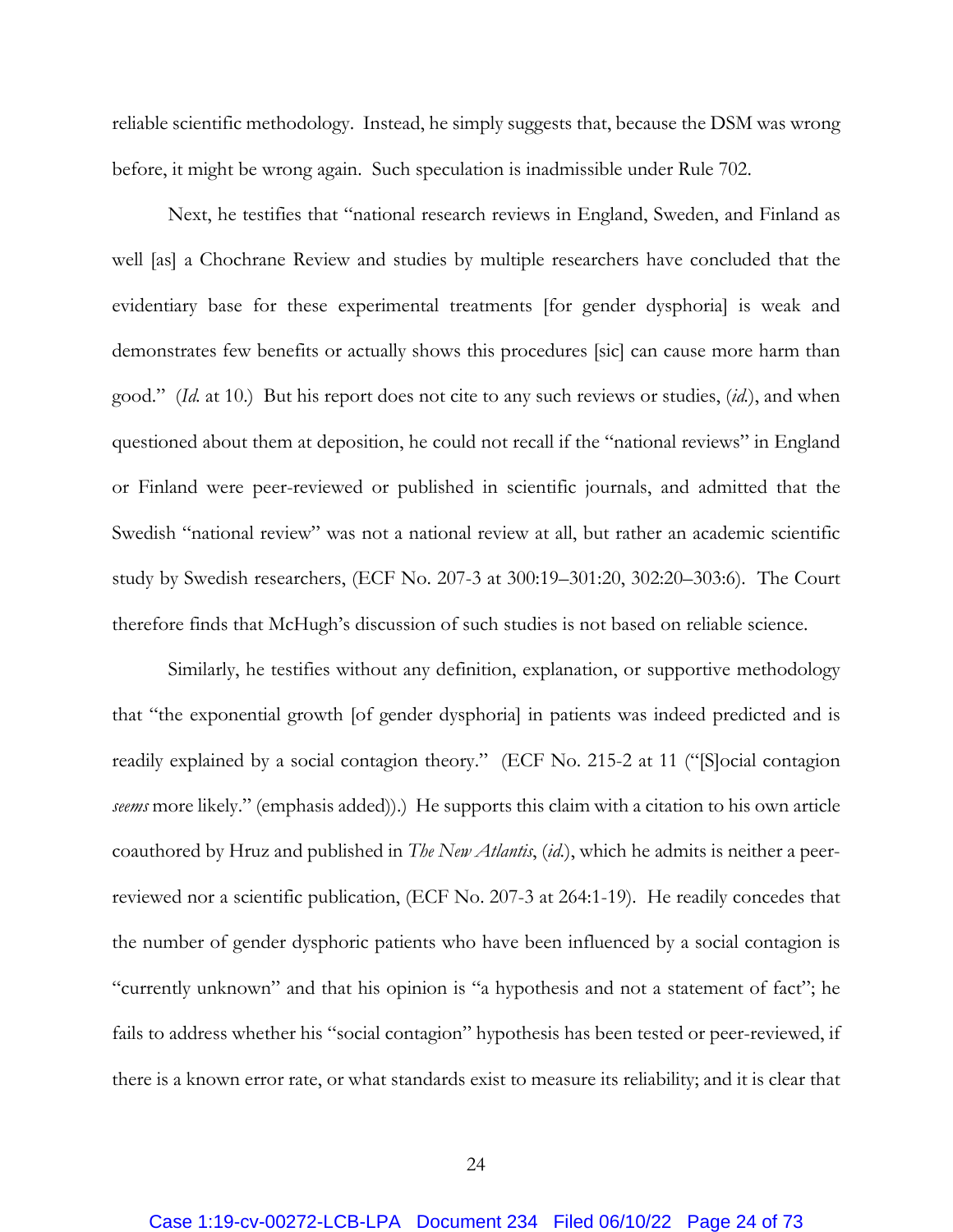reliable scientific methodology. Instead, he simply suggests that, because the DSM was wrong before, it might be wrong again. Such speculation is inadmissible under Rule 702.

Next, he testifies that "national research reviews in England, Sweden, and Finland as well [as] a Chochrane Review and studies by multiple researchers have concluded that the evidentiary base for these experimental treatments [for gender dysphoria] is weak and demonstrates few benefits or actually shows this procedures [sic] can cause more harm than good." (*Id.* at 10.) But his report does not cite to any such reviews or studies, (*id.*), and when questioned about them at deposition, he could not recall if the "national reviews" in England or Finland were peer-reviewed or published in scientific journals, and admitted that the Swedish "national review" was not a national review at all, but rather an academic scientific study by Swedish researchers, (ECF No. 207-3 at 300:19–301:20, 302:20–303:6). The Court therefore finds that McHugh's discussion of such studies is not based on reliable science.

Similarly, he testifies without any definition, explanation, or supportive methodology that "the exponential growth [of gender dysphoria] in patients was indeed predicted and is readily explained by a social contagion theory." (ECF No. 215-2 at 11 ("[S]ocial contagion *seems* more likely." (emphasis added)).) He supports this claim with a citation to his own article coauthored by Hruz and published in *The New Atlantis*, (*id.*), which he admits is neither a peer-reviewed nor a scientific publication, (ECF No. 207-3 at 264:1-19). He readily concedes that the number of gender dysphoric patients who have been influenced by a social contagion is "currently unknown" and that his opinion is "a hypothesis and not a statement of fact"; he fails to address whether his "social contagion" hypothesis has been tested or peer-reviewed, if there is a known error rate, or what standards exist to measure its reliability; and it is clear that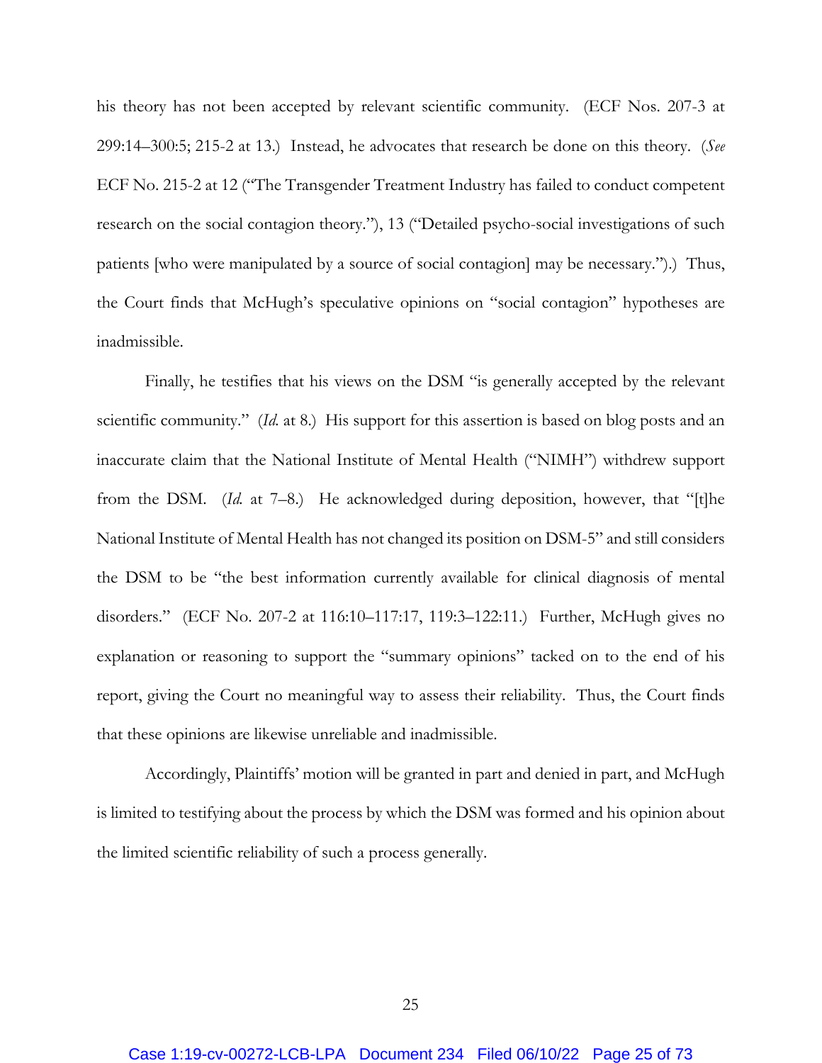his theory has not been accepted by relevant scientific community. (ECF Nos. 207-3 at 299:14–300:5; 215-2 at 13.) Instead, he advocates that research be done on this theory. (*See* ECF No. 215-2 at 12 ("The Transgender Treatment Industry has failed to conduct competent research on the social contagion theory."), 13 ("Detailed psycho-social investigations of such patients [who were manipulated by a source of social contagion] may be necessary.").) Thus, the Court finds that McHugh's speculative opinions on "social contagion" hypotheses are inadmissible.

Finally, he testifies that his views on the DSM "is generally accepted by the relevant scientific community." (*Id.* at 8.) His support for this assertion is based on blog posts and an inaccurate claim that the National Institute of Mental Health ("NIMH") withdrew support from the DSM. (*Id.* at 7–8.) He acknowledged during deposition, however, that "[t]he National Institute of Mental Health has not changed its position on DSM-5" and still considers the DSM to be "the best information currently available for clinical diagnosis of mental disorders." (ECF No. 207-2 at 116:10–117:17, 119:3–122:11.) Further, McHugh gives no explanation or reasoning to support the "summary opinions" tacked on to the end of his report, giving the Court no meaningful way to assess their reliability. Thus, the Court finds that these opinions are likewise unreliable and inadmissible.

Accordingly, Plaintiffs' motion will be granted in part and denied in part, and McHugh is limited to testifying about the process by which the DSM was formed and his opinion about the limited scientific reliability of such a process generally.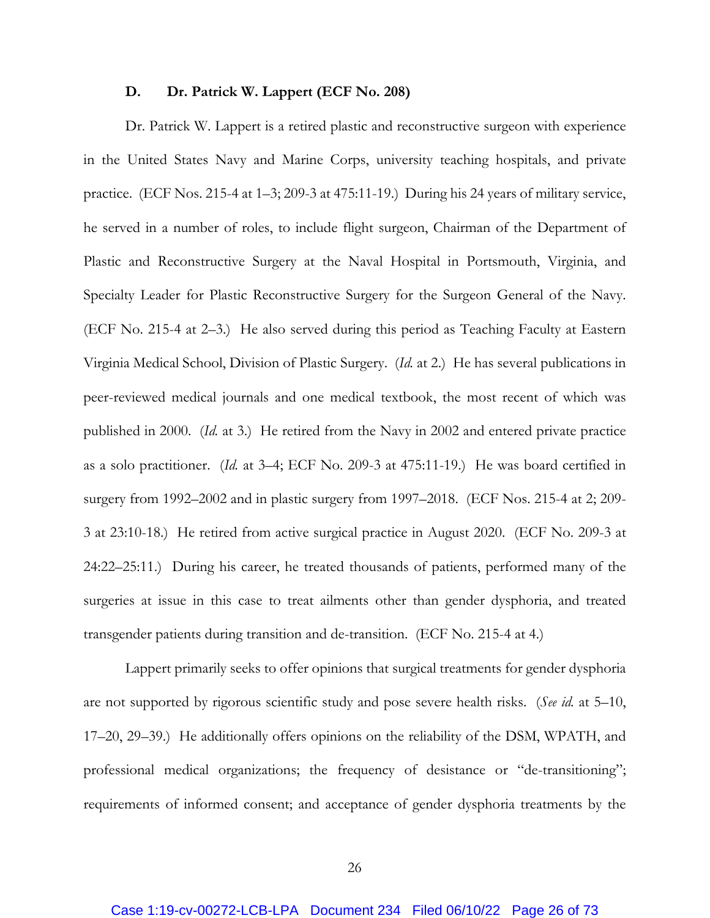### D. Dr. Patrick W. Lappert (ECF No. 208)

Dr. Patrick W. Lappert is a retired plastic and reconstructive surgeon with experience in the United States Navy and Marine Corps, university teaching hospitals, and private practice. (ECF Nos. 215-4 at 1–3; 209-3 at 475:11-19.) During his 24 years of military service, he served in a number of roles, to include flight surgeon, Chairman of the Department of Plastic and Reconstructive Surgery at the Naval Hospital in Portsmouth, Virginia, and Specialty Leader for Plastic Reconstructive Surgery for the Surgeon General of the Navy. (ECF No. 215-4 at 2–3.) He also served during this period as Teaching Faculty at Eastern Virginia Medical School, Division of Plastic Surgery. (*Id.* at 2.) He has several publications in peer-reviewed medical journals and one medical textbook, the most recent of which was published in 2000. (*Id.* at 3.) He retired from the Navy in 2002 and entered private practice as a solo practitioner. (*Id.* at 3–4; ECF No. 209-3 at 475:11-19.) He was board certified in surgery from 1992–2002 and in plastic surgery from 1997–2018. (ECF Nos. 215-4 at 2; 209-3 at 23:10-18.) He retired from active surgical practice in August 2020. (ECF No. 209-3 at 24:22–25:11.) During his career, he treated thousands of patients, performed many of the surgeries at issue in this case to treat ailments other than gender dysphoria, and treated transgender patients during transition and de-transition. (ECF No. 215-4 at 4.)

Lappert primarily seeks to offer opinions that surgical treatments for gender dysphoria are not supported by rigorous scientific study and pose severe health risks. (*See id.* at 5–10, 17–20, 29–39.) He additionally offers opinions on the reliability of the DSM, WPATH, and professional medical organizations; the frequency of desistance or "de-transitioning"; requirements of informed consent; and acceptance of gender dysphoria treatments by the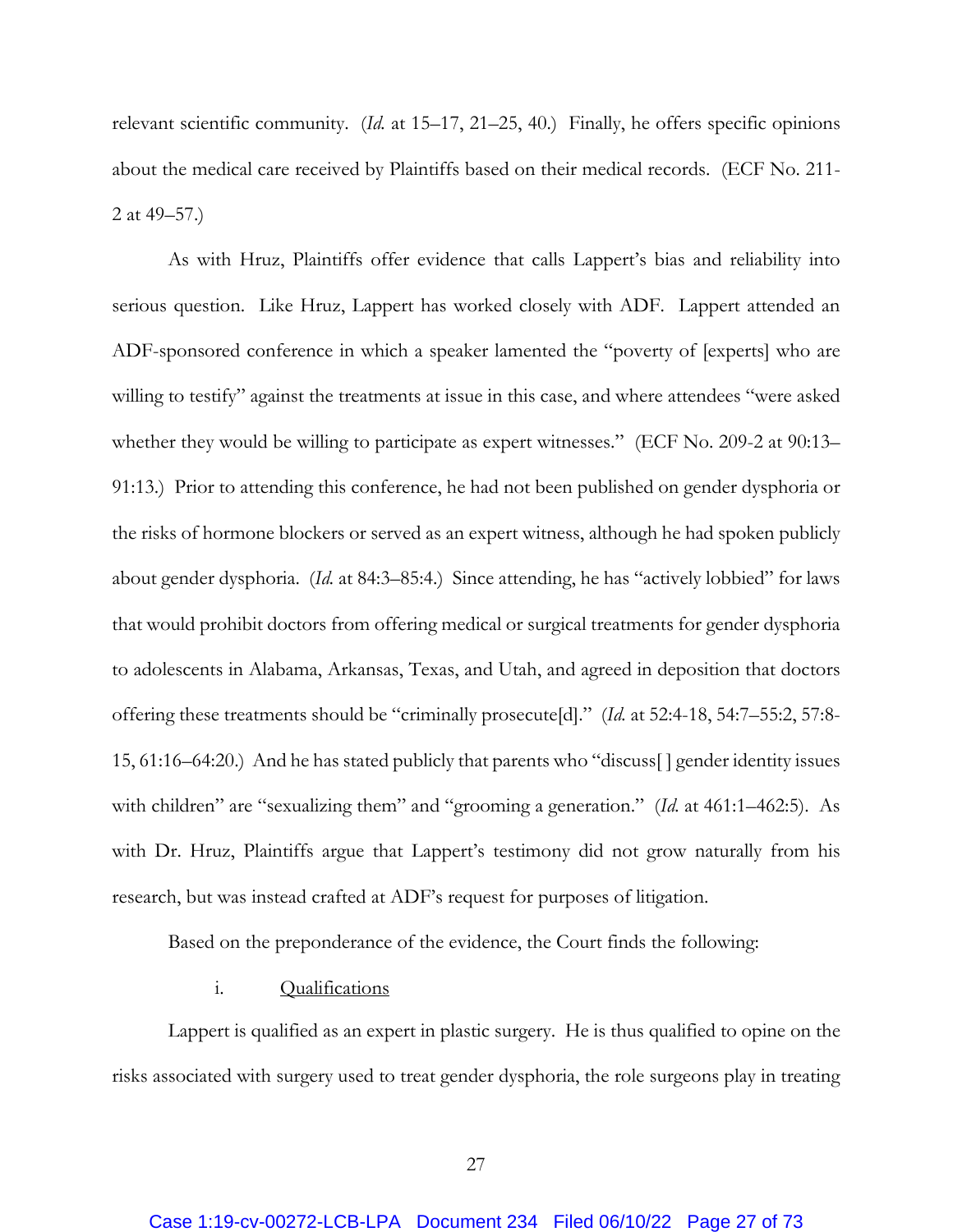relevant scientific community. (*Id.* at 15–17, 21–25, 40.) Finally, he offers specific opinions about the medical care received by Plaintiffs based on their medical records. (ECF No. 211-2 at 49–57.)

As with Hruz, Plaintiffs offer evidence that calls Lappert's bias and reliability into serious question. Like Hruz, Lappert has worked closely with ADF. Lappert attended an ADF-sponsored conference in which a speaker lamented the "poverty of [experts] who are willing to testify" against the treatments at issue in this case, and where attendees "were asked whether they would be willing to participate as expert witnesses." (ECF No. 209-2 at 90:13–91:13.) Prior to attending this conference, he had not been published on gender dysphoria or the risks of hormone blockers or served as an expert witness, although he had spoken publicly about gender dysphoria. (*Id.* at 84:3–85:4.) Since attending, he has "actively lobbied" for laws that would prohibit doctors from offering medical or surgical treatments for gender dysphoria to adolescents in Alabama, Arkansas, Texas, and Utah, and agreed in deposition that doctors offering these treatments should be "criminally prosecute[d]." (*Id.* at 52:4-18, 54:7–55:2, 57:8-15, 61:16–64:20.) And he has stated publicly that parents who "discuss[ ] gender identity issues with children" are "sexualizing them" and "grooming a generation." (*Id.* at 461:1–462:5). As with Dr. Hruz, Plaintiffs argue that Lappert's testimony did not grow naturally from his research, but was instead crafted at ADF's request for purposes of litigation.

Based on the preponderance of the evidence, the Court finds the following:

i. <u>Qualifications</u>

Lappert is qualified as an expert in plastic surgery. He is thus qualified to opine on the risks associated with surgery used to treat gender dysphoria, the role surgeons play in treating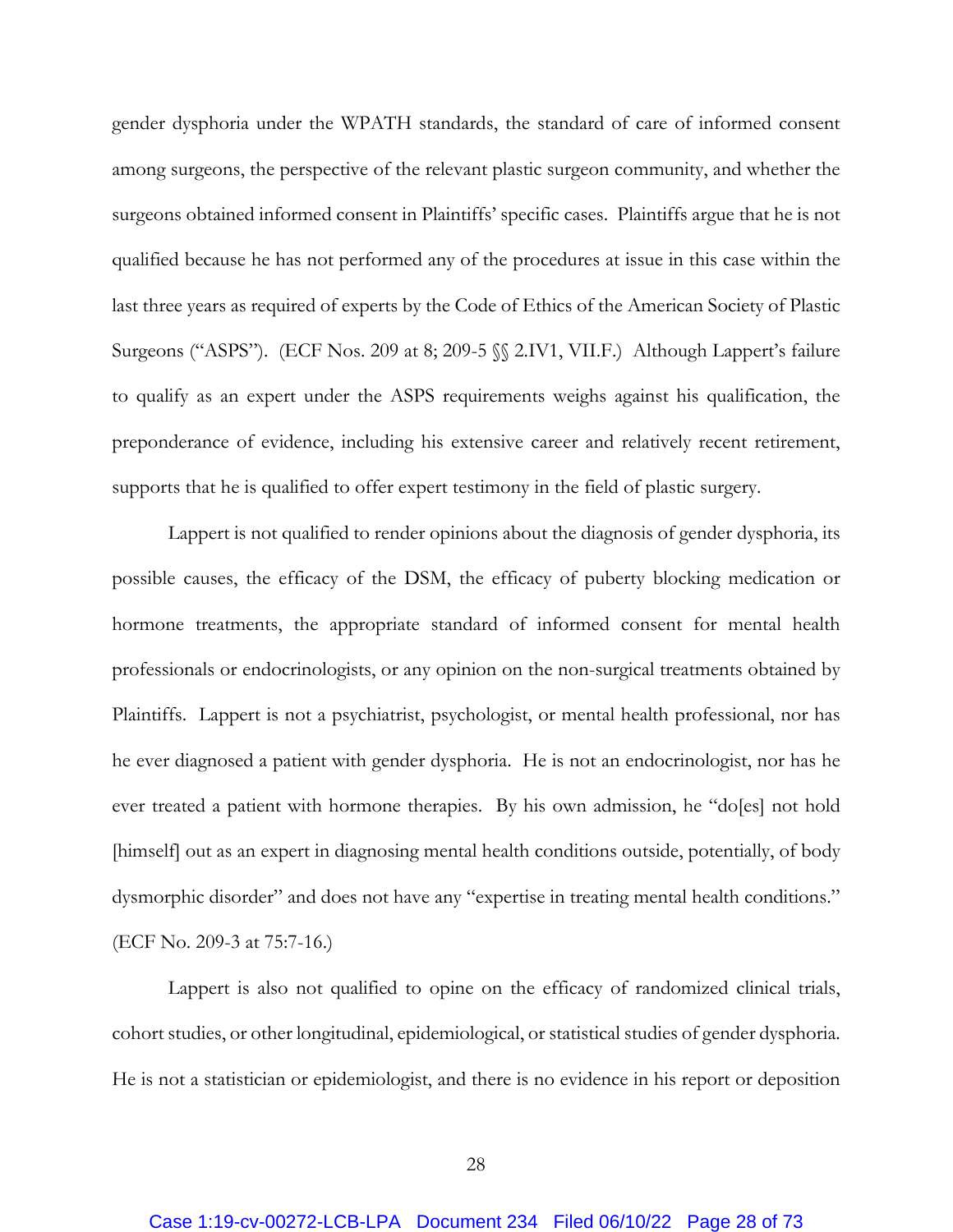gender dysphoria under the WPATH standards, the standard of care of informed consent among surgeons, the perspective of the relevant plastic surgeon community, and whether the surgeons obtained informed consent in Plaintiffs' specific cases. Plaintiffs argue that he is not qualified because he has not performed any of the procedures at issue in this case within the last three years as required of experts by the Code of Ethics of the American Society of Plastic Surgeons ("ASPS"). (ECF Nos. 209 at 8; 209-5 §§ 2.IV1, VII.F.) Although Lappert's failure to qualify as an expert under the ASPS requirements weighs against his qualification, the preponderance of evidence, including his extensive career and relatively recent retirement, supports that he is qualified to offer expert testimony in the field of plastic surgery.

Lappert is not qualified to render opinions about the diagnosis of gender dysphoria, its possible causes, the efficacy of the DSM, the efficacy of puberty blocking medication or hormone treatments, the appropriate standard of informed consent for mental health professionals or endocrinologists, or any opinion on the non-surgical treatments obtained by Plaintiffs. Lappert is not a psychiatrist, psychologist, or mental health professional, nor has he ever diagnosed a patient with gender dysphoria. He is not an endocrinologist, nor has he ever treated a patient with hormone therapies. By his own admission, he "do[es] not hold [himself] out as an expert in diagnosing mental health conditions outside, potentially, of body dysmorphic disorder" and does not have any "expertise in treating mental health conditions." (ECF No. 209-3 at 75:7-16.)

Lappert is also not qualified to opine on the efficacy of randomized clinical trials, cohort studies, or other longitudinal, epidemiological, or statistical studies of gender dysphoria. He is not a statistician or epidemiologist, and there is no evidence in his report or deposition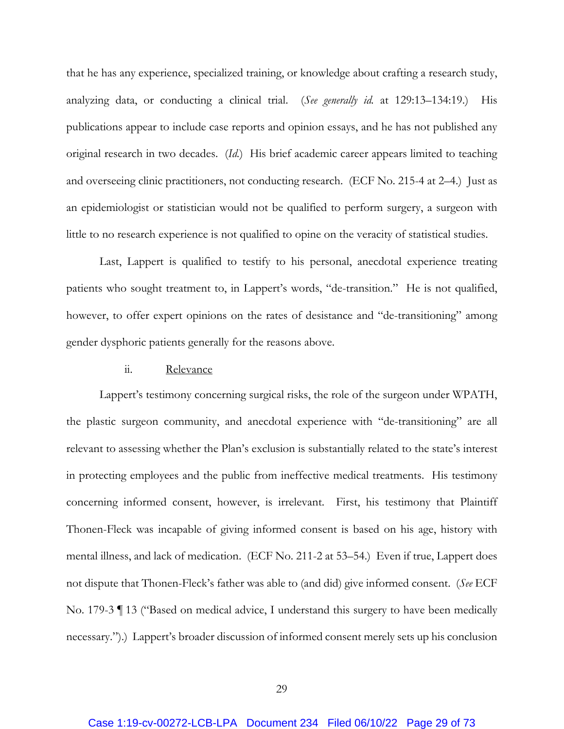that he has any experience, specialized training, or knowledge about crafting a research study, analyzing data, or conducting a clinical trial. (*See generally id.* at 129:13–134:19.) His publications appear to include case reports and opinion essays, and he has not published any original research in two decades. (*Id.*) His brief academic career appears limited to teaching and overseeing clinic practitioners, not conducting research. (ECF No. 215-4 at 2–4.) Just as an epidemiologist or statistician would not be qualified to perform surgery, a surgeon with little to no research experience is not qualified to opine on the veracity of statistical studies.

Last, Lappert is qualified to testify to his personal, anecdotal experience treating patients who sought treatment to, in Lappert's words, "de-transition." He is not qualified, however, to offer expert opinions on the rates of desistance and "de-transitioning" among gender dysphoric patients generally for the reasons above.

ii. Relevance

Lappert's testimony concerning surgical risks, the role of the surgeon under WPATH, the plastic surgeon community, and anecdotal experience with "de-transitioning" are all relevant to assessing whether the Plan's exclusion is substantially related to the state's interest in protecting employees and the public from ineffective medical treatments. His testimony concerning informed consent, however, is irrelevant. First, his testimony that Plaintiff Thonen-Fleck was incapable of giving informed consent is based on his age, history with mental illness, and lack of medication. (ECF No. 211-2 at 53–54.) Even if true, Lappert does not dispute that Thonen-Fleck's father was able to (and did) give informed consent. (*See* ECF No. 179-3 ¶ 13 ("Based on medical advice, I understand this surgery to have been medically necessary.").) Lappert's broader discussion of informed consent merely sets up his conclusion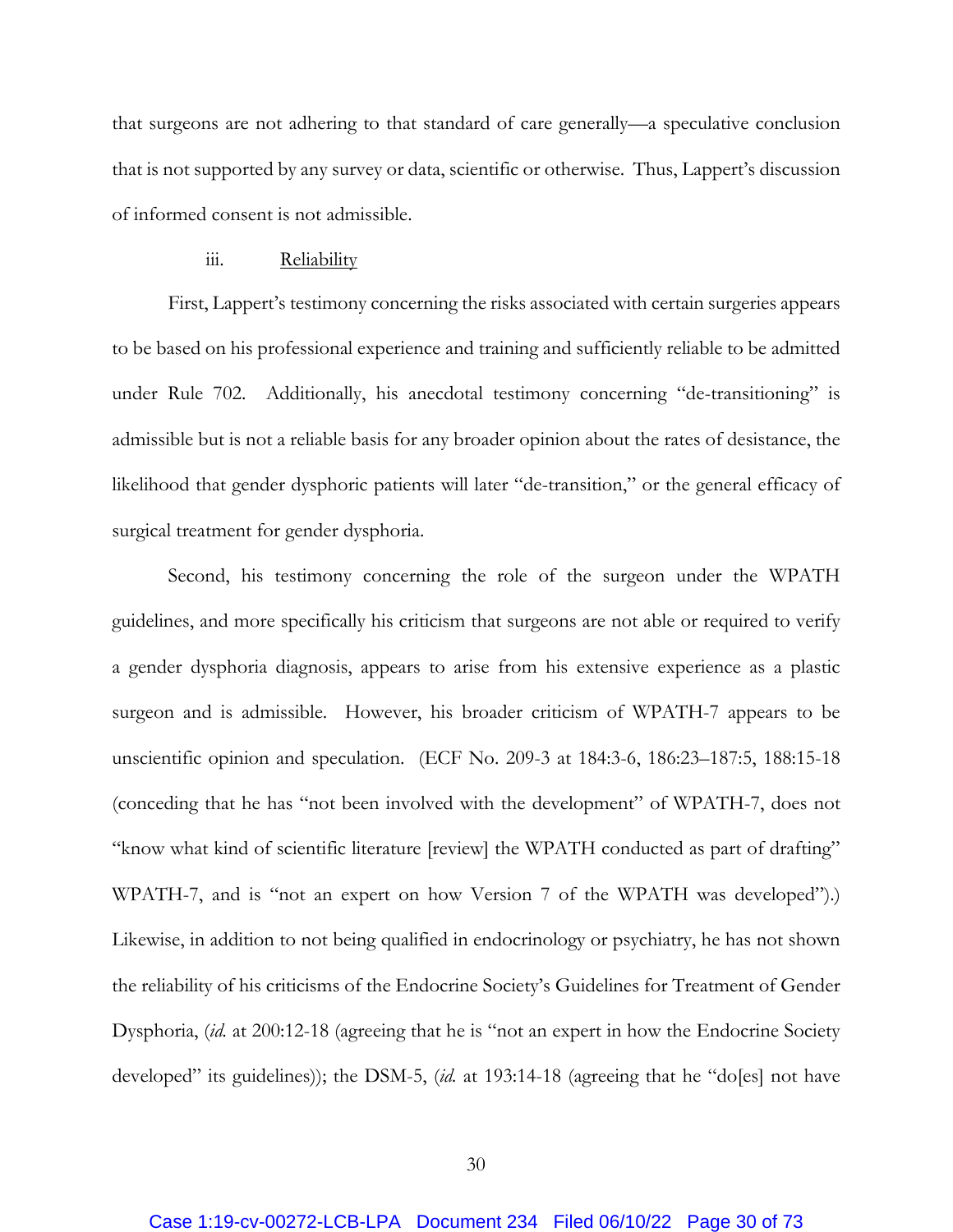that surgeons are not adhering to that standard of care generally—a speculative conclusion that is not supported by any survey or data, scientific or otherwise. Thus, Lappert's discussion of informed consent is not admissible.

iii. Reliability

First, Lappert's testimony concerning the risks associated with certain surgeries appears to be based on his professional experience and training and sufficiently reliable to be admitted under Rule 702. Additionally, his anecdotal testimony concerning "de-transitioning" is admissible but is not a reliable basis for any broader opinion about the rates of desistance, the likelihood that gender dysphoric patients will later "de-transition," or the general efficacy of surgical treatment for gender dysphoria.

Second, his testimony concerning the role of the surgeon under the WPATH guidelines, and more specifically his criticism that surgeons are not able or required to verify a gender dysphoria diagnosis, appears to arise from his extensive experience as a plastic surgeon and is admissible. However, his broader criticism of WPATH-7 appears to be unscientific opinion and speculation. (ECF No. 209-3 at 184:3-6, 186:23–187:5, 188:15-18 (conceding that he has "not been involved with the development" of WPATH-7, does not "know what kind of scientific literature [review] the WPATH conducted as part of drafting" WPATH-7, and is "not an expert on how Version 7 of the WPATH was developed").) Likewise, in addition to not being qualified in endocrinology or psychiatry, he has not shown the reliability of his criticisms of the Endocrine Society's Guidelines for Treatment of Gender Dysphoria, (*id.* at 200:12-18 (agreeing that he is "not an expert in how the Endocrine Society developed" its guidelines)); the DSM-5, (*id.* at 193:14-18 (agreeing that he "do[es] not have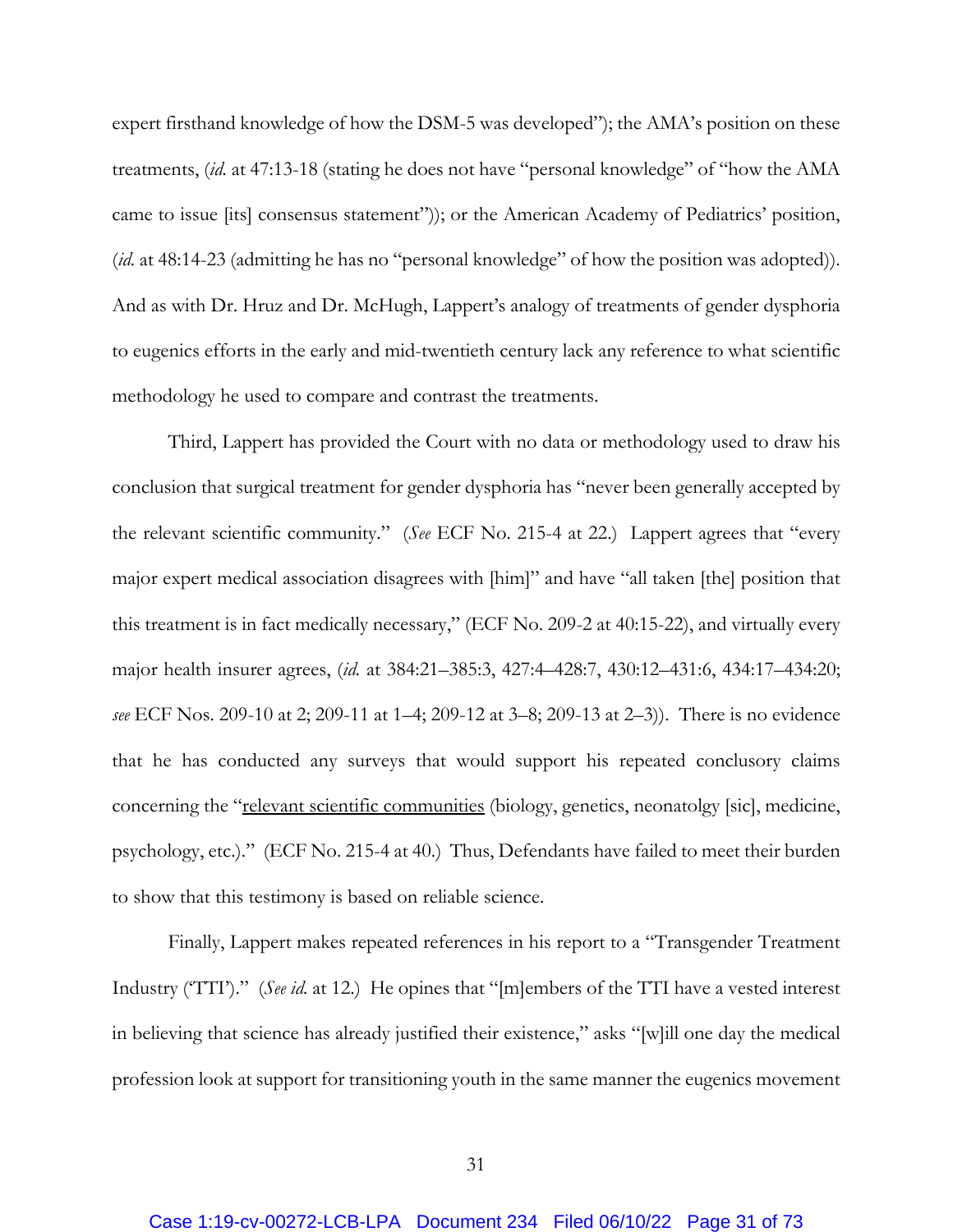expert firsthand knowledge of how the DSM-5 was developed"); the AMA's position on these treatments, (*id.* at 47:13-18 (stating he does not have "personal knowledge" of "how the AMA came to issue [its] consensus statement")); or the American Academy of Pediatrics' position, (*id.* at 48:14-23 (admitting he has no "personal knowledge" of how the position was adopted)). And as with Dr. Hruz and Dr. McHugh, Lappert's analogy of treatments of gender dysphoria to eugenics efforts in the early and mid-twentieth century lack any reference to what scientific methodology he used to compare and contrast the treatments.

Third, Lappert has provided the Court with no data or methodology used to draw his conclusion that surgical treatment for gender dysphoria has "never been generally accepted by the relevant scientific community." (*See* ECF No. 215-4 at 22.) Lappert agrees that "every major expert medical association disagrees with [him]" and have "all taken [the] position that this treatment is in fact medically necessary," (ECF No. 209-2 at 40:15-22), and virtually every major health insurer agrees, (*id.* at 384:21–385:3, 427:4–428:7, 430:12–431:6, 434:17–434:20; *see* ECF Nos. 209-10 at 2; 209-11 at 1–4; 209-12 at 3–8; 209-13 at 2–3)). There is no evidence that he has conducted any surveys that would support his repeated conclusory claims concerning the "<u>relevant scientific communities</u> (biology, genetics, neonatolgy [sic], medicine, psychology, etc.)." (ECF No. 215-4 at 40.) Thus, Defendants have failed to meet their burden to show that this testimony is based on reliable science.

Finally, Lappert makes repeated references in his report to a "Transgender Treatment Industry ('TTI')." (*See id.* at 12.) He opines that "[m]embers of the TTI have a vested interest in believing that science has already justified their existence," asks "[w]ill one day the medical profession look at support for transitioning youth in the same manner the eugenics movement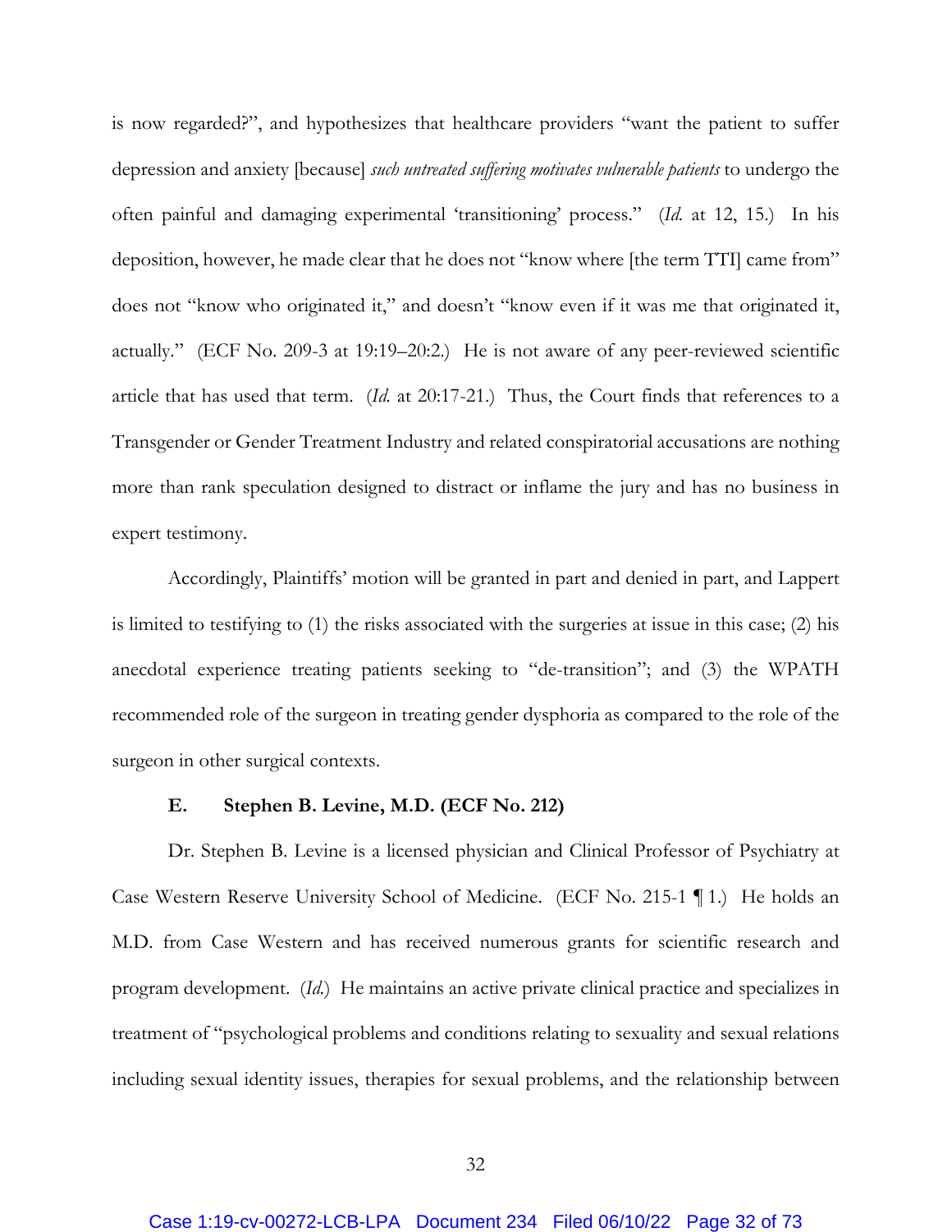is now regarded?", and hypothesizes that healthcare providers "want the patient to suffer depression and anxiety [because] *such untreated suffering motivates vulnerable patients* to undergo the often painful and damaging experimental 'transitioning' process." (*Id.* at 12, 15.) In his deposition, however, he made clear that he does not "know where [the term TTI] came from" does not "know who originated it," and doesn't "know even if it was me that originated it, actually." (ECF No. 209-3 at 19:19–20:2.) He is not aware of any peer-reviewed scientific article that has used that term. (*Id.* at 20:17-21.) Thus, the Court finds that references to a Transgender or Gender Treatment Industry and related conspiratorial accusations are nothing more than rank speculation designed to distract or inflame the jury and has no business in expert testimony.

Accordingly, Plaintiffs' motion will be granted in part and denied in part, and Lappert is limited to testifying to (1) the risks associated with the surgeries at issue in this case; (2) his anecdotal experience treating patients seeking to "de-transition"; and (3) the WPATH recommended role of the surgeon in treating gender dysphoria as compared to the role of the surgeon in other surgical contexts.

**E. Stephen B. Levine, M.D. (ECF No. 212)**

Dr. Stephen B. Levine is a licensed physician and Clinical Professor of Psychiatry at Case Western Reserve University School of Medicine. (ECF No. 215-1 ¶ 1.) He holds an M.D. from Case Western and has received numerous grants for scientific research and program development. (*Id.*) He maintains an active private clinical practice and specializes in treatment of "psychological problems and conditions relating to sexuality and sexual relations including sexual identity issues, therapies for sexual problems, and the relationship between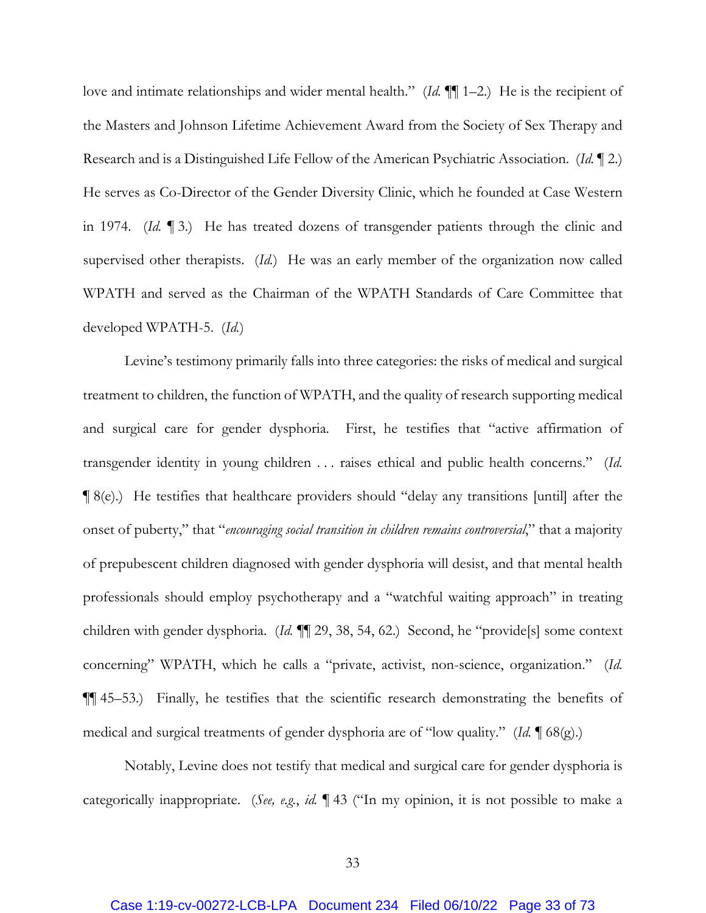love and intimate relationships and wider mental health." (*Id.* ¶¶ 1–2.) He is the recipient of the Masters and Johnson Lifetime Achievement Award from the Society of Sex Therapy and Research and is a Distinguished Life Fellow of the American Psychiatric Association. (*Id.* ¶ 2.) He serves as Co-Director of the Gender Diversity Clinic, which he founded at Case Western in 1974. (*Id.* ¶ 3.) He has treated dozens of transgender patients through the clinic and supervised other therapists. (*Id.*) He was an early member of the organization now called WPATH and served as the Chairman of the WPATH Standards of Care Committee that developed WPATH-5. (*Id.*)

Levine's testimony primarily falls into three categories: the risks of medical and surgical treatment to children, the function of WPATH, and the quality of research supporting medical and surgical care for gender dysphoria. First, he testifies that "active affirmation of transgender identity in young children . . . raises ethical and public health concerns." (*Id.* ¶ 8(e).) He testifies that healthcare providers should "delay any transitions [until] after the onset of puberty," that "*encouraging social transition in children remains controversial*," that a majority of prepubescent children diagnosed with gender dysphoria will desist, and that mental health professionals should employ psychotherapy and a "watchful waiting approach" in treating children with gender dysphoria. (*Id.* ¶¶ 29, 38, 54, 62.) Second, he "provide[s] some context concerning" WPATH, which he calls a "private, activist, non-science, organization." (*Id.* ¶¶ 45–53.) Finally, he testifies that the scientific research demonstrating the benefits of medical and surgical treatments of gender dysphoria are of "low quality." (*Id.* ¶ 68(g).)

Notably, Levine does not testify that medical and surgical care for gender dysphoria is categorically inappropriate. (*See, e.g.*, *id.* ¶ 43 ("In my opinion, it is not possible to make a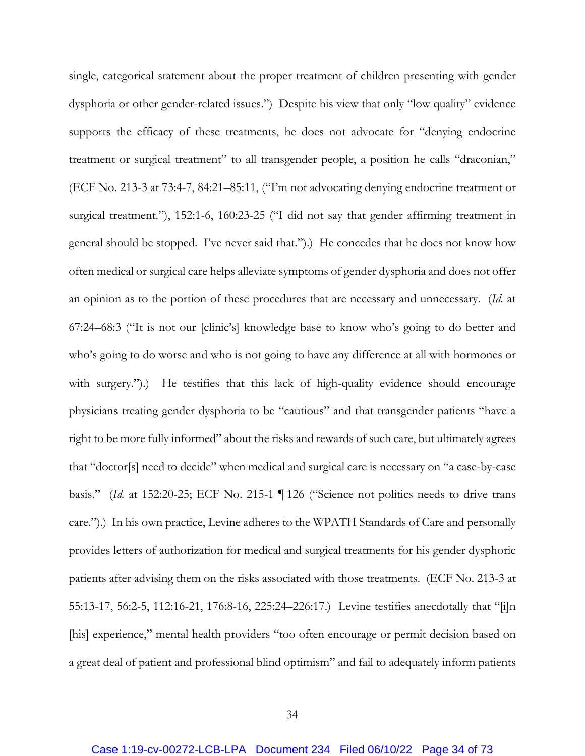single, categorical statement about the proper treatment of children presenting with gender dysphoria or other gender-related issues.") Despite his view that only "low quality" evidence supports the efficacy of these treatments, he does not advocate for "denying endocrine treatment or surgical treatment" to all transgender people, a position he calls "draconian," (ECF No. 213-3 at 73:4-7, 84:21–85:11, ("I'm not advocating denying endocrine treatment or surgical treatment."), 152:1-6, 160:23-25 ("I did not say that gender affirming treatment in general should be stopped. I've never said that.").) He concedes that he does not know how often medical or surgical care helps alleviate symptoms of gender dysphoria and does not offer an opinion as to the portion of these procedures that are necessary and unnecessary. (*Id.* at 67:24–68:3 ("It is not our [clinic's] knowledge base to know who's going to do better and who's going to do worse and who is not going to have any difference at all with hormones or with surgery.").) He testifies that this lack of high-quality evidence should encourage physicians treating gender dysphoria to be "cautious" and that transgender patients "have a right to be more fully informed" about the risks and rewards of such care, but ultimately agrees that "doctor[s] need to decide" when medical and surgical care is necessary on "a case-by-case basis." (*Id.* at 152:20-25; ECF No. 215-1 ¶ 126 ("Science not politics needs to drive trans care.").) In his own practice, Levine adheres to the WPATH Standards of Care and personally provides letters of authorization for medical and surgical treatments for his gender dysphoric patients after advising them on the risks associated with those treatments. (ECF No. 213-3 at 55:13-17, 56:2-5, 112:16-21, 176:8-16, 225:24–226:17.) Levine testifies anecdotally that "[i]n [his] experience," mental health providers "too often encourage or permit decision based on a great deal of patient and professional blind optimism" and fail to adequately inform patients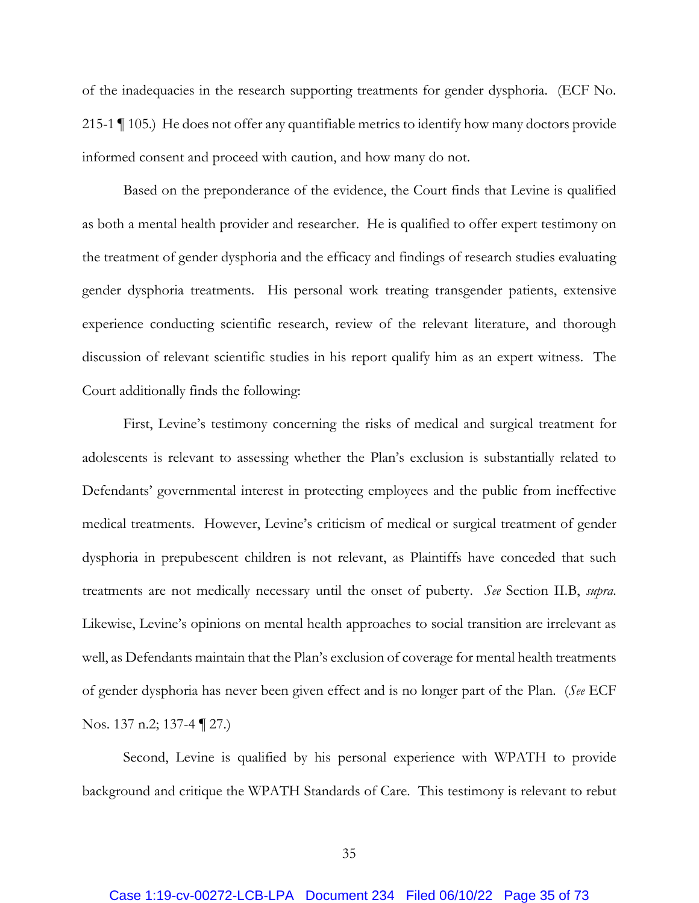of the inadequacies in the research supporting treatments for gender dysphoria. (ECF No. 215-1 ¶ 105.) He does not offer any quantifiable metrics to identify how many doctors provide informed consent and proceed with caution, and how many do not.

Based on the preponderance of the evidence, the Court finds that Levine is qualified as both a mental health provider and researcher. He is qualified to offer expert testimony on the treatment of gender dysphoria and the efficacy and findings of research studies evaluating gender dysphoria treatments. His personal work treating transgender patients, extensive experience conducting scientific research, review of the relevant literature, and thorough discussion of relevant scientific studies in his report qualify him as an expert witness. The Court additionally finds the following:

First, Levine's testimony concerning the risks of medical and surgical treatment for adolescents is relevant to assessing whether the Plan's exclusion is substantially related to Defendants' governmental interest in protecting employees and the public from ineffective medical treatments. However, Levine's criticism of medical or surgical treatment of gender dysphoria in prepubescent children is not relevant, as Plaintiffs have conceded that such treatments are not medically necessary until the onset of puberty. *See* Section II.B, *supra*. Likewise, Levine's opinions on mental health approaches to social transition are irrelevant as well, as Defendants maintain that the Plan's exclusion of coverage for mental health treatments of gender dysphoria has never been given effect and is no longer part of the Plan. (*See* ECF Nos. 137 n.2; 137-4 ¶ 27.)

Second, Levine is qualified by his personal experience with WPATH to provide background and critique the WPATH Standards of Care. This testimony is relevant to rebut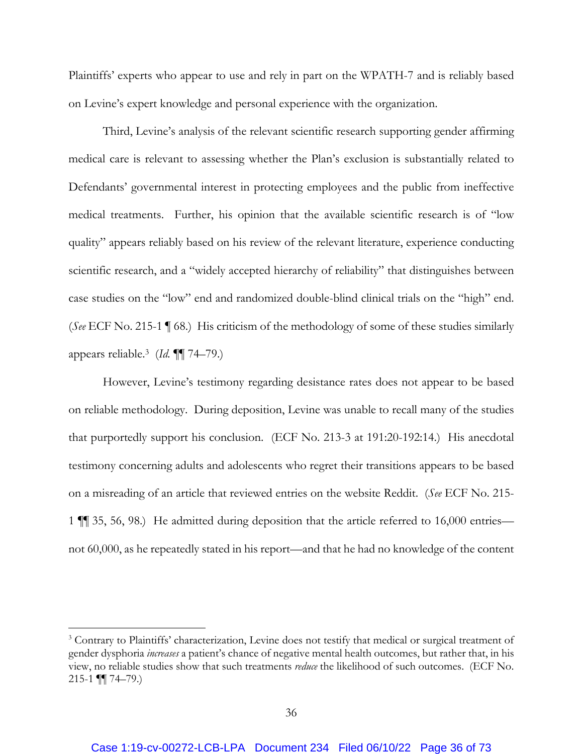Plaintiffs' experts who appear to use and rely in part on the WPATH-7 and is reliably based on Levine's expert knowledge and personal experience with the organization.

Third, Levine's analysis of the relevant scientific research supporting gender affirming medical care is relevant to assessing whether the Plan's exclusion is substantially related to Defendants' governmental interest in protecting employees and the public from ineffective medical treatments. Further, his opinion that the available scientific research is of "low quality" appears reliably based on his review of the relevant literature, experience conducting scientific research, and a "widely accepted hierarchy of reliability" that distinguishes between case studies on the "low" end and randomized double-blind clinical trials on the "high" end. (*See* ECF No. 215-1 ¶ 68.) His criticism of the methodology of some of these studies similarly appears reliable.[3] (*Id.* ¶¶ 74–79.)

However, Levine's testimony regarding desistance rates does not appear to be based on reliable methodology. During deposition, Levine was unable to recall many of the studies that purportedly support his conclusion. (ECF No. 213-3 at 191:20-192:14.) His anecdotal testimony concerning adults and adolescents who regret their transitions appears to be based on a misreading of an article that reviewed entries on the website Reddit. (*See* ECF No. 215-1 ¶¶ 35, 56, 98.) He admitted during deposition that the article referred to 16,000 entries—not 60,000, as he repeatedly stated in his report—and that he had no knowledge of the content

---

[3] Contrary to Plaintiffs' characterization, Levine does not testify that medical or surgical treatment of gender dysphoria *increases* a patient's chance of negative mental health outcomes, but rather that, in his view, no reliable studies show that such treatments *reduce* the likelihood of such outcomes. (ECF No. 215-1 ¶¶ 74–79.)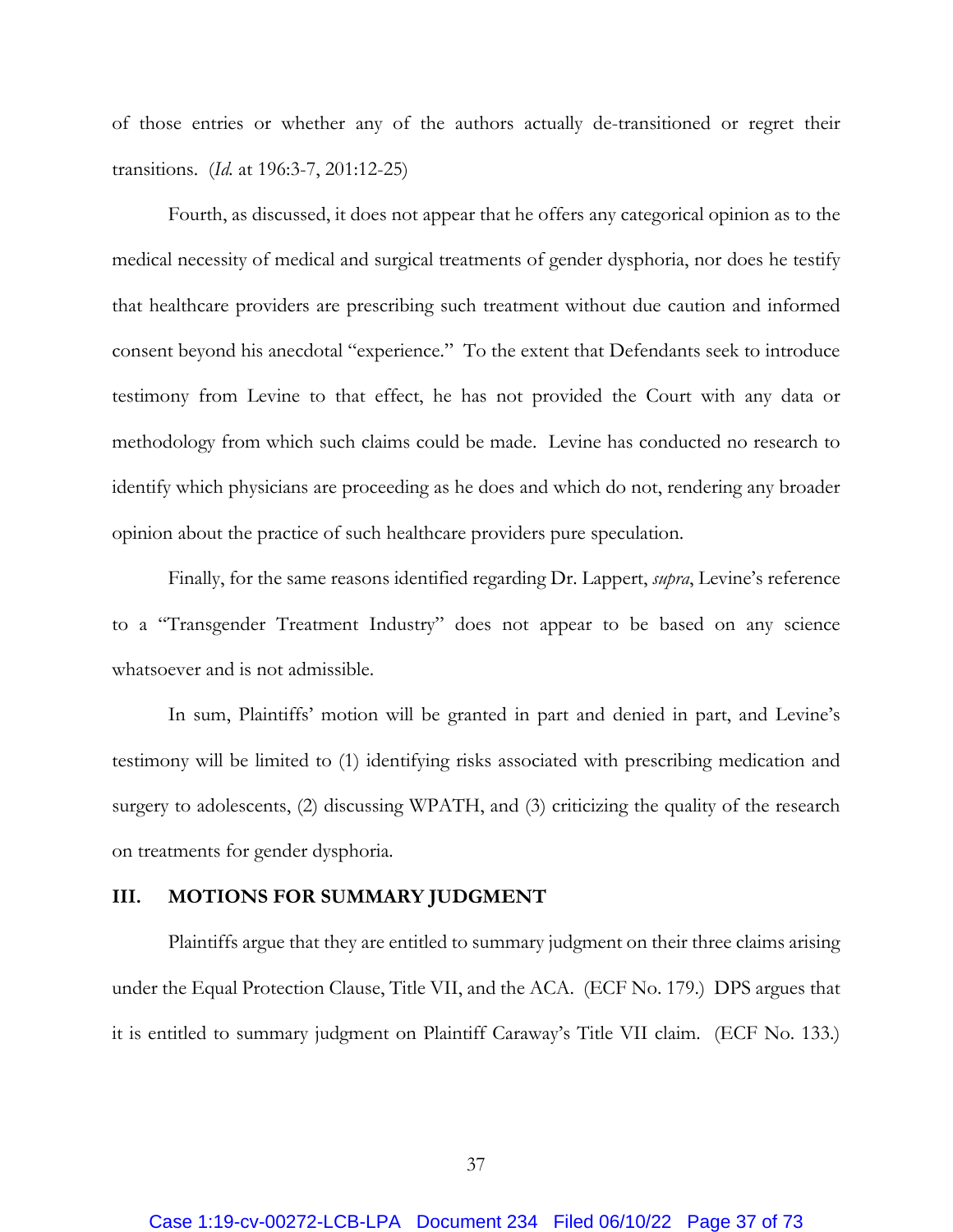of those entries or whether any of the authors actually de-transitioned or regret their transitions. (*Id.* at 196:3-7, 201:12-25)

Fourth, as discussed, it does not appear that he offers any categorical opinion as to the medical necessity of medical and surgical treatments of gender dysphoria, nor does he testify that healthcare providers are prescribing such treatment without due caution and informed consent beyond his anecdotal "experience." To the extent that Defendants seek to introduce testimony from Levine to that effect, he has not provided the Court with any data or methodology from which such claims could be made. Levine has conducted no research to identify which physicians are proceeding as he does and which do not, rendering any broader opinion about the practice of such healthcare providers pure speculation.

Finally, for the same reasons identified regarding Dr. Lappert, *supra*, Levine's reference to a "Transgender Treatment Industry" does not appear to be based on any science whatsoever and is not admissible.

In sum, Plaintiffs' motion will be granted in part and denied in part, and Levine's testimony will be limited to (1) identifying risks associated with prescribing medication and surgery to adolescents, (2) discussing WPATH, and (3) criticizing the quality of the research on treatments for gender dysphoria.

## III. MOTIONS FOR SUMMARY JUDGMENT

Plaintiffs argue that they are entitled to summary judgment on their three claims arising under the Equal Protection Clause, Title VII, and the ACA. (ECF No. 179.) DPS argues that it is entitled to summary judgment on Plaintiff Caraway's Title VII claim. (ECF No. 133.)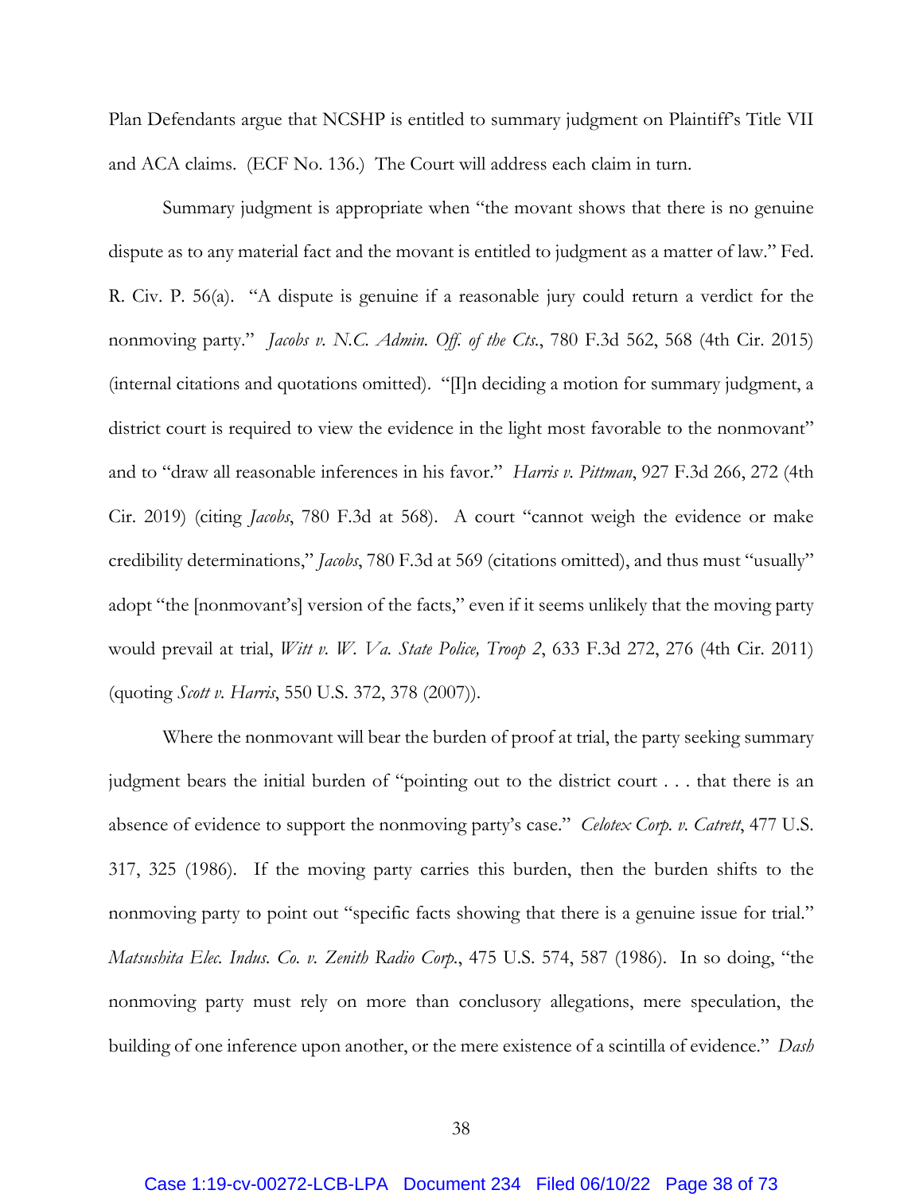Plan Defendants argue that NCSHP is entitled to summary judgment on Plaintiff's Title VII and ACA claims. (ECF No. 136.) The Court will address each claim in turn.

Summary judgment is appropriate when "the movant shows that there is no genuine dispute as to any material fact and the movant is entitled to judgment as a matter of law." Fed. R. Civ. P. 56(a). "A dispute is genuine if a reasonable jury could return a verdict for the nonmoving party." *Jacobs v. N.C. Admin. Off. of the Cts.*, 780 F.3d 562, 568 (4th Cir. 2015) (internal citations and quotations omitted). "[I]n deciding a motion for summary judgment, a district court is required to view the evidence in the light most favorable to the nonmovant" and to "draw all reasonable inferences in his favor." *Harris v. Pittman*, 927 F.3d 266, 272 (4th Cir. 2019) (citing *Jacobs*, 780 F.3d at 568). A court "cannot weigh the evidence or make credibility determinations," *Jacobs*, 780 F.3d at 569 (citations omitted), and thus must "usually" adopt "the [nonmovant's] version of the facts," even if it seems unlikely that the moving party would prevail at trial, *Witt v. W. Va. State Police, Troop 2*, 633 F.3d 272, 276 (4th Cir. 2011) (quoting *Scott v. Harris*, 550 U.S. 372, 378 (2007)).

Where the nonmovant will bear the burden of proof at trial, the party seeking summary judgment bears the initial burden of "pointing out to the district court . . . that there is an absence of evidence to support the nonmoving party's case." *Celotex Corp. v. Catrett*, 477 U.S. 317, 325 (1986). If the moving party carries this burden, then the burden shifts to the nonmoving party to point out "specific facts showing that there is a genuine issue for trial." *Matsushita Elec. Indus. Co. v. Zenith Radio Corp.*, 475 U.S. 574, 587 (1986). In so doing, "the nonmoving party must rely on more than conclusory allegations, mere speculation, the building of one inference upon another, or the mere existence of a scintilla of evidence." *Dash*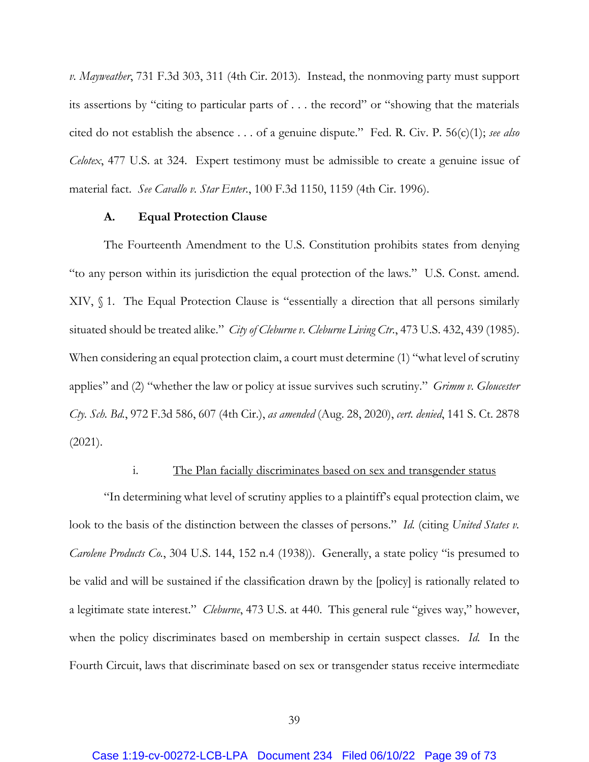*v. Mayweather*, 731 F.3d 303, 311 (4th Cir. 2013). Instead, the nonmoving party must support its assertions by "citing to particular parts of . . . the record" or "showing that the materials cited do not establish the absence . . . of a genuine dispute." Fed. R. Civ. P. 56(c)(1); *see also Celotex*, 477 U.S. at 324. Expert testimony must be admissible to create a genuine issue of material fact. *See Cavallo v. Star Enter.*, 100 F.3d 1150, 1159 (4th Cir. 1996).

### A. Equal Protection Clause

The Fourteenth Amendment to the U.S. Constitution prohibits states from denying "to any person within its jurisdiction the equal protection of the laws." U.S. Const. amend. XIV, § 1. The Equal Protection Clause is "essentially a direction that all persons similarly situated should be treated alike." *City of Cleburne v. Cleburne Living Ctr.*, 473 U.S. 432, 439 (1985). When considering an equal protection claim, a court must determine (1) "what level of scrutiny applies" and (2) "whether the law or policy at issue survives such scrutiny." *Grimm v. Gloucester Cty. Sch. Bd.*, 972 F.3d 586, 607 (4th Cir.), *as amended* (Aug. 28, 2020), *cert. denied*, 141 S. Ct. 2878 (2021).

#### i. The Plan facially discriminates based on sex and transgender status

"In determining what level of scrutiny applies to a plaintiff's equal protection claim, we look to the basis of the distinction between the classes of persons." *Id.* (citing *United States v. Carolene Products Co.*, 304 U.S. 144, 152 n.4 (1938)). Generally, a state policy "is presumed to be valid and will be sustained if the classification drawn by the [policy] is rationally related to a legitimate state interest." *Cleburne*, 473 U.S. at 440. This general rule "gives way," however, when the policy discriminates based on membership in certain suspect classes. *Id.* In the Fourth Circuit, laws that discriminate based on sex or transgender status receive intermediate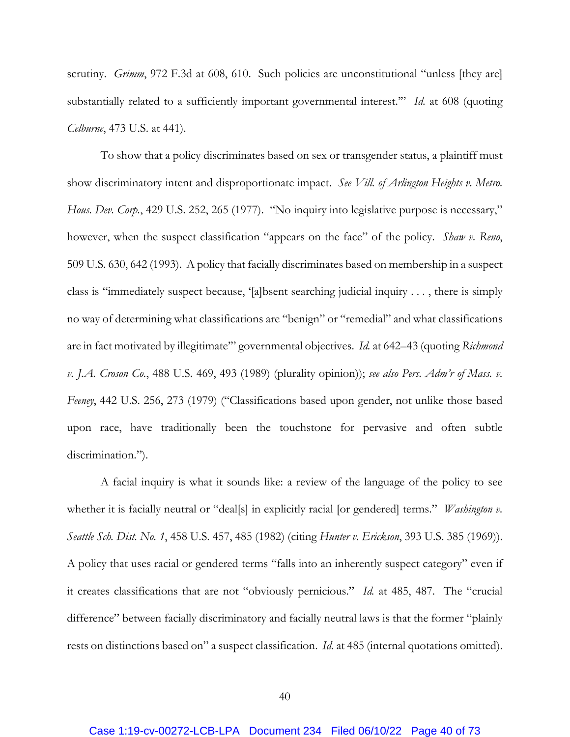scrutiny. *Grimm*, 972 F.3d at 608, 610. Such policies are unconstitutional "unless [they are] substantially related to a sufficiently important governmental interest."' *Id.* at 608 (quoting *Celburne*, 473 U.S. at 441).

To show that a policy discriminates based on sex or transgender status, a plaintiff must show discriminatory intent and disproportionate impact. *See Vill. of Arlington Heights v. Metro. Hous. Dev. Corp.*, 429 U.S. 252, 265 (1977). "No inquiry into legislative purpose is necessary," however, when the suspect classification "appears on the face" of the policy. *Shaw v. Reno*, 509 U.S. 630, 642 (1993). A policy that facially discriminates based on membership in a suspect class is "immediately suspect because, '[a]bsent searching judicial inquiry . . . , there is simply no way of determining what classifications are "benign" or "remedial" and what classifications are in fact motivated by illegitimate"' governmental objectives. *Id.* at 642–43 (quoting *Richmond v. J.A. Croson Co.*, 488 U.S. 469, 493 (1989) (plurality opinion)); *see also Pers. Adm'r of Mass. v. Feeney*, 442 U.S. 256, 273 (1979) ("Classifications based upon gender, not unlike those based upon race, have traditionally been the touchstone for pervasive and often subtle discrimination.").

A facial inquiry is what it sounds like: a review of the language of the policy to see whether it is facially neutral or "deal[s] in explicitly racial [or gendered] terms." *Washington v. Seattle Sch. Dist. No. 1*, 458 U.S. 457, 485 (1982) (citing *Hunter v. Erickson*, 393 U.S. 385 (1969)). A policy that uses racial or gendered terms "falls into an inherently suspect category" even if it creates classifications that are not "obviously pernicious." *Id.* at 485, 487. The "crucial difference" between facially discriminatory and facially neutral laws is that the former "plainly rests on distinctions based on" a suspect classification. *Id.* at 485 (internal quotations omitted).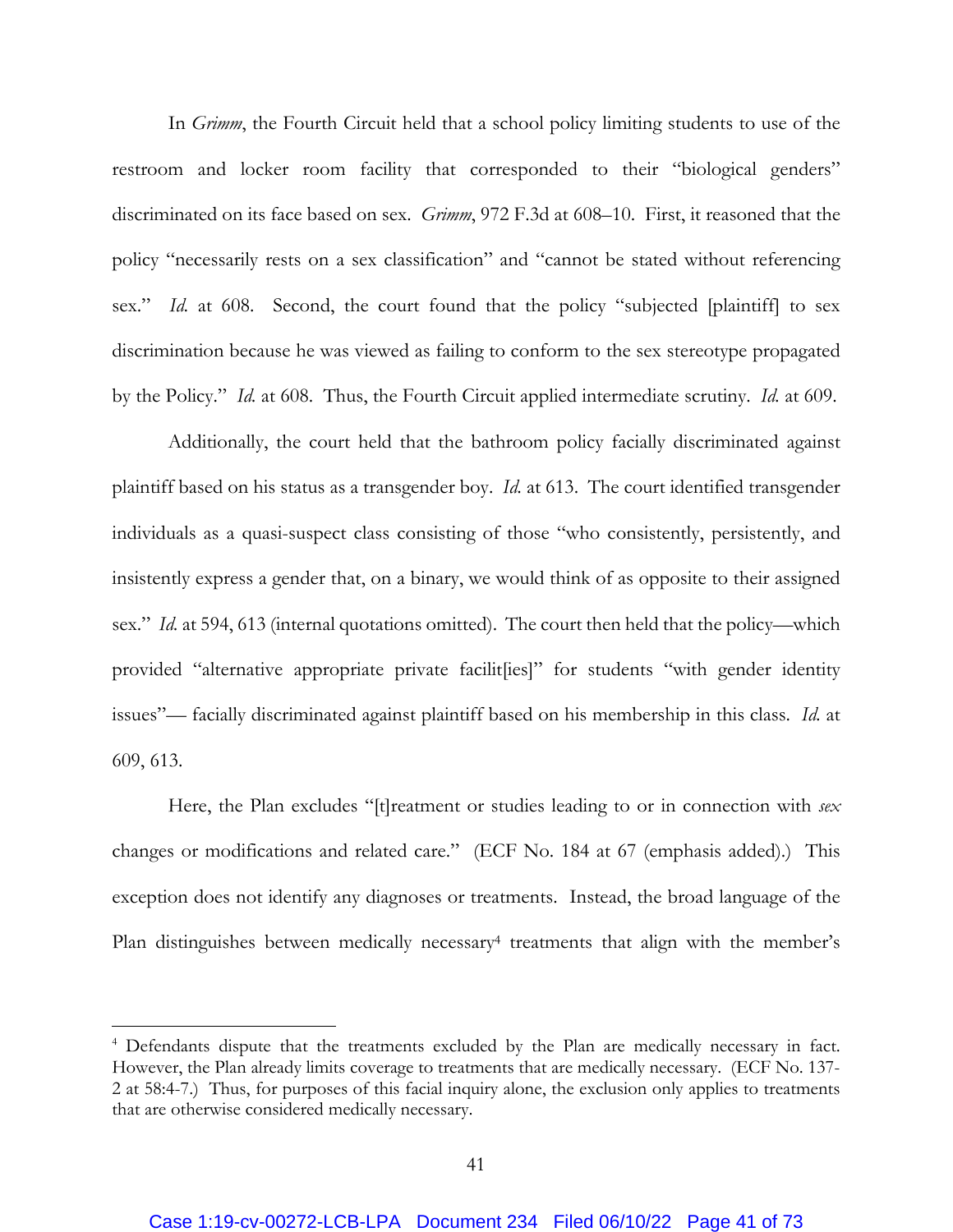In *Grimm*, the Fourth Circuit held that a school policy limiting students to use of the restroom and locker room facility that corresponded to their "biological genders" discriminated on its face based on sex. *Grimm*, 972 F.3d at 608–10. First, it reasoned that the policy "necessarily rests on a sex classification" and "cannot be stated without referencing sex." *Id.* at 608. Second, the court found that the policy "subjected [plaintiff] to sex discrimination because he was viewed as failing to conform to the sex stereotype propagated by the Policy." *Id.* at 608. Thus, the Fourth Circuit applied intermediate scrutiny. *Id.* at 609.

Additionally, the court held that the bathroom policy facially discriminated against plaintiff based on his status as a transgender boy. *Id.* at 613. The court identified transgender individuals as a quasi-suspect class consisting of those "who consistently, persistently, and insistently express a gender that, on a binary, we would think of as opposite to their assigned sex." *Id.* at 594, 613 (internal quotations omitted). The court then held that the policy—which provided "alternative appropriate private facilit[ies]" for students "with gender identity issues"— facially discriminated against plaintiff based on his membership in this class. *Id.* at 609, 613.

Here, the Plan excludes "[t]reatment or studies leading to or in connection with *sex* changes or modifications and related care." (ECF No. 184 at 67 (emphasis added).) This exception does not identify any diagnoses or treatments. Instead, the broad language of the Plan distinguishes between medically necessary[4] treatments that align with the member's

---

[4] Defendants dispute that the treatments excluded by the Plan are medically necessary in fact. However, the Plan already limits coverage to treatments that are medically necessary. (ECF No. 137-2 at 58:4-7.) Thus, for purposes of this facial inquiry alone, the exclusion only applies to treatments that are otherwise considered medically necessary.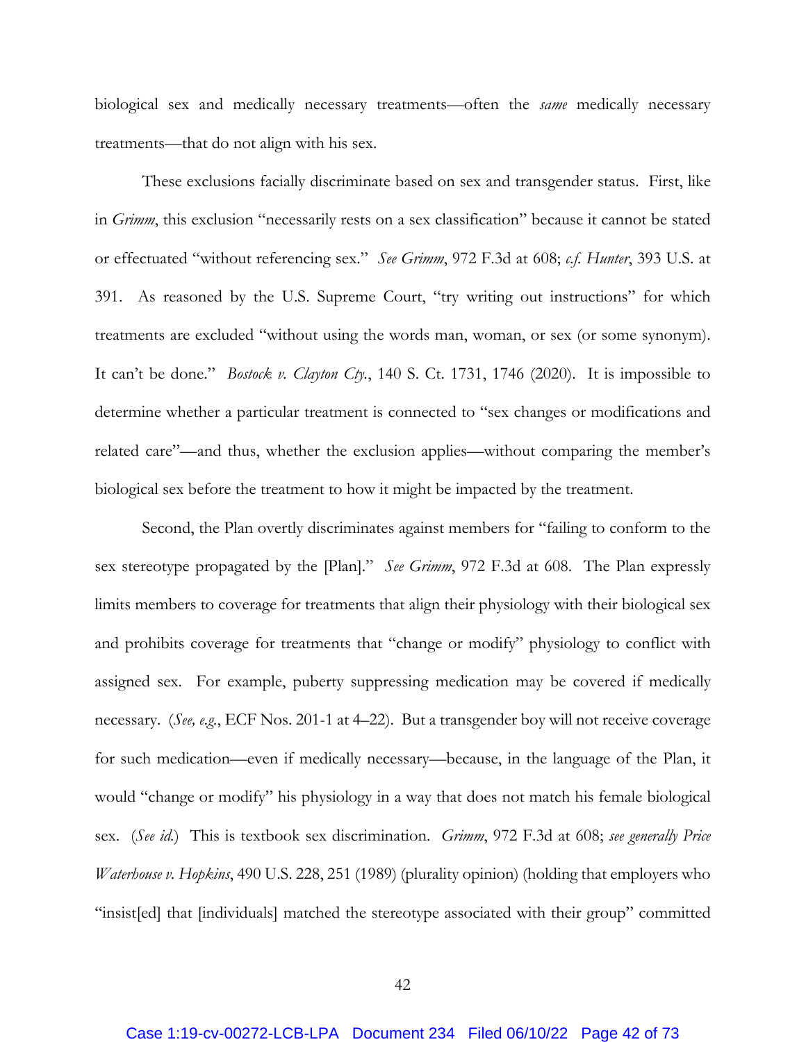biological sex and medically necessary treatments—often the *same* medically necessary treatments—that do not align with his sex.

These exclusions facially discriminate based on sex and transgender status. First, like in *Grimm*, this exclusion "necessarily rests on a sex classification" because it cannot be stated or effectuated "without referencing sex." *See Grimm*, 972 F.3d at 608; *c.f. Hunter*, 393 U.S. at 391. As reasoned by the U.S. Supreme Court, "try writing out instructions" for which treatments are excluded "without using the words man, woman, or sex (or some synonym). It can't be done." *Bostock v. Clayton Cty.*, 140 S. Ct. 1731, 1746 (2020). It is impossible to determine whether a particular treatment is connected to "sex changes or modifications and related care"—and thus, whether the exclusion applies—without comparing the member's biological sex before the treatment to how it might be impacted by the treatment.

Second, the Plan overtly discriminates against members for "failing to conform to the sex stereotype propagated by the [Plan]." *See Grimm*, 972 F.3d at 608. The Plan expressly limits members to coverage for treatments that align their physiology with their biological sex and prohibits coverage for treatments that "change or modify" physiology to conflict with assigned sex. For example, puberty suppressing medication may be covered if medically necessary. (*See, e.g.*, ECF Nos. 201-1 at 4–22). But a transgender boy will not receive coverage for such medication—even if medically necessary—because, in the language of the Plan, it would "change or modify" his physiology in a way that does not match his female biological sex. (*See id.*) This is textbook sex discrimination. *Grimm*, 972 F.3d at 608; *see generally Price Waterhouse v. Hopkins*, 490 U.S. 228, 251 (1989) (plurality opinion) (holding that employers who "insist[ed] that [individuals] matched the stereotype associated with their group" committed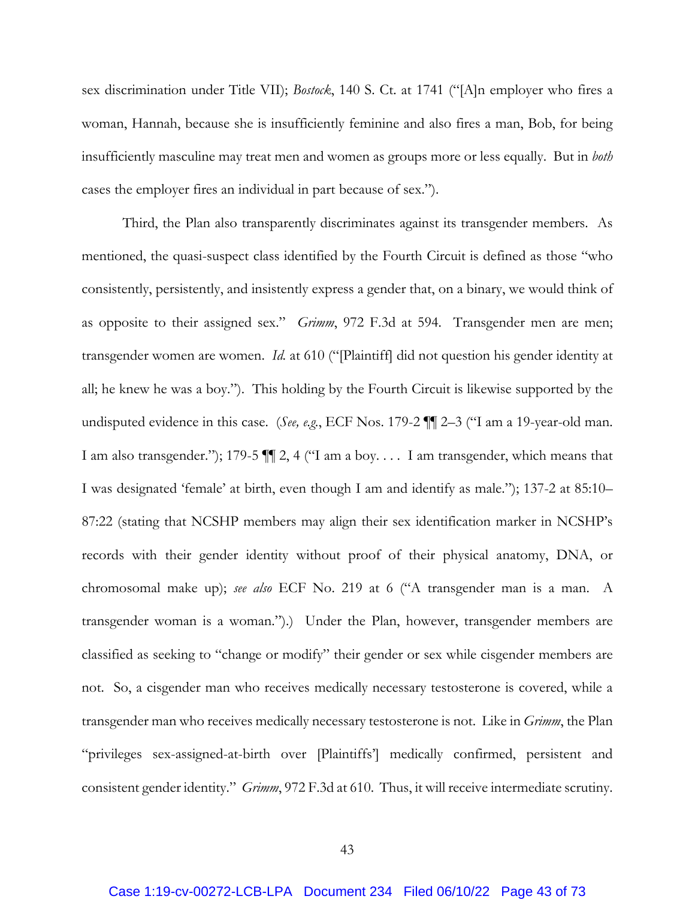sex discrimination under Title VII); *Bostock*, 140 S. Ct. at 1741 ("[A]n employer who fires a woman, Hannah, because she is insufficiently feminine and also fires a man, Bob, for being insufficiently masculine may treat men and women as groups more or less equally. But in *both* cases the employer fires an individual in part because of sex.").

Third, the Plan also transparently discriminates against its transgender members. As mentioned, the quasi-suspect class identified by the Fourth Circuit is defined as those "who consistently, persistently, and insistently express a gender that, on a binary, we would think of as opposite to their assigned sex." *Grimm*, 972 F.3d at 594. Transgender men are men; transgender women are women. *Id.* at 610 ("[Plaintiff] did not question his gender identity at all; he knew he was a boy."). This holding by the Fourth Circuit is likewise supported by the undisputed evidence in this case. (*See, e.g.*, ECF Nos. 179-2 ¶¶ 2–3 ("I am a 19-year-old man. I am also transgender."); 179-5 ¶¶ 2, 4 ("I am a boy. . . . I am transgender, which means that I was designated 'female' at birth, even though I am and identify as male."); 137-2 at 85:10–87:22 (stating that NCSHP members may align their sex identification marker in NCSHP's records with their gender identity without proof of their physical anatomy, DNA, or chromosomal make up); *see also* ECF No. 219 at 6 ("A transgender man is a man. A transgender woman is a woman.").) Under the Plan, however, transgender members are classified as seeking to "change or modify" their gender or sex while cisgender members are not. So, a cisgender man who receives medically necessary testosterone is covered, while a transgender man who receives medically necessary testosterone is not. Like in *Grimm*, the Plan "privileges sex-assigned-at-birth over [Plaintiffs'] medically confirmed, persistent and consistent gender identity." *Grimm*, 972 F.3d at 610. Thus, it will receive intermediate scrutiny.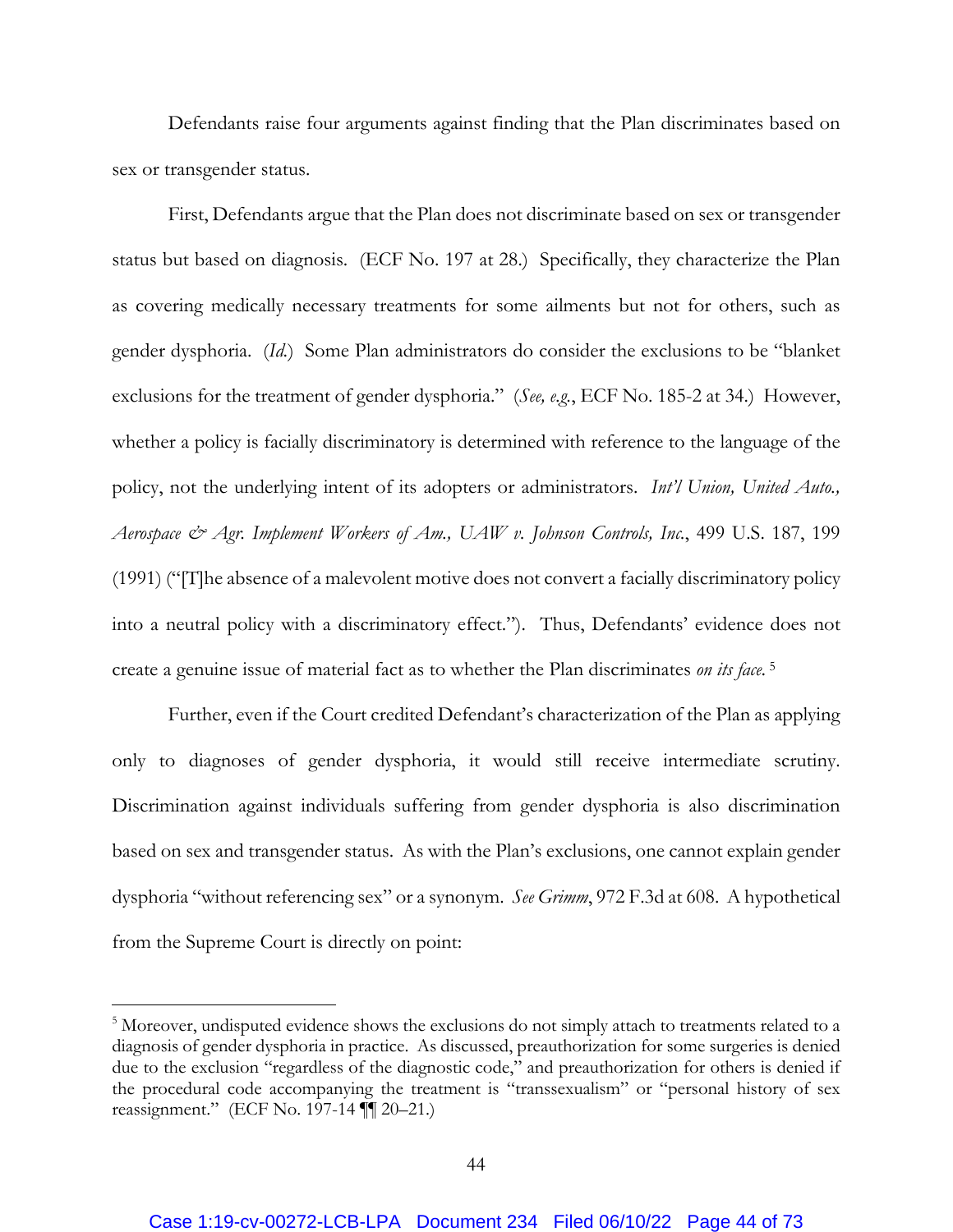Defendants raise four arguments against finding that the Plan discriminates based on sex or transgender status.

First, Defendants argue that the Plan does not discriminate based on sex or transgender status but based on diagnosis. (ECF No. 197 at 28.) Specifically, they characterize the Plan as covering medically necessary treatments for some ailments but not for others, such as gender dysphoria. (*Id.*) Some Plan administrators do consider the exclusions to be "blanket exclusions for the treatment of gender dysphoria." (*See, e.g.*, ECF No. 185-2 at 34.) However, whether a policy is facially discriminatory is determined with reference to the language of the policy, not the underlying intent of its adopters or administrators. *Int'l Union, United Auto., Aerospace & Agr. Implement Workers of Am., UAW v. Johnson Controls, Inc.*, 499 U.S. 187, 199 (1991) ("[T]he absence of a malevolent motive does not convert a facially discriminatory policy into a neutral policy with a discriminatory effect."). Thus, Defendants' evidence does not create a genuine issue of material fact as to whether the Plan discriminates *on its face.*[5]

Further, even if the Court credited Defendant's characterization of the Plan as applying only to diagnoses of gender dysphoria, it would still receive intermediate scrutiny. Discrimination against individuals suffering from gender dysphoria is also discrimination based on sex and transgender status. As with the Plan's exclusions, one cannot explain gender dysphoria "without referencing sex" or a synonym. *See Grimm*, 972 F.3d at 608. A hypothetical from the Supreme Court is directly on point:

[5] Moreover, undisputed evidence shows the exclusions do not simply attach to treatments related to a diagnosis of gender dysphoria in practice. As discussed, preauthorization for some surgeries is denied due to the exclusion "regardless of the diagnostic code," and preauthorization for others is denied if the procedural code accompanying the treatment is "transsexualism" or "personal history of sex reassignment." (ECF No. 197-14 ¶¶ 20–21.)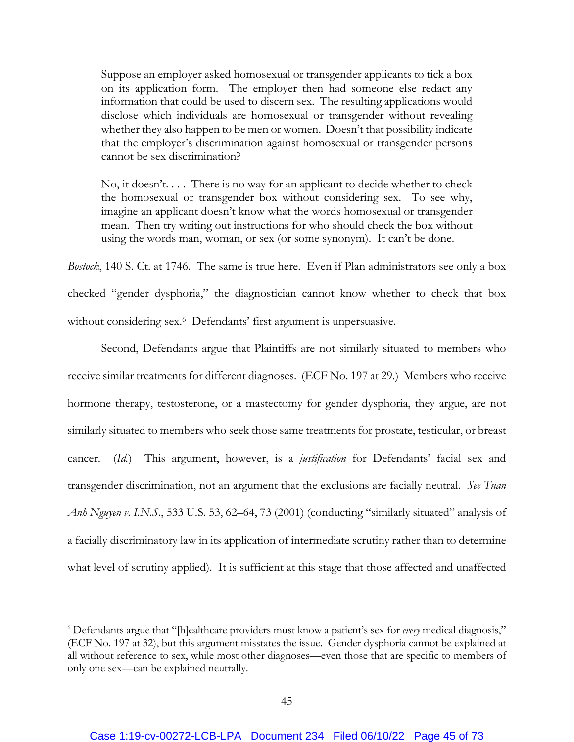> Suppose an employer asked homosexual or transgender applicants to tick a box on its application form. The employer then had someone else redact any information that could be used to discern sex. The resulting applications would disclose which individuals are homosexual or transgender without revealing whether they also happen to be men or women. Doesn't that possibility indicate that the employer's discrimination against homosexual or transgender persons cannot be sex discrimination?
>
> No, it doesn't. . . . There is no way for an applicant to decide whether to check the homosexual or transgender box without considering sex. To see why, imagine an applicant doesn't know what the words homosexual or transgender mean. Then try writing out instructions for who should check the box without using the words man, woman, or sex (or some synonym). It can't be done.

*Bostock*, 140 S. Ct. at 1746. The same is true here. Even if Plan administrators see only a box checked "gender dysphoria," the diagnostician cannot know whether to check that box without considering sex.[6] Defendants' first argument is unpersuasive.

Second, Defendants argue that Plaintiffs are not similarly situated to members who receive similar treatments for different diagnoses. (ECF No. 197 at 29.) Members who receive hormone therapy, testosterone, or a mastectomy for gender dysphoria, they argue, are not similarly situated to members who seek those same treatments for prostate, testicular, or breast cancer. (*Id.*) This argument, however, is a *justification* for Defendants' facial sex and transgender discrimination, not an argument that the exclusions are facially neutral. *See Tuan Anh Nguyen v. I.N.S.*, 533 U.S. 53, 62–64, 73 (2001) (conducting "similarly situated" analysis of a facially discriminatory law in its application of intermediate scrutiny rather than to determine what level of scrutiny applied). It is sufficient at this stage that those affected and unaffected

---

[6] Defendants argue that "[h]ealthcare providers must know a patient's sex for *every* medical diagnosis," (ECF No. 197 at 32), but this argument misstates the issue. Gender dysphoria cannot be explained at all without reference to sex, while most other diagnoses—even those that are specific to members of only one sex—can be explained neutrally.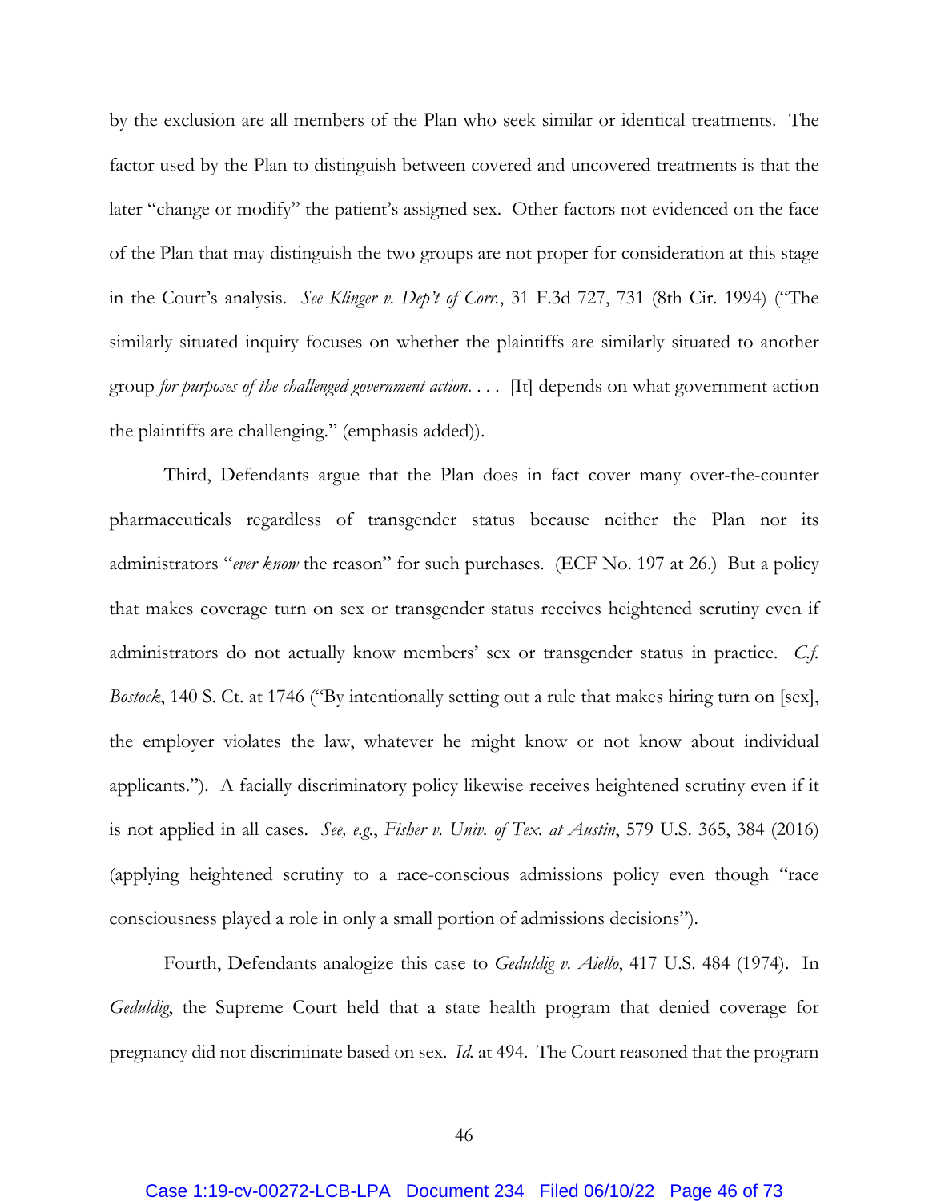by the exclusion are all members of the Plan who seek similar or identical treatments. The factor used by the Plan to distinguish between covered and uncovered treatments is that the later "change or modify" the patient's assigned sex. Other factors not evidenced on the face of the Plan that may distinguish the two groups are not proper for consideration at this stage in the Court's analysis. *See Klinger v. Dep't of Corr.*, 31 F.3d 727, 731 (8th Cir. 1994) ("The similarly situated inquiry focuses on whether the plaintiffs are similarly situated to another group *for purposes of the challenged government action*. . . . [It] depends on what government action the plaintiffs are challenging." (emphasis added)).

Third, Defendants argue that the Plan does in fact cover many over-the-counter pharmaceuticals regardless of transgender status because neither the Plan nor its administrators "*ever know* the reason" for such purchases. (ECF No. 197 at 26.) But a policy that makes coverage turn on sex or transgender status receives heightened scrutiny even if administrators do not actually know members' sex or transgender status in practice. *C.f. Bostock*, 140 S. Ct. at 1746 ("By intentionally setting out a rule that makes hiring turn on [sex], the employer violates the law, whatever he might know or not know about individual applicants."). A facially discriminatory policy likewise receives heightened scrutiny even if it is not applied in all cases. *See, e.g.*, *Fisher v. Univ. of Tex. at Austin*, 579 U.S. 365, 384 (2016) (applying heightened scrutiny to a race-conscious admissions policy even though "race consciousness played a role in only a small portion of admissions decisions").

Fourth, Defendants analogize this case to *Geduldig v. Aiello*, 417 U.S. 484 (1974). In *Geduldig*, the Supreme Court held that a state health program that denied coverage for pregnancy did not discriminate based on sex. *Id.* at 494. The Court reasoned that the program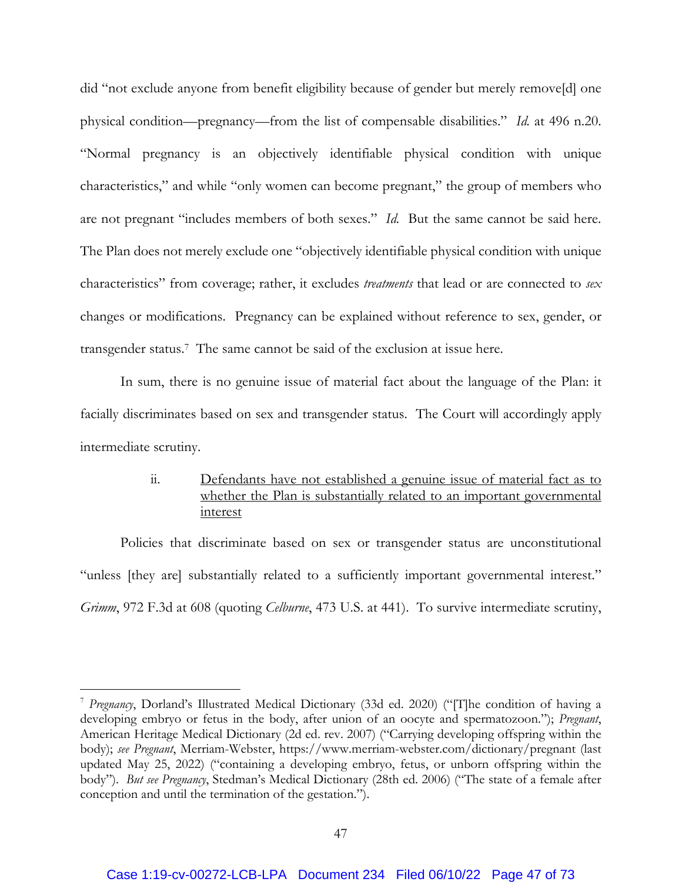did "not exclude anyone from benefit eligibility because of gender but merely remove[d] one physical condition—pregnancy—from the list of compensable disabilities." *Id.* at 496 n.20. "Normal pregnancy is an objectively identifiable physical condition with unique characteristics," and while "only women can become pregnant," the group of members who are not pregnant "includes members of both sexes." *Id.* But the same cannot be said here. The Plan does not merely exclude one "objectively identifiable physical condition with unique characteristics" from coverage; rather, it excludes *treatments* that lead or are connected to *sex* changes or modifications. Pregnancy can be explained without reference to sex, gender, or transgender status.[7] The same cannot be said of the exclusion at issue here.

In sum, there is no genuine issue of material fact about the language of the Plan: it facially discriminates based on sex and transgender status. The Court will accordingly apply intermediate scrutiny.

ii. Defendants have not established a genuine issue of material fact as to whether the Plan is substantially related to an important governmental interest

Policies that discriminate based on sex or transgender status are unconstitutional "unless [they are] substantially related to a sufficiently important governmental interest." *Grimm*, 972 F.3d at 608 (quoting *Celburne*, 473 U.S. at 441). To survive intermediate scrutiny,

---

[7] *Pregnancy*, Dorland's Illustrated Medical Dictionary (33d ed. 2020) ("[T]he condition of having a developing embryo or fetus in the body, after union of an oocyte and spermatozoon."); *Pregnant*, American Heritage Medical Dictionary (2d ed. rev. 2007) ("Carrying developing offspring within the body); *see Pregnant*, Merriam-Webster, https://www.merriam-webster.com/dictionary/pregnant (last updated May 25, 2022) ("containing a developing embryo, fetus, or unborn offspring within the body"). *But see Pregnancy*, Stedman's Medical Dictionary (28th ed. 2006) ("The state of a female after conception and until the termination of the gestation.").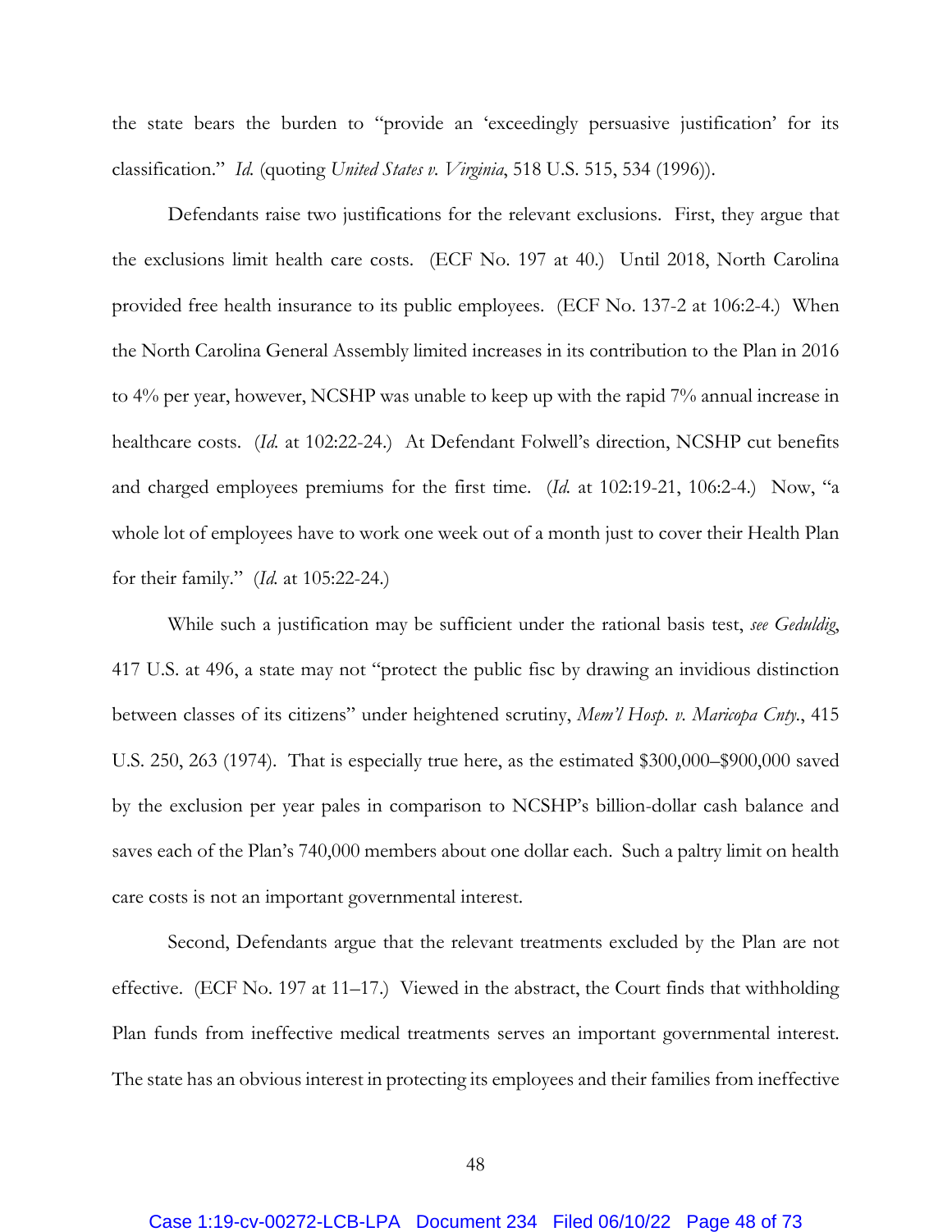the state bears the burden to "provide an 'exceedingly persuasive justification' for its classification." *Id.* (quoting *United States v. Virginia*, 518 U.S. 515, 534 (1996)).

Defendants raise two justifications for the relevant exclusions. First, they argue that the exclusions limit health care costs. (ECF No. 197 at 40.) Until 2018, North Carolina provided free health insurance to its public employees. (ECF No. 137-2 at 106:2-4.) When the North Carolina General Assembly limited increases in its contribution to the Plan in 2016 to 4% per year, however, NCSHP was unable to keep up with the rapid 7% annual increase in healthcare costs. (*Id.* at 102:22-24.) At Defendant Folwell's direction, NCSHP cut benefits and charged employees premiums for the first time. (*Id.* at 102:19-21, 106:2-4.) Now, "a whole lot of employees have to work one week out of a month just to cover their Health Plan for their family." (*Id.* at 105:22-24.)

While such a justification may be sufficient under the rational basis test, *see Geduldig*, 417 U.S. at 496, a state may not "protect the public fisc by drawing an invidious distinction between classes of its citizens" under heightened scrutiny, *Mem'l Hosp. v. Maricopa Cnty.*, 415 U.S. 250, 263 (1974). That is especially true here, as the estimated $300,000–$900,000 saved by the exclusion per year pales in comparison to NCSHP's billion-dollar cash balance and saves each of the Plan's 740,000 members about one dollar each. Such a paltry limit on health care costs is not an important governmental interest.

Second, Defendants argue that the relevant treatments excluded by the Plan are not effective. (ECF No. 197 at 11–17.) Viewed in the abstract, the Court finds that withholding Plan funds from ineffective medical treatments serves an important governmental interest. The state has an obvious interest in protecting its employees and their families from ineffective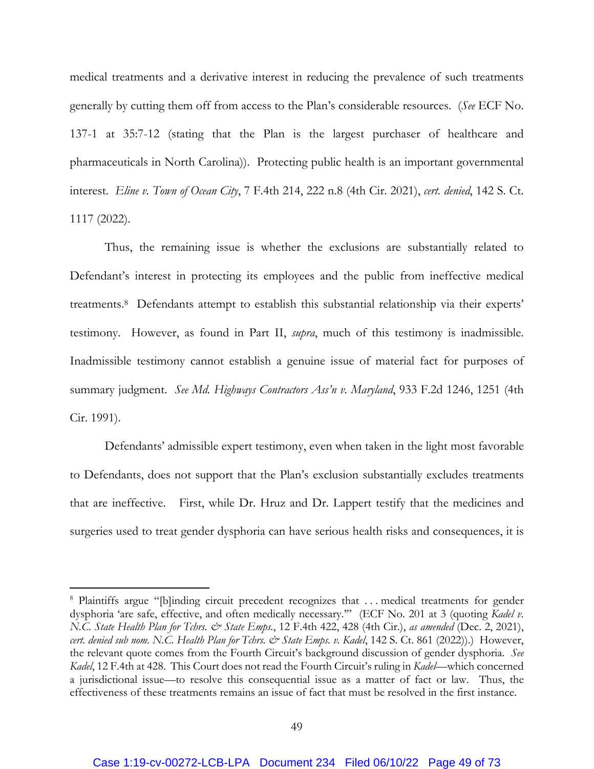medical treatments and a derivative interest in reducing the prevalence of such treatments generally by cutting them off from access to the Plan's considerable resources. (*See* ECF No. 137-1 at 35:7-12 (stating that the Plan is the largest purchaser of healthcare and pharmaceuticals in North Carolina)). Protecting public health is an important governmental interest. *Eline v. Town of Ocean City*, 7 F.4th 214, 222 n.8 (4th Cir. 2021), *cert. denied*, 142 S. Ct. 1117 (2022).

Thus, the remaining issue is whether the exclusions are substantially related to Defendant's interest in protecting its employees and the public from ineffective medical treatments.[8] Defendants attempt to establish this substantial relationship via their experts' testimony. However, as found in Part II, *supra*, much of this testimony is inadmissible. Inadmissible testimony cannot establish a genuine issue of material fact for purposes of summary judgment. *See Md. Highways Contractors Ass'n v. Maryland*, 933 F.2d 1246, 1251 (4th Cir. 1991).

Defendants' admissible expert testimony, even when taken in the light most favorable to Defendants, does not support that the Plan's exclusion substantially excludes treatments that are ineffective. First, while Dr. Hruz and Dr. Lappert testify that the medicines and surgeries used to treat gender dysphoria can have serious health risks and consequences, it is

---

[8] Plaintiffs argue "[b]inding circuit precedent recognizes that . . . medical treatments for gender dysphoria 'are safe, effective, and often medically necessary.'" (ECF No. 201 at 3 (quoting *Kadel v. N.C. State Health Plan for Tchrs. & State Emps.*, 12 F.4th 422, 428 (4th Cir.), *as amended* (Dec. 2, 2021), *cert. denied sub nom. N.C. Health Plan for Tchrs. & State Emps. v. Kadel*, 142 S. Ct. 861 (2022)).) However, the relevant quote comes from the Fourth Circuit's background discussion of gender dysphoria. *See Kadel*, 12 F.4th at 428. This Court does not read the Fourth Circuit's ruling in *Kadel*—which concerned a jurisdictional issue—to resolve this consequential issue as a matter of fact or law. Thus, the effectiveness of these treatments remains an issue of fact that must be resolved in the first instance.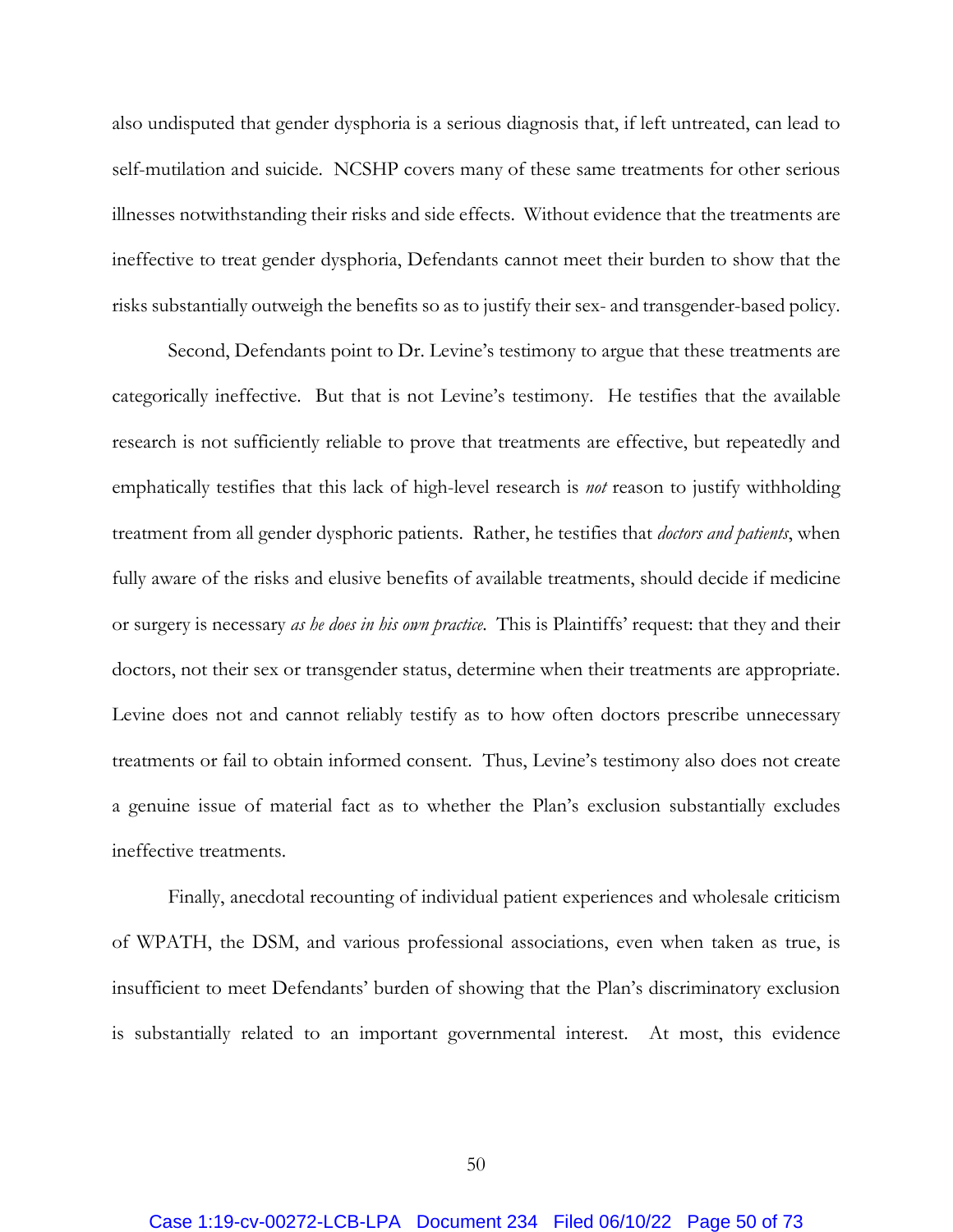also undisputed that gender dysphoria is a serious diagnosis that, if left untreated, can lead to self-mutilation and suicide. NCSHP covers many of these same treatments for other serious illnesses notwithstanding their risks and side effects. Without evidence that the treatments are ineffective to treat gender dysphoria, Defendants cannot meet their burden to show that the risks substantially outweigh the benefits so as to justify their sex- and transgender-based policy.

Second, Defendants point to Dr. Levine's testimony to argue that these treatments are categorically ineffective. But that is not Levine's testimony. He testifies that the available research is not sufficiently reliable to prove that treatments are effective, but repeatedly and emphatically testifies that this lack of high-level research is *not* reason to justify withholding treatment from all gender dysphoric patients. Rather, he testifies that *doctors and patients*, when fully aware of the risks and elusive benefits of available treatments, should decide if medicine or surgery is necessary *as he does in his own practice.* This is Plaintiffs' request: that they and their doctors, not their sex or transgender status, determine when their treatments are appropriate. Levine does not and cannot reliably testify as to how often doctors prescribe unnecessary treatments or fail to obtain informed consent. Thus, Levine's testimony also does not create a genuine issue of material fact as to whether the Plan's exclusion substantially excludes ineffective treatments.

Finally, anecdotal recounting of individual patient experiences and wholesale criticism of WPATH, the DSM, and various professional associations, even when taken as true, is insufficient to meet Defendants' burden of showing that the Plan's discriminatory exclusion is substantially related to an important governmental interest. At most, this evidence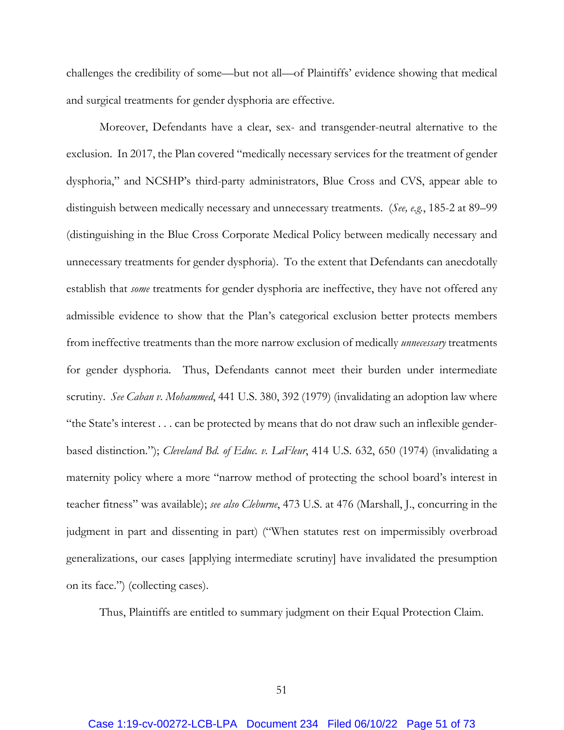challenges the credibility of some—but not all—of Plaintiffs' evidence showing that medical and surgical treatments for gender dysphoria are effective.

Moreover, Defendants have a clear, sex- and transgender-neutral alternative to the exclusion. In 2017, the Plan covered "medically necessary services for the treatment of gender dysphoria," and NCSHP's third-party administrators, Blue Cross and CVS, appear able to distinguish between medically necessary and unnecessary treatments. (*See, e.g.*, 185-2 at 89–99 (distinguishing in the Blue Cross Corporate Medical Policy between medically necessary and unnecessary treatments for gender dysphoria). To the extent that Defendants can anecdotally establish that *some* treatments for gender dysphoria are ineffective, they have not offered any admissible evidence to show that the Plan's categorical exclusion better protects members from ineffective treatments than the more narrow exclusion of medically *unnecessary* treatments for gender dysphoria. Thus, Defendants cannot meet their burden under intermediate scrutiny. *See Caban v. Mohammed*, 441 U.S. 380, 392 (1979) (invalidating an adoption law where "the State's interest . . . can be protected by means that do not draw such an inflexible gender-based distinction."); *Cleveland Bd. of Educ. v. LaFleur*, 414 U.S. 632, 650 (1974) (invalidating a maternity policy where a more "narrow method of protecting the school board's interest in teacher fitness" was available); *see also Cleburne*, 473 U.S. at 476 (Marshall, J., concurring in the judgment in part and dissenting in part) ("When statutes rest on impermissibly overbroad generalizations, our cases [applying intermediate scrutiny] have invalidated the presumption on its face.") (collecting cases).

Thus, Plaintiffs are entitled to summary judgment on their Equal Protection Claim.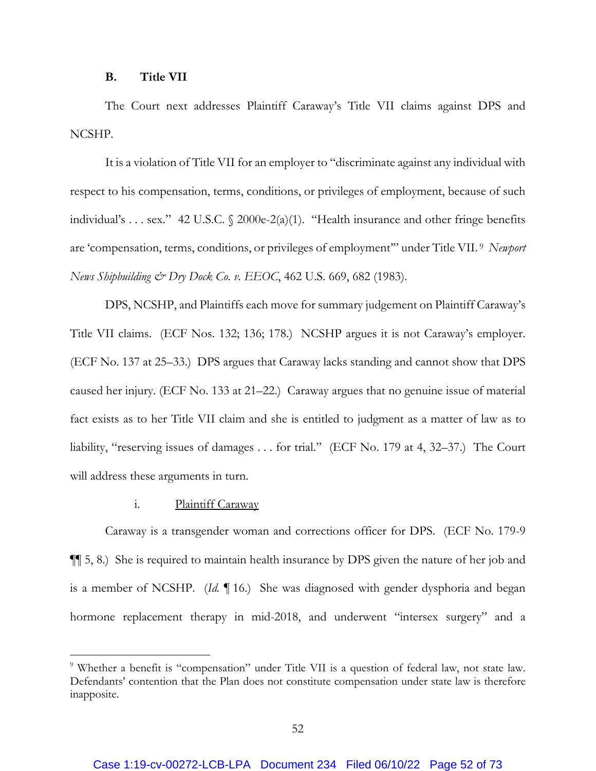### B. Title VII

The Court next addresses Plaintiff Caraway's Title VII claims against DPS and NCSHP.

It is a violation of Title VII for an employer to "discriminate against any individual with respect to his compensation, terms, conditions, or privileges of employment, because of such individual's . . . sex." 42 U.S.C. § 2000e-2(a)(1). "Health insurance and other fringe benefits are 'compensation, terms, conditions, or privileges of employment'" under Title VII.[9] *Newport News Shipbuilding & Dry Dock Co. v. EEOC*, 462 U.S. 669, 682 (1983).

DPS, NCSHP, and Plaintiffs each move for summary judgement on Plaintiff Caraway's Title VII claims. (ECF Nos. 132; 136; 178.) NCSHP argues it is not Caraway's employer. (ECF No. 137 at 25–33.) DPS argues that Caraway lacks standing and cannot show that DPS caused her injury. (ECF No. 133 at 21–22.) Caraway argues that no genuine issue of material fact exists as to her Title VII claim and she is entitled to judgment as a matter of law as to liability, "reserving issues of damages . . . for trial." (ECF No. 179 at 4, 32–37.) The Court will address these arguments in turn.

i. Plaintiff Caraway

Caraway is a transgender woman and corrections officer for DPS. (ECF No. 179-9 ¶¶ 5, 8.) She is required to maintain health insurance by DPS given the nature of her job and is a member of NCSHP. (*Id.* ¶ 16.) She was diagnosed with gender dysphoria and began hormone replacement therapy in mid-2018, and underwent "intersex surgery" and a

[9] Whether a benefit is "compensation" under Title VII is a question of federal law, not state law. Defendants' contention that the Plan does not constitute compensation under state law is therefore inapposite.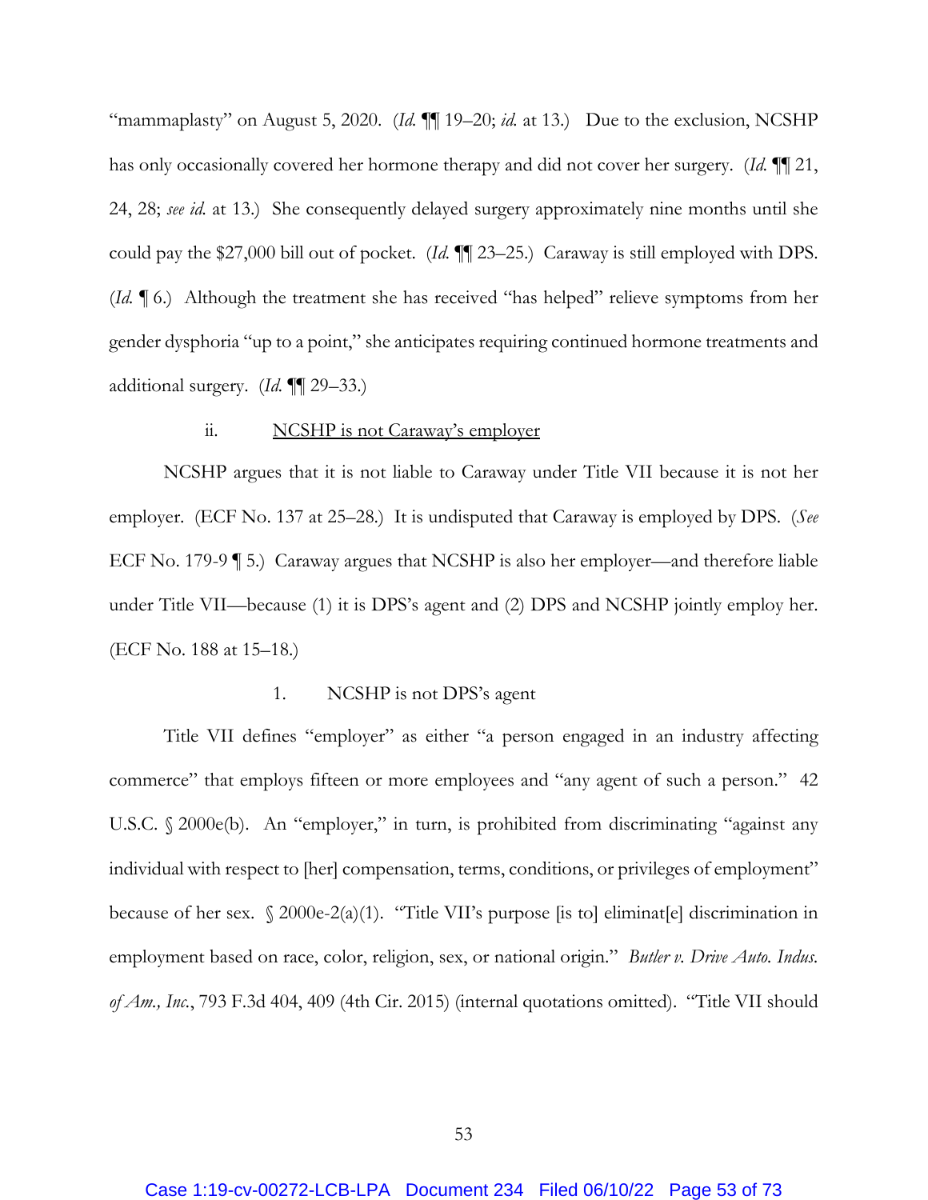"mammaplasty" on August 5, 2020. (*Id.* ¶¶ 19–20; *id.* at 13.) Due to the exclusion, NCSHP has only occasionally covered her hormone therapy and did not cover her surgery. (*Id.* ¶¶ 21, 24, 28; *see id.* at 13.) She consequently delayed surgery approximately nine months until she could pay the $27,000 bill out of pocket. (*Id.* ¶¶ 23–25.) Caraway is still employed with DPS. (*Id.* ¶ 6.) Although the treatment she has received "has helped" relieve symptoms from her gender dysphoria "up to a point," she anticipates requiring continued hormone treatments and additional surgery. (*Id.* ¶¶ 29–33.)

ii. NCSHP is not Caraway's employer

NCSHP argues that it is not liable to Caraway under Title VII because it is not her employer. (ECF No. 137 at 25–28.) It is undisputed that Caraway is employed by DPS. (*See* ECF No. 179-9 ¶ 5.) Caraway argues that NCSHP is also her employer—and therefore liable under Title VII—because (1) it is DPS's agent and (2) DPS and NCSHP jointly employ her. (ECF No. 188 at 15–18.)

1. NCSHP is not DPS's agent

Title VII defines "employer" as either "a person engaged in an industry affecting commerce" that employs fifteen or more employees and "any agent of such a person." 42 U.S.C. § 2000e(b). An "employer," in turn, is prohibited from discriminating "against any individual with respect to [her] compensation, terms, conditions, or privileges of employment" because of her sex. § 2000e-2(a)(1). "Title VII's purpose [is to] eliminat[e] discrimination in employment based on race, color, religion, sex, or national origin." *Butler v. Drive Auto. Indus. of Am., Inc.*, 793 F.3d 404, 409 (4th Cir. 2015) (internal quotations omitted). "Title VII should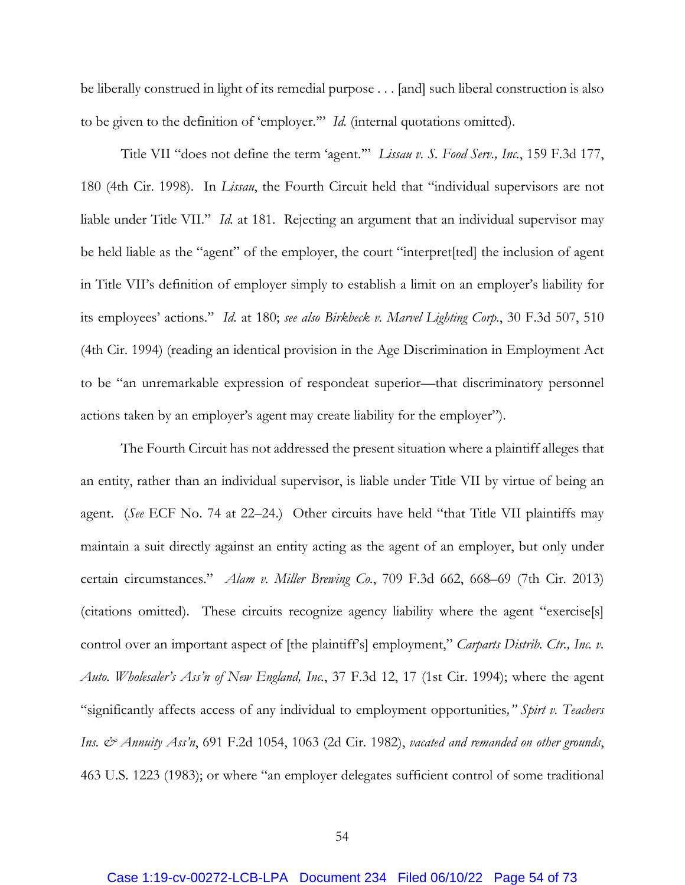be liberally construed in light of its remedial purpose . . . [and] such liberal construction is also to be given to the definition of 'employer.'" *Id.* (internal quotations omitted).

Title VII "does not define the term 'agent.'" *Lissau v. S. Food Serv., Inc.*, 159 F.3d 177, 180 (4th Cir. 1998). In *Lissau*, the Fourth Circuit held that "individual supervisors are not liable under Title VII." *Id.* at 181. Rejecting an argument that an individual supervisor may be held liable as the "agent" of the employer, the court "interpret[ted] the inclusion of agent in Title VII's definition of employer simply to establish a limit on an employer's liability for its employees' actions." *Id.* at 180; *see also Birkbeck v. Marvel Lighting Corp.*, 30 F.3d 507, 510 (4th Cir. 1994) (reading an identical provision in the Age Discrimination in Employment Act to be "an unremarkable expression of respondeat superior—that discriminatory personnel actions taken by an employer's agent may create liability for the employer").

The Fourth Circuit has not addressed the present situation where a plaintiff alleges that an entity, rather than an individual supervisor, is liable under Title VII by virtue of being an agent. (*See* ECF No. 74 at 22–24.) Other circuits have held "that Title VII plaintiffs may maintain a suit directly against an entity acting as the agent of an employer, but only under certain circumstances." *Alam v. Miller Brewing Co.*, 709 F.3d 662, 668–69 (7th Cir. 2013) (citations omitted). These circuits recognize agency liability where the agent "exercise[s] control over an important aspect of [the plaintiff's] employment," *Carparts Distrib. Ctr., Inc. v. Auto. Wholesaler's Ass'n of New England, Inc.*, 37 F.3d 12, 17 (1st Cir. 1994); where the agent "significantly affects access of any individual to employment opportunities*,*" *Spirt v. Teachers Ins. & Annuity Ass'n*, 691 F.2d 1054, 1063 (2d Cir. 1982), *vacated and remanded on other grounds*, 463 U.S. 1223 (1983); or where "an employer delegates sufficient control of some traditional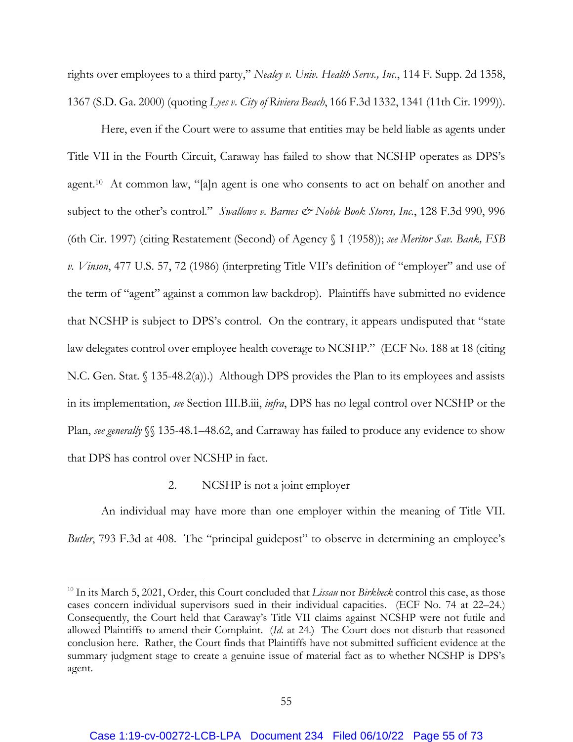rights over employees to a third party," *Nealey v. Univ. Health Servs., Inc.*, 114 F. Supp. 2d 1358, 1367 (S.D. Ga. 2000) (quoting *Lyes v. City of Riviera Beach*, 166 F.3d 1332, 1341 (11th Cir. 1999)).

Here, even if the Court were to assume that entities may be held liable as agents under Title VII in the Fourth Circuit, Caraway has failed to show that NCSHP operates as DPS's agent.[10] At common law, "[a]n agent is one who consents to act on behalf on another and subject to the other's control." *Swallows v. Barnes & Noble Book Stores, Inc.*, 128 F.3d 990, 996 (6th Cir. 1997) (citing Restatement (Second) of Agency § 1 (1958)); *see Meritor Sav. Bank, FSB v. Vinson*, 477 U.S. 57, 72 (1986) (interpreting Title VII's definition of "employer" and use of the term of "agent" against a common law backdrop). Plaintiffs have submitted no evidence that NCSHP is subject to DPS's control. On the contrary, it appears undisputed that "state law delegates control over employee health coverage to NCSHP." (ECF No. 188 at 18 (citing N.C. Gen. Stat. § 135-48.2(a)).) Although DPS provides the Plan to its employees and assists in its implementation, *see* Section III.B.iii, *infra*, DPS has no legal control over NCSHP or the Plan, *see generally* §§ 135-48.1–48.62, and Carraway has failed to produce any evidence to show that DPS has control over NCSHP in fact.

2. NCSHP is not a joint employer

An individual may have more than one employer within the meaning of Title VII. *Butler*, 793 F.3d at 408. The "principal guidepost" to observe in determining an employee's

---

[10] In its March 5, 2021, Order, this Court concluded that *Lissau* nor *Birkbeck* control this case, as those cases concern individual supervisors sued in their individual capacities. (ECF No. 74 at 22–24.) Consequently, the Court held that Caraway's Title VII claims against NCSHP were not futile and allowed Plaintiffs to amend their Complaint. (*Id.* at 24.) The Court does not disturb that reasoned conclusion here. Rather, the Court finds that Plaintiffs have not submitted sufficient evidence at the summary judgment stage to create a genuine issue of material fact as to whether NCSHP is DPS's agent.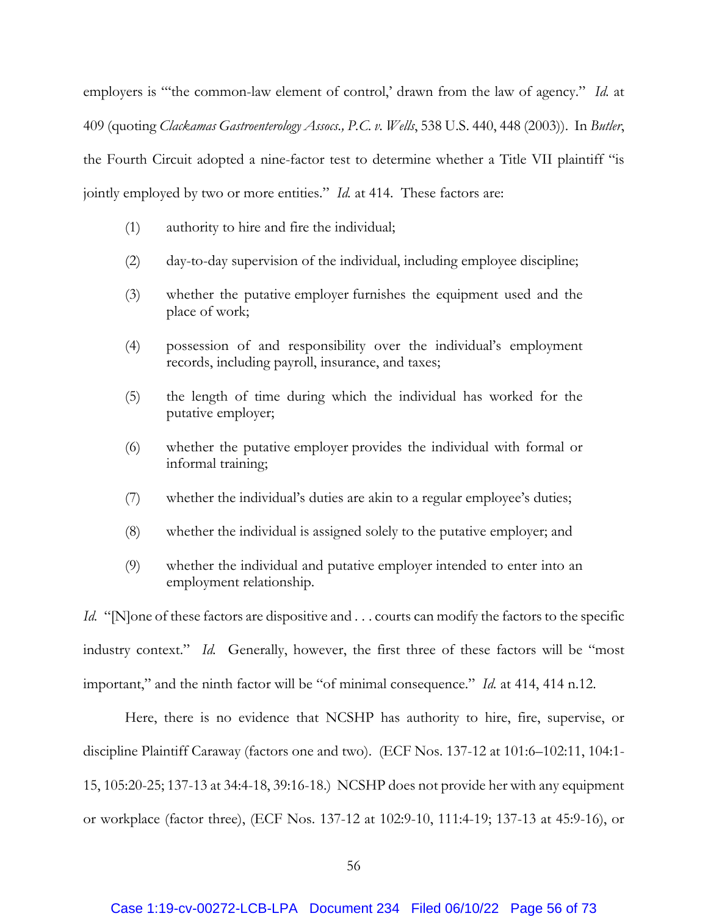employers is "'the common-law element of control,' drawn from the law of agency." *Id.* at 409 (quoting *Clackamas Gastroenterology Assocs., P.C. v. Wells*, 538 U.S. 440, 448 (2003)). In *Butler*, the Fourth Circuit adopted a nine-factor test to determine whether a Title VII plaintiff "is jointly employed by two or more entities." *Id.* at 414. These factors are:

> (1) authority to hire and fire the individual;
>
> (2) day-to-day supervision of the individual, including employee discipline;
>
> (3) whether the putative employer furnishes the equipment used and the place of work;
>
> (4) possession of and responsibility over the individual's employment records, including payroll, insurance, and taxes;
>
> (5) the length of time during which the individual has worked for the putative employer;
>
> (6) whether the putative employer provides the individual with formal or informal training;
>
> (7) whether the individual's duties are akin to a regular employee's duties;
>
> (8) whether the individual is assigned solely to the putative employer; and
>
> (9) whether the individual and putative employer intended to enter into an employment relationship.

*Id.* "[N]one of these factors are dispositive and . . . courts can modify the factors to the specific industry context." *Id.* Generally, however, the first three of these factors will be "most important," and the ninth factor will be "of minimal consequence." *Id.* at 414, 414 n.12.

Here, there is no evidence that NCSHP has authority to hire, fire, supervise, or discipline Plaintiff Caraway (factors one and two). (ECF Nos. 137-12 at 101:6–102:11, 104:1-15, 105:20-25; 137-13 at 34:4-18, 39:16-18.) NCSHP does not provide her with any equipment or workplace (factor three), (ECF Nos. 137-12 at 102:9-10, 111:4-19; 137-13 at 45:9-16), or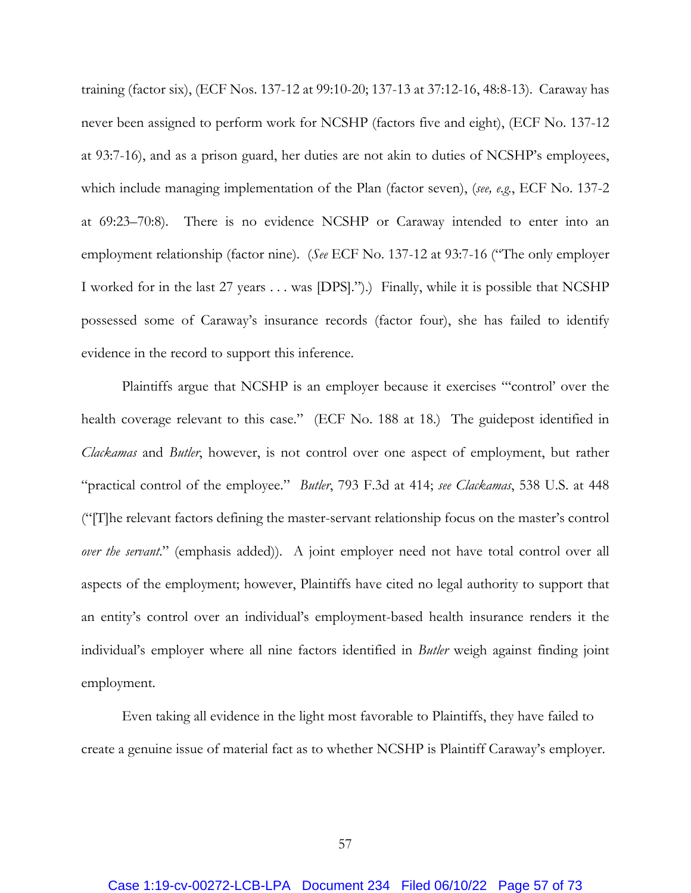training (factor six), (ECF Nos. 137-12 at 99:10-20; 137-13 at 37:12-16, 48:8-13). Caraway has never been assigned to perform work for NCSHP (factors five and eight), (ECF No. 137-12 at 93:7-16), and as a prison guard, her duties are not akin to duties of NCSHP's employees, which include managing implementation of the Plan (factor seven), (*see, e.g.*, ECF No. 137-2 at 69:23–70:8). There is no evidence NCSHP or Caraway intended to enter into an employment relationship (factor nine). (*See* ECF No. 137-12 at 93:7-16 ("The only employer I worked for in the last 27 years . . . was [DPS].").) Finally, while it is possible that NCSHP possessed some of Caraway's insurance records (factor four), she has failed to identify evidence in the record to support this inference.

Plaintiffs argue that NCSHP is an employer because it exercises "'control' over the health coverage relevant to this case." (ECF No. 188 at 18.) The guidepost identified in *Clackamas* and *Butler*, however, is not control over one aspect of employment, but rather "practical control of the employee." *Butler*, 793 F.3d at 414; *see Clackamas*, 538 U.S. at 448 ("[T]he relevant factors defining the master-servant relationship focus on the master's control *over the servant*." (emphasis added)). A joint employer need not have total control over all aspects of the employment; however, Plaintiffs have cited no legal authority to support that an entity's control over an individual's employment-based health insurance renders it the individual's employer where all nine factors identified in *Butler* weigh against finding joint employment.

Even taking all evidence in the light most favorable to Plaintiffs, they have failed to create a genuine issue of material fact as to whether NCSHP is Plaintiff Caraway's employer.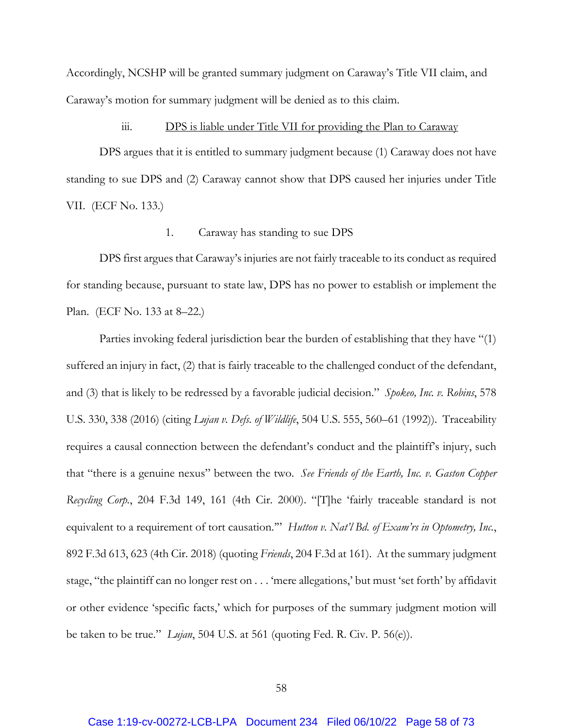Accordingly, NCSHP will be granted summary judgment on Caraway's Title VII claim, and Caraway's motion for summary judgment will be denied as to this claim.

iii. <u>DPS is liable under Title VII for providing the Plan to Caraway</u>

DPS argues that it is entitled to summary judgment because (1) Caraway does not have standing to sue DPS and (2) Caraway cannot show that DPS caused her injuries under Title VII. (ECF No. 133.)

1. Caraway has standing to sue DPS

DPS first argues that Caraway's injuries are not fairly traceable to its conduct as required for standing because, pursuant to state law, DPS has no power to establish or implement the Plan. (ECF No. 133 at 8–22.)

Parties invoking federal jurisdiction bear the burden of establishing that they have "(1) suffered an injury in fact, (2) that is fairly traceable to the challenged conduct of the defendant, and (3) that is likely to be redressed by a favorable judicial decision." *Spokeo, Inc. v. Robins*, 578 U.S. 330, 338 (2016) (citing *Lujan v. Defs. of Wildlife*, 504 U.S. 555, 560–61 (1992)). Traceability requires a causal connection between the defendant's conduct and the plaintiff's injury, such that "there is a genuine nexus" between the two. *See Friends of the Earth, Inc. v. Gaston Copper Recycling Corp.*, 204 F.3d 149, 161 (4th Cir. 2000). "[T]he 'fairly traceable standard is not equivalent to a requirement of tort causation.'" *Hutton v. Nat'l Bd. of Exam'rs in Optometry, Inc.*, 892 F.3d 613, 623 (4th Cir. 2018) (quoting *Friends*, 204 F.3d at 161). At the summary judgment stage, "the plaintiff can no longer rest on . . . 'mere allegations,' but must 'set forth' by affidavit or other evidence 'specific facts,' which for purposes of the summary judgment motion will be taken to be true." *Lujan*, 504 U.S. at 561 (quoting Fed. R. Civ. P. 56(e)).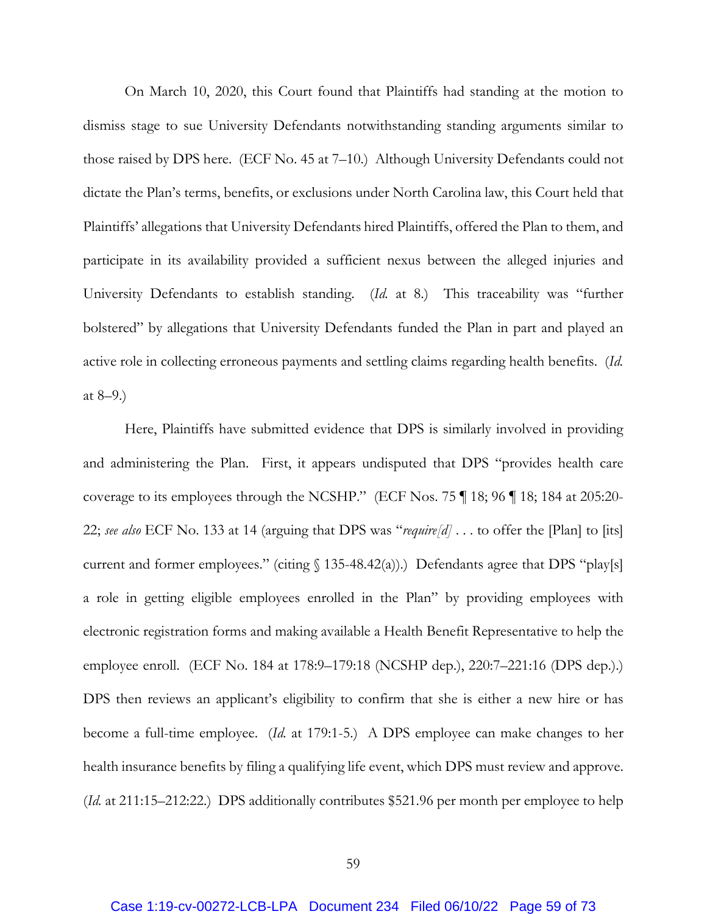On March 10, 2020, this Court found that Plaintiffs had standing at the motion to dismiss stage to sue University Defendants notwithstanding standing arguments similar to those raised by DPS here. (ECF No. 45 at 7–10.) Although University Defendants could not dictate the Plan's terms, benefits, or exclusions under North Carolina law, this Court held that Plaintiffs' allegations that University Defendants hired Plaintiffs, offered the Plan to them, and participate in its availability provided a sufficient nexus between the alleged injuries and University Defendants to establish standing. (*Id.* at 8.) This traceability was "further bolstered" by allegations that University Defendants funded the Plan in part and played an active role in collecting erroneous payments and settling claims regarding health benefits. (*Id.* at 8–9.)

Here, Plaintiffs have submitted evidence that DPS is similarly involved in providing and administering the Plan. First, it appears undisputed that DPS "provides health care coverage to its employees through the NCSHP." (ECF Nos. 75 ¶ 18; 96 ¶ 18; 184 at 205:20-22; *see also* ECF No. 133 at 14 (arguing that DPS was "*require[d]* . . . to offer the [Plan] to [its] current and former employees." (citing § 135-48.42(a)).) Defendants agree that DPS "play[s] a role in getting eligible employees enrolled in the Plan" by providing employees with electronic registration forms and making available a Health Benefit Representative to help the employee enroll. (ECF No. 184 at 178:9–179:18 (NCSHP dep.), 220:7–221:16 (DPS dep.).) DPS then reviews an applicant's eligibility to confirm that she is either a new hire or has become a full-time employee. (*Id.* at 179:1-5.) A DPS employee can make changes to her health insurance benefits by filing a qualifying life event, which DPS must review and approve. (*Id.* at 211:15–212:22.) DPS additionally contributes $521.96 per month per employee to help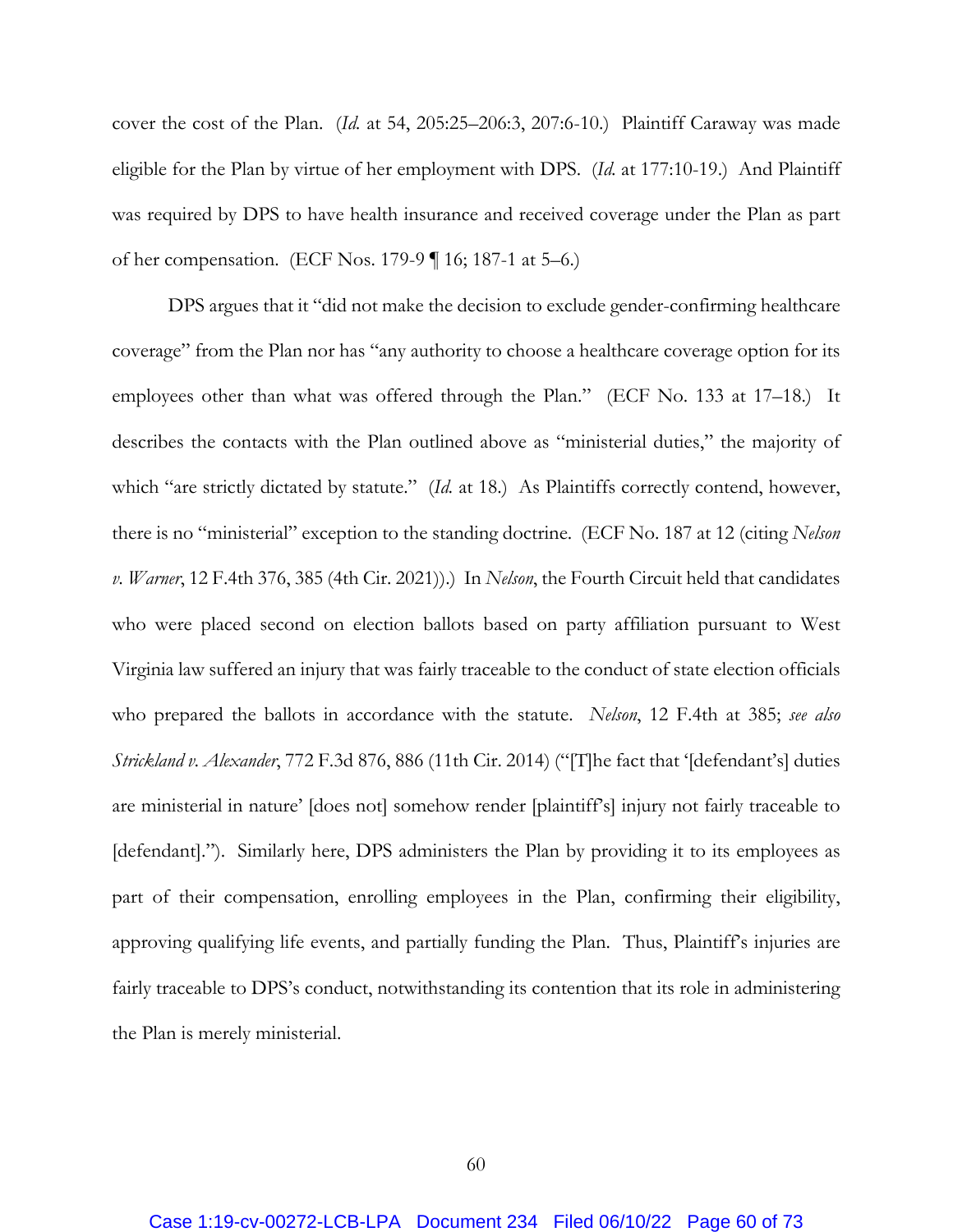cover the cost of the Plan. (*Id.* at 54, 205:25–206:3, 207:6-10.) Plaintiff Caraway was made eligible for the Plan by virtue of her employment with DPS. (*Id.* at 177:10-19.) And Plaintiff was required by DPS to have health insurance and received coverage under the Plan as part of her compensation. (ECF Nos. 179-9 ¶ 16; 187-1 at 5–6.)

DPS argues that it "did not make the decision to exclude gender-confirming healthcare coverage" from the Plan nor has "any authority to choose a healthcare coverage option for its employees other than what was offered through the Plan." (ECF No. 133 at 17–18.) It describes the contacts with the Plan outlined above as "ministerial duties," the majority of which "are strictly dictated by statute." (*Id.* at 18.) As Plaintiffs correctly contend, however, there is no "ministerial" exception to the standing doctrine. (ECF No. 187 at 12 (citing *Nelson v. Warner*, 12 F.4th 376, 385 (4th Cir. 2021)).) In *Nelson*, the Fourth Circuit held that candidates who were placed second on election ballots based on party affiliation pursuant to West Virginia law suffered an injury that was fairly traceable to the conduct of state election officials who prepared the ballots in accordance with the statute. *Nelson*, 12 F.4th at 385; *see also Strickland v. Alexander*, 772 F.3d 876, 886 (11th Cir. 2014) ("[T]he fact that '[defendant's] duties are ministerial in nature' [does not] somehow render [plaintiff's] injury not fairly traceable to [defendant]."). Similarly here, DPS administers the Plan by providing it to its employees as part of their compensation, enrolling employees in the Plan, confirming their eligibility, approving qualifying life events, and partially funding the Plan. Thus, Plaintiff's injuries are fairly traceable to DPS's conduct, notwithstanding its contention that its role in administering the Plan is merely ministerial.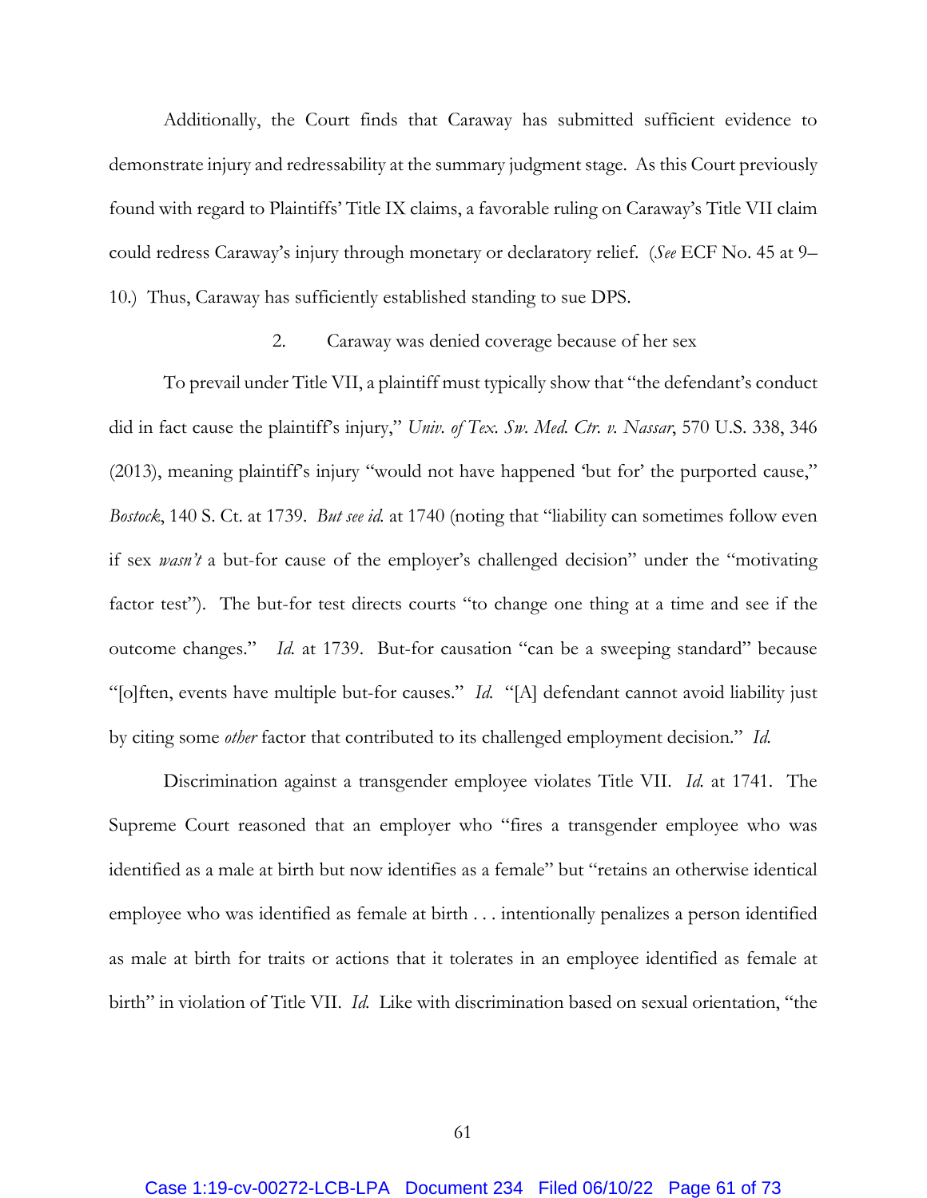Additionally, the Court finds that Caraway has submitted sufficient evidence to demonstrate injury and redressability at the summary judgment stage. As this Court previously found with regard to Plaintiffs' Title IX claims, a favorable ruling on Caraway's Title VII claim could redress Caraway's injury through monetary or declaratory relief. (*See* ECF No. 45 at 9–10.) Thus, Caraway has sufficiently established standing to sue DPS.

2. Caraway was denied coverage because of her sex

To prevail under Title VII, a plaintiff must typically show that "the defendant's conduct did in fact cause the plaintiff's injury," *Univ. of Tex. Sw. Med. Ctr. v. Nassar*, 570 U.S. 338, 346 (2013), meaning plaintiff's injury "would not have happened 'but for' the purported cause," *Bostock*, 140 S. Ct. at 1739. *But see id.* at 1740 (noting that "liability can sometimes follow even if sex *wasn't* a but-for cause of the employer's challenged decision" under the "motivating factor test"). The but-for test directs courts "to change one thing at a time and see if the outcome changes." *Id.* at 1739. But-for causation "can be a sweeping standard" because "[o]ften, events have multiple but-for causes." *Id.* "[A] defendant cannot avoid liability just by citing some *other* factor that contributed to its challenged employment decision." *Id.*

Discrimination against a transgender employee violates Title VII. *Id.* at 1741. The Supreme Court reasoned that an employer who "fires a transgender employee who was identified as a male at birth but now identifies as a female" but "retains an otherwise identical employee who was identified as female at birth . . . intentionally penalizes a person identified as male at birth for traits or actions that it tolerates in an employee identified as female at birth" in violation of Title VII. *Id.* Like with discrimination based on sexual orientation, "the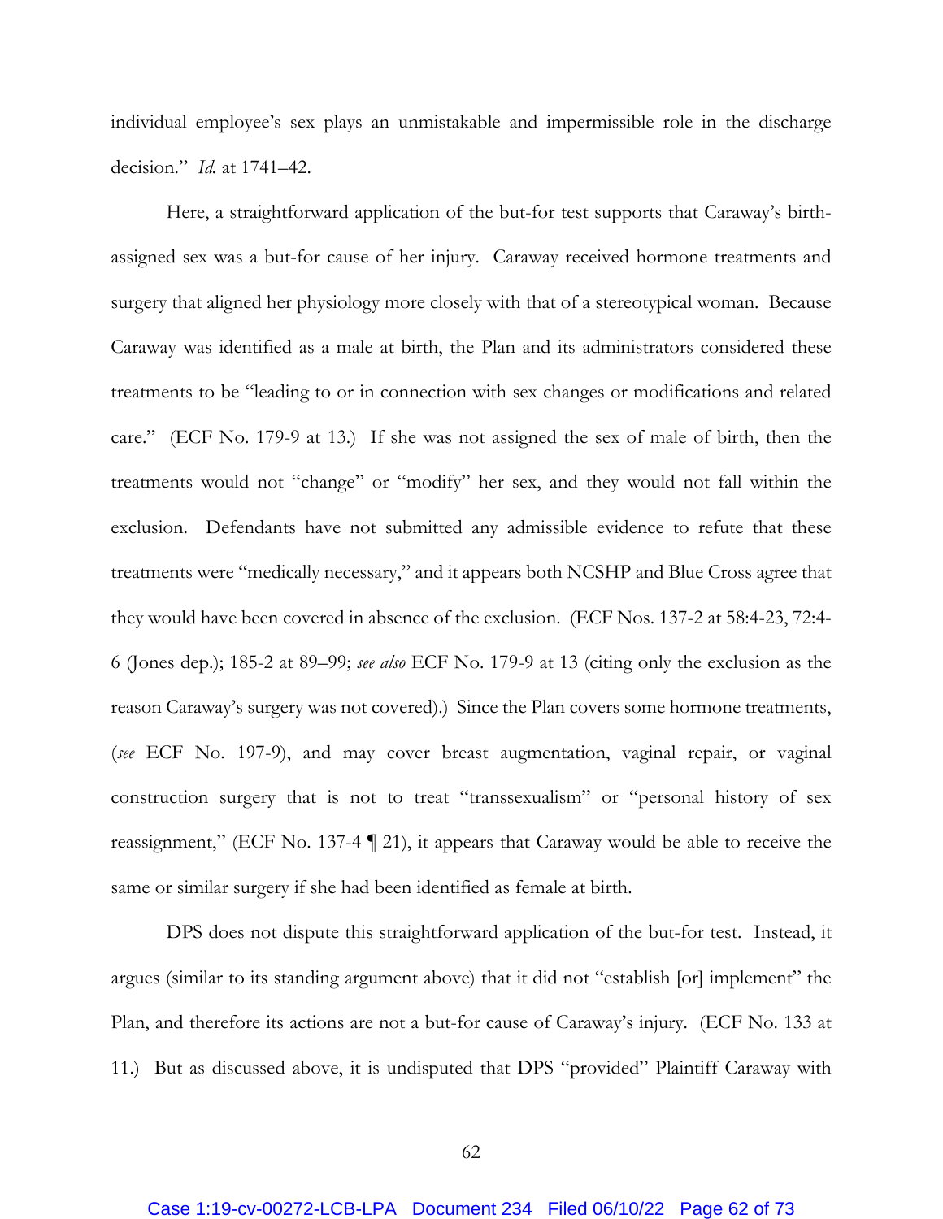individual employee's sex plays an unmistakable and impermissible role in the discharge decision." *Id.* at 1741–42.

Here, a straightforward application of the but-for test supports that Caraway's birth-assigned sex was a but-for cause of her injury. Caraway received hormone treatments and surgery that aligned her physiology more closely with that of a stereotypical woman. Because Caraway was identified as a male at birth, the Plan and its administrators considered these treatments to be "leading to or in connection with sex changes or modifications and related care." (ECF No. 179-9 at 13.) If she was not assigned the sex of male of birth, then the treatments would not "change" or "modify" her sex, and they would not fall within the exclusion. Defendants have not submitted any admissible evidence to refute that these treatments were "medically necessary," and it appears both NCSHP and Blue Cross agree that they would have been covered in absence of the exclusion. (ECF Nos. 137-2 at 58:4-23, 72:4-6 (Jones dep.); 185-2 at 89–99; *see also* ECF No. 179-9 at 13 (citing only the exclusion as the reason Caraway's surgery was not covered).) Since the Plan covers some hormone treatments, (*see* ECF No. 197-9), and may cover breast augmentation, vaginal repair, or vaginal construction surgery that is not to treat "transsexualism" or "personal history of sex reassignment," (ECF No. 137-4 ¶ 21), it appears that Caraway would be able to receive the same or similar surgery if she had been identified as female at birth.

DPS does not dispute this straightforward application of the but-for test. Instead, it argues (similar to its standing argument above) that it did not "establish [or] implement" the Plan, and therefore its actions are not a but-for cause of Caraway's injury. (ECF No. 133 at 11.) But as discussed above, it is undisputed that DPS "provided" Plaintiff Caraway with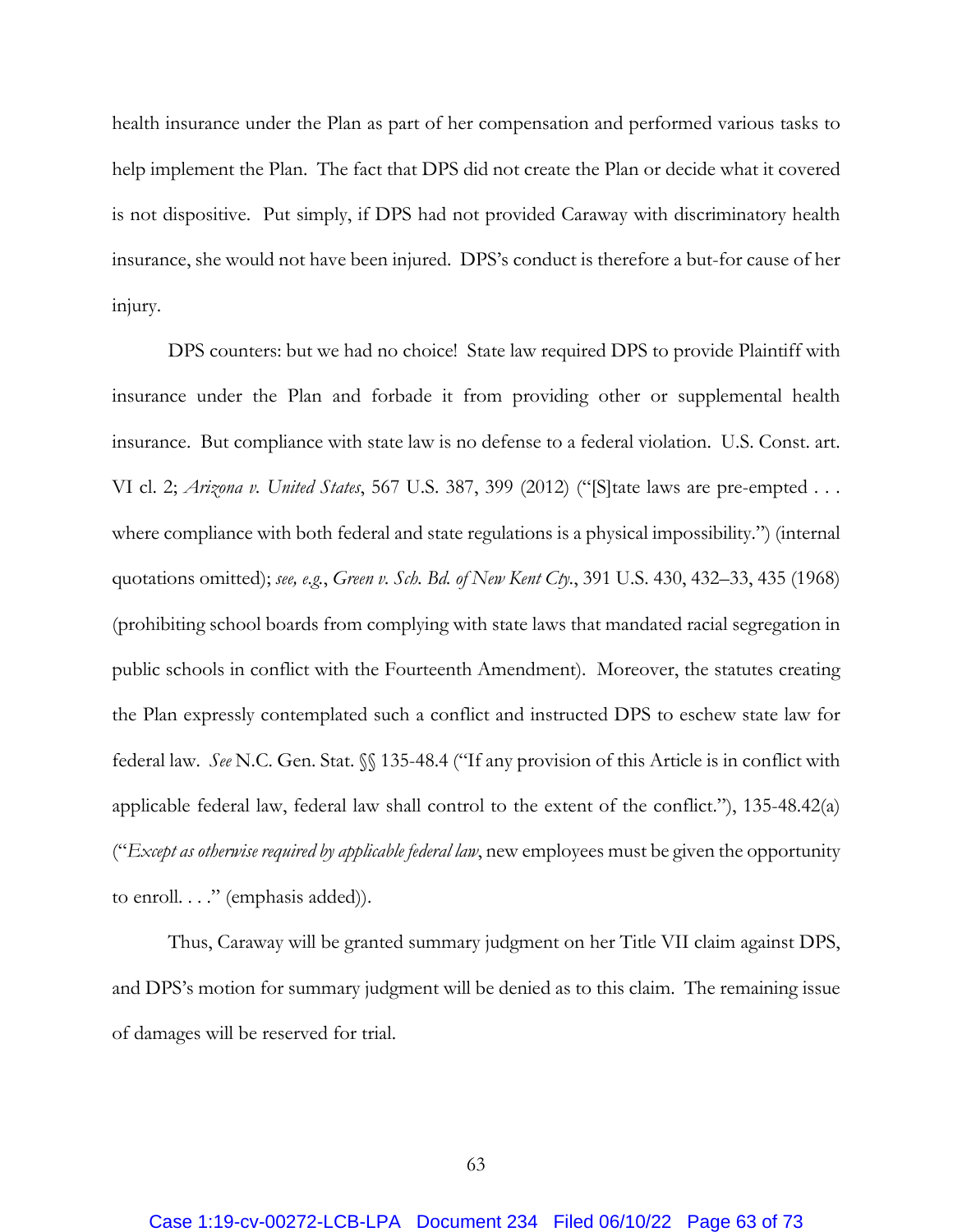health insurance under the Plan as part of her compensation and performed various tasks to help implement the Plan. The fact that DPS did not create the Plan or decide what it covered is not dispositive. Put simply, if DPS had not provided Caraway with discriminatory health insurance, she would not have been injured. DPS's conduct is therefore a but-for cause of her injury.

DPS counters: but we had no choice! State law required DPS to provide Plaintiff with insurance under the Plan and forbade it from providing other or supplemental health insurance. But compliance with state law is no defense to a federal violation. U.S. Const. art. VI cl. 2; *Arizona v. United States*, 567 U.S. 387, 399 (2012) ("[S]tate laws are pre-empted . . . where compliance with both federal and state regulations is a physical impossibility.") (internal quotations omitted); *see, e.g.*, *Green v. Sch. Bd. of New Kent Cty.*, 391 U.S. 430, 432–33, 435 (1968) (prohibiting school boards from complying with state laws that mandated racial segregation in public schools in conflict with the Fourteenth Amendment). Moreover, the statutes creating the Plan expressly contemplated such a conflict and instructed DPS to eschew state law for federal law. *See* N.C. Gen. Stat. §§ 135-48.4 ("If any provision of this Article is in conflict with applicable federal law, federal law shall control to the extent of the conflict."), 135-48.42(a) ("*Except as otherwise required by applicable federal law*, new employees must be given the opportunity to enroll. . . ." (emphasis added)).

Thus, Caraway will be granted summary judgment on her Title VII claim against DPS, and DPS's motion for summary judgment will be denied as to this claim. The remaining issue of damages will be reserved for trial.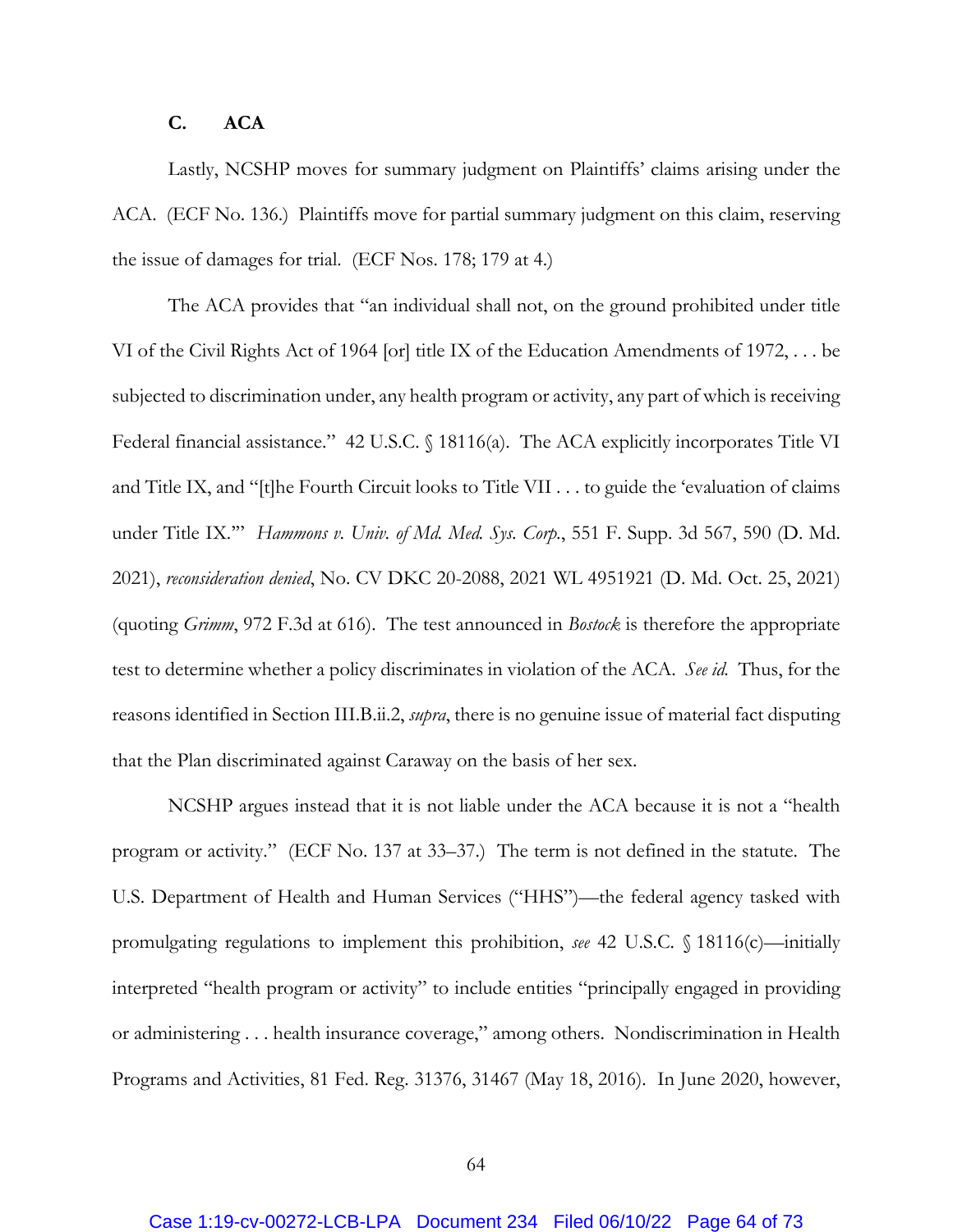### C. ACA

Lastly, NCSHP moves for summary judgment on Plaintiffs' claims arising under the ACA. (ECF No. 136.) Plaintiffs move for partial summary judgment on this claim, reserving the issue of damages for trial. (ECF Nos. 178; 179 at 4.)

The ACA provides that "an individual shall not, on the ground prohibited under title VI of the Civil Rights Act of 1964 [or] title IX of the Education Amendments of 1972, . . . be subjected to discrimination under, any health program or activity, any part of which is receiving Federal financial assistance." 42 U.S.C. § 18116(a). The ACA explicitly incorporates Title VI and Title IX, and "[t]he Fourth Circuit looks to Title VII . . . to guide the 'evaluation of claims under Title IX.'" *Hammons v. Univ. of Md. Med. Sys. Corp.*, 551 F. Supp. 3d 567, 590 (D. Md. 2021), *reconsideration denied*, No. CV DKC 20-2088, 2021 WL 4951921 (D. Md. Oct. 25, 2021) (quoting *Grimm*, 972 F.3d at 616). The test announced in *Bostock* is therefore the appropriate test to determine whether a policy discriminates in violation of the ACA. *See id.* Thus, for the reasons identified in Section III.B.ii.2, *supra*, there is no genuine issue of material fact disputing that the Plan discriminated against Caraway on the basis of her sex.

NCSHP argues instead that it is not liable under the ACA because it is not a "health program or activity." (ECF No. 137 at 33–37.) The term is not defined in the statute. The U.S. Department of Health and Human Services ("HHS")—the federal agency tasked with promulgating regulations to implement this prohibition, *see* 42 U.S.C. § 18116(c)—initially interpreted "health program or activity" to include entities "principally engaged in providing or administering . . . health insurance coverage," among others. Nondiscrimination in Health Programs and Activities, 81 Fed. Reg. 31376, 31467 (May 18, 2016). In June 2020, however,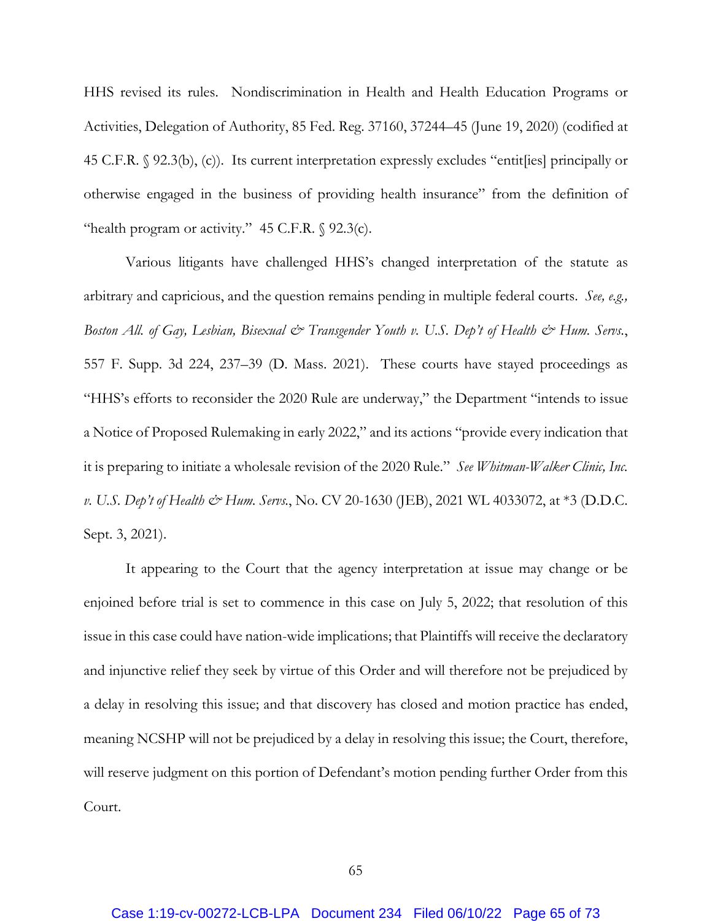HHS revised its rules. Nondiscrimination in Health and Health Education Programs or Activities, Delegation of Authority, 85 Fed. Reg. 37160, 37244–45 (June 19, 2020) (codified at 45 C.F.R. § 92.3(b), (c)). Its current interpretation expressly excludes "entit[ies] principally or otherwise engaged in the business of providing health insurance" from the definition of "health program or activity." 45 C.F.R. § 92.3(c).

Various litigants have challenged HHS's changed interpretation of the statute as arbitrary and capricious, and the question remains pending in multiple federal courts. *See, e.g., Boston All. of Gay, Lesbian, Bisexual & Transgender Youth v. U.S. Dep't of Health & Hum. Servs.*, 557 F. Supp. 3d 224, 237–39 (D. Mass. 2021). These courts have stayed proceedings as "HHS's efforts to reconsider the 2020 Rule are underway," the Department "intends to issue a Notice of Proposed Rulemaking in early 2022," and its actions "provide every indication that it is preparing to initiate a wholesale revision of the 2020 Rule." *See Whitman-Walker Clinic, Inc. v. U.S. Dep't of Health & Hum. Servs.*, No. CV 20-1630 (JEB), 2021 WL 4033072, at *3 (D.D.C. Sept. 3, 2021).

It appearing to the Court that the agency interpretation at issue may change or be enjoined before trial is set to commence in this case on July 5, 2022; that resolution of this issue in this case could have nation-wide implications; that Plaintiffs will receive the declaratory and injunctive relief they seek by virtue of this Order and will therefore not be prejudiced by a delay in resolving this issue; and that discovery has closed and motion practice has ended, meaning NCSHP will not be prejudiced by a delay in resolving this issue; the Court, therefore, will reserve judgment on this portion of Defendant's motion pending further Order from this Court.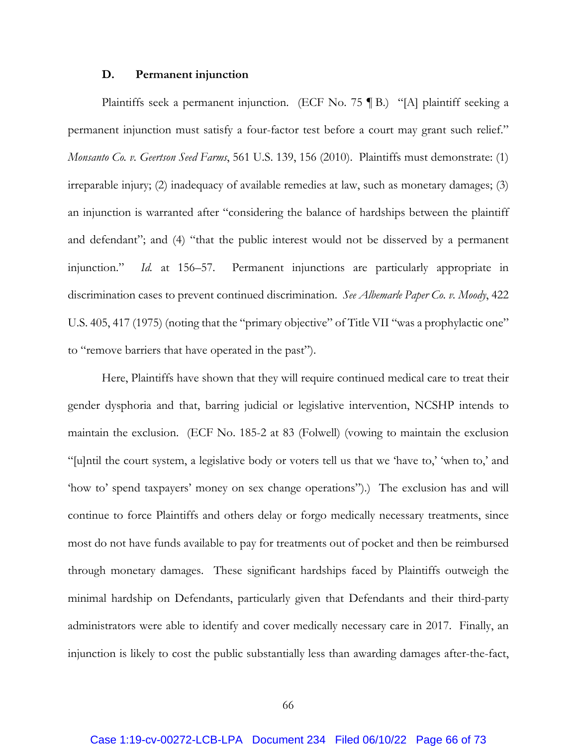### D. Permanent injunction

Plaintiffs seek a permanent injunction. (ECF No. 75 ¶ B.) "[A] plaintiff seeking a permanent injunction must satisfy a four-factor test before a court may grant such relief." *Monsanto Co. v. Geertson Seed Farms*, 561 U.S. 139, 156 (2010). Plaintiffs must demonstrate: (1) irreparable injury; (2) inadequacy of available remedies at law, such as monetary damages; (3) an injunction is warranted after "considering the balance of hardships between the plaintiff and defendant"; and (4) "that the public interest would not be disserved by a permanent injunction." *Id.* at 156–57. Permanent injunctions are particularly appropriate in discrimination cases to prevent continued discrimination. *See Albemarle Paper Co. v. Moody*, 422 U.S. 405, 417 (1975) (noting that the "primary objective" of Title VII "was a prophylactic one" to "remove barriers that have operated in the past").

Here, Plaintiffs have shown that they will require continued medical care to treat their gender dysphoria and that, barring judicial or legislative intervention, NCSHP intends to maintain the exclusion. (ECF No. 185-2 at 83 (Folwell) (vowing to maintain the exclusion "[u]ntil the court system, a legislative body or voters tell us that we 'have to,' 'when to,' and 'how to' spend taxpayers' money on sex change operations").) The exclusion has and will continue to force Plaintiffs and others delay or forgo medically necessary treatments, since most do not have funds available to pay for treatments out of pocket and then be reimbursed through monetary damages. These significant hardships faced by Plaintiffs outweigh the minimal hardship on Defendants, particularly given that Defendants and their third-party administrators were able to identify and cover medically necessary care in 2017. Finally, an injunction is likely to cost the public substantially less than awarding damages after-the-fact,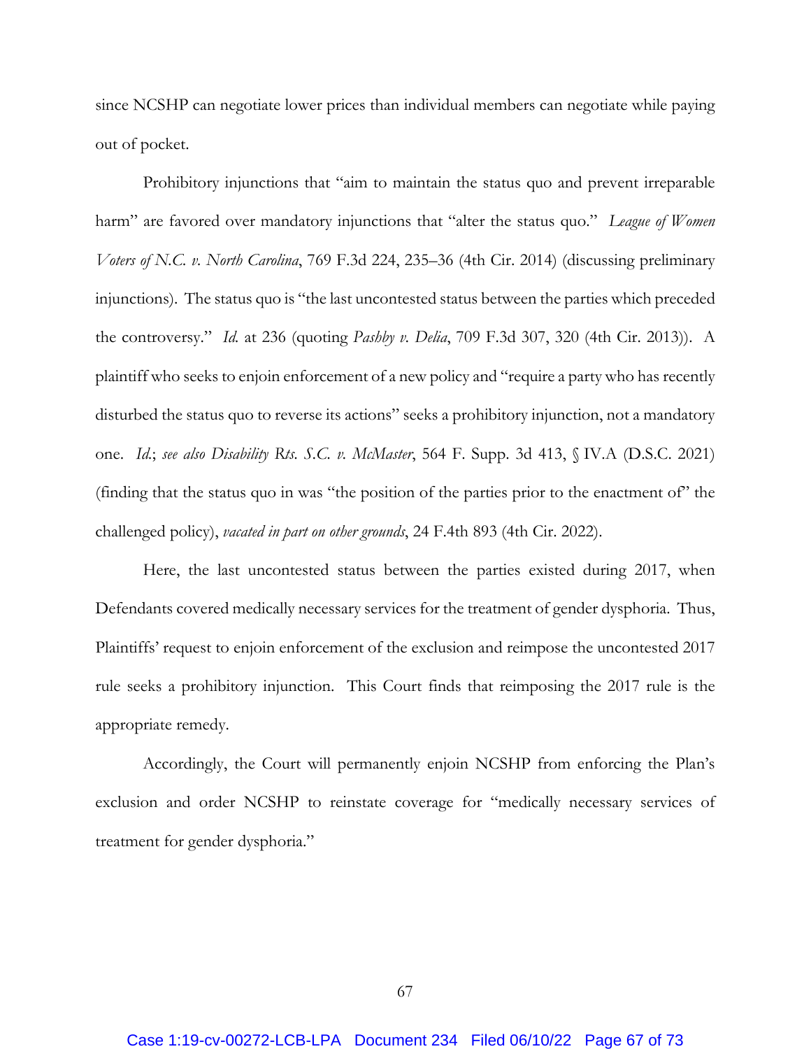since NCSHP can negotiate lower prices than individual members can negotiate while paying out of pocket.

Prohibitory injunctions that "aim to maintain the status quo and prevent irreparable harm" are favored over mandatory injunctions that "alter the status quo." *League of Women Voters of N.C. v. North Carolina*, 769 F.3d 224, 235–36 (4th Cir. 2014) (discussing preliminary injunctions). The status quo is "the last uncontested status between the parties which preceded the controversy." *Id.* at 236 (quoting *Pashby v. Delia*, 709 F.3d 307, 320 (4th Cir. 2013)). A plaintiff who seeks to enjoin enforcement of a new policy and "require a party who has recently disturbed the status quo to reverse its actions" seeks a prohibitory injunction, not a mandatory one. *Id.*; *see also Disability Rts. S.C. v. McMaster*, 564 F. Supp. 3d 413, § IV.A (D.S.C. 2021) (finding that the status quo in was "the position of the parties prior to the enactment of" the challenged policy), *vacated in part on other grounds*, 24 F.4th 893 (4th Cir. 2022).

Here, the last uncontested status between the parties existed during 2017, when Defendants covered medically necessary services for the treatment of gender dysphoria. Thus, Plaintiffs' request to enjoin enforcement of the exclusion and reimpose the uncontested 2017 rule seeks a prohibitory injunction. This Court finds that reimposing the 2017 rule is the appropriate remedy.

Accordingly, the Court will permanently enjoin NCSHP from enforcing the Plan's exclusion and order NCSHP to reinstate coverage for "medically necessary services of treatment for gender dysphoria."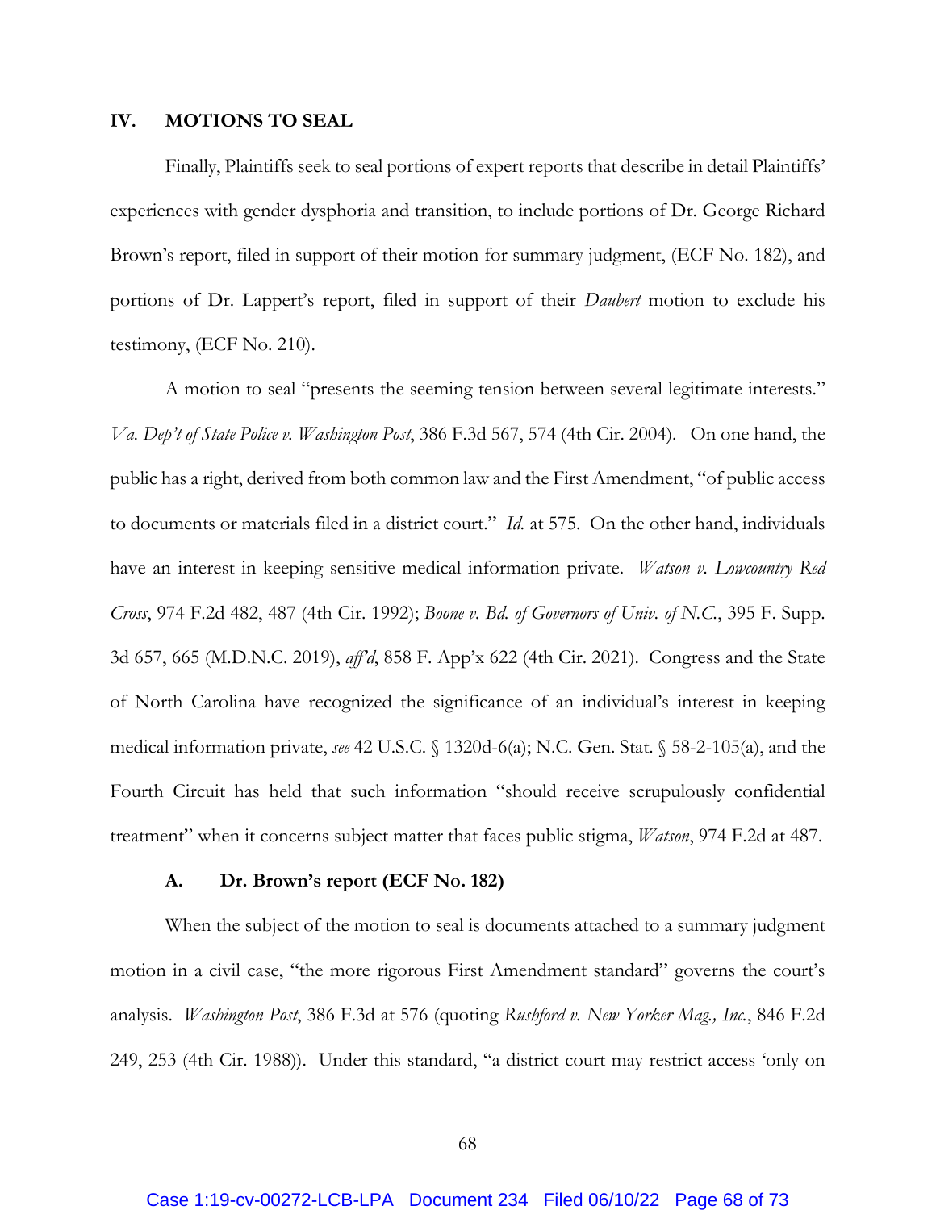## IV. MOTIONS TO SEAL

Finally, Plaintiffs seek to seal portions of expert reports that describe in detail Plaintiffs' experiences with gender dysphoria and transition, to include portions of Dr. George Richard Brown's report, filed in support of their motion for summary judgment, (ECF No. 182), and portions of Dr. Lappert's report, filed in support of their *Daubert* motion to exclude his testimony, (ECF No. 210).

A motion to seal "presents the seeming tension between several legitimate interests." *Va. Dep't of State Police v. Washington Post*, 386 F.3d 567, 574 (4th Cir. 2004). On one hand, the public has a right, derived from both common law and the First Amendment, "of public access to documents or materials filed in a district court." *Id.* at 575. On the other hand, individuals have an interest in keeping sensitive medical information private. *Watson v. Lowcountry Red Cross*, 974 F.2d 482, 487 (4th Cir. 1992); *Boone v. Bd. of Governors of Univ. of N.C.*, 395 F. Supp. 3d 657, 665 (M.D.N.C. 2019), *aff'd*, 858 F. App'x 622 (4th Cir. 2021). Congress and the State of North Carolina have recognized the significance of an individual's interest in keeping medical information private, *see* 42 U.S.C. § 1320d-6(a); N.C. Gen. Stat. § 58-2-105(a), and the Fourth Circuit has held that such information "should receive scrupulously confidential treatment" when it concerns subject matter that faces public stigma, *Watson*, 974 F.2d at 487.

### A. Dr. Brown's report (ECF No. 182)

When the subject of the motion to seal is documents attached to a summary judgment motion in a civil case, "the more rigorous First Amendment standard" governs the court's analysis. *Washington Post*, 386 F.3d at 576 (quoting *Rushford v. New Yorker Mag., Inc.*, 846 F.2d 249, 253 (4th Cir. 1988)). Under this standard, "a district court may restrict access 'only on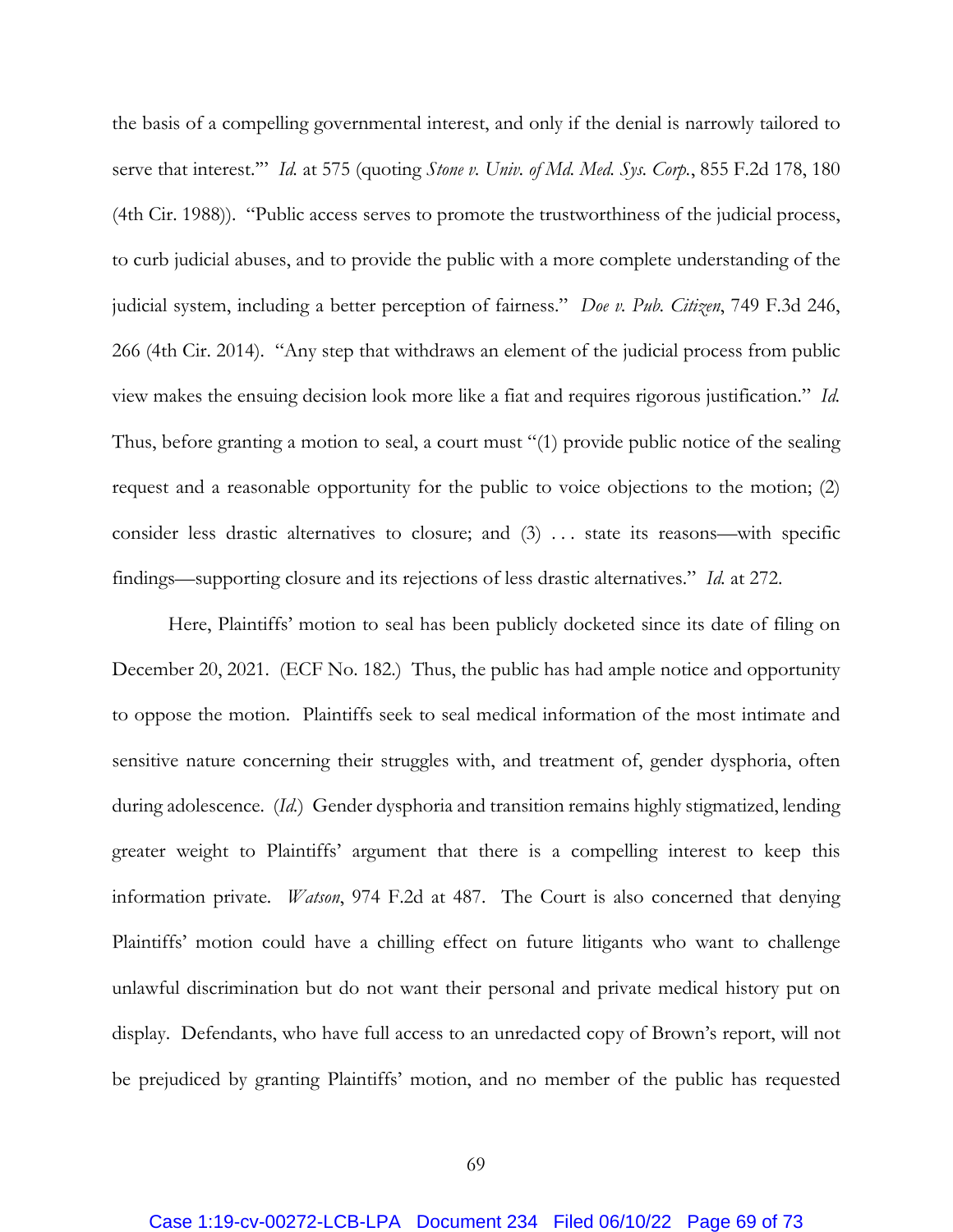the basis of a compelling governmental interest, and only if the denial is narrowly tailored to serve that interest.'" *Id.* at 575 (quoting *Stone v. Univ. of Md. Med. Sys. Corp.*, 855 F.2d 178, 180 (4th Cir. 1988)). "Public access serves to promote the trustworthiness of the judicial process, to curb judicial abuses, and to provide the public with a more complete understanding of the judicial system, including a better perception of fairness." *Doe v. Pub. Citizen*, 749 F.3d 246, 266 (4th Cir. 2014). "Any step that withdraws an element of the judicial process from public view makes the ensuing decision look more like a fiat and requires rigorous justification." *Id.* Thus, before granting a motion to seal, a court must "(1) provide public notice of the sealing request and a reasonable opportunity for the public to voice objections to the motion; (2) consider less drastic alternatives to closure; and (3) . . . state its reasons—with specific findings—supporting closure and its rejections of less drastic alternatives." *Id.* at 272.

Here, Plaintiffs' motion to seal has been publicly docketed since its date of filing on December 20, 2021. (ECF No. 182.) Thus, the public has had ample notice and opportunity to oppose the motion. Plaintiffs seek to seal medical information of the most intimate and sensitive nature concerning their struggles with, and treatment of, gender dysphoria, often during adolescence. (*Id.*) Gender dysphoria and transition remains highly stigmatized, lending greater weight to Plaintiffs' argument that there is a compelling interest to keep this information private. *Watson*, 974 F.2d at 487. The Court is also concerned that denying Plaintiffs' motion could have a chilling effect on future litigants who want to challenge unlawful discrimination but do not want their personal and private medical history put on display. Defendants, who have full access to an unredacted copy of Brown's report, will not be prejudiced by granting Plaintiffs' motion, and no member of the public has requested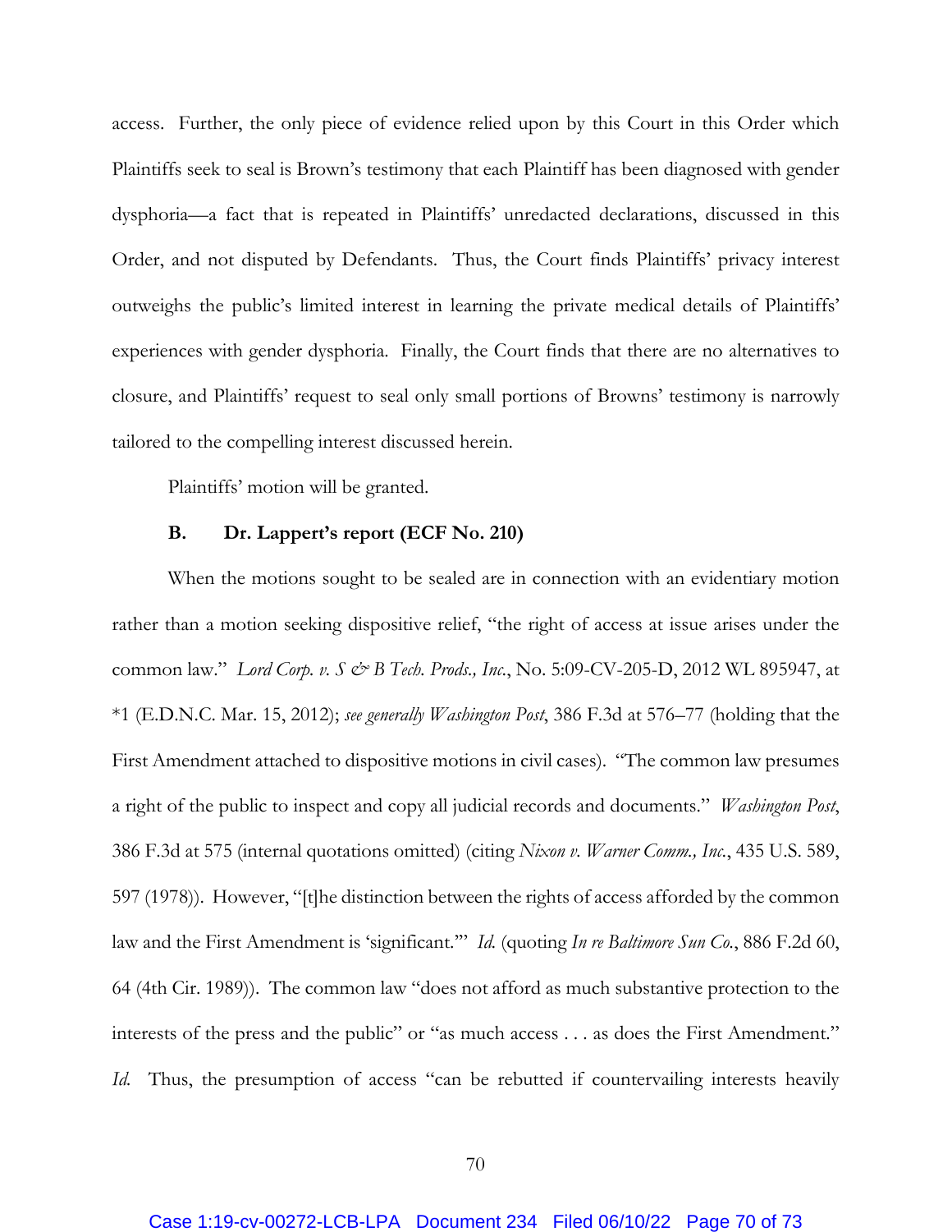access. Further, the only piece of evidence relied upon by this Court in this Order which Plaintiffs seek to seal is Brown's testimony that each Plaintiff has been diagnosed with gender dysphoria—a fact that is repeated in Plaintiffs' unredacted declarations, discussed in this Order, and not disputed by Defendants. Thus, the Court finds Plaintiffs' privacy interest outweighs the public's limited interest in learning the private medical details of Plaintiffs' experiences with gender dysphoria. Finally, the Court finds that there are no alternatives to closure, and Plaintiffs' request to seal only small portions of Browns' testimony is narrowly tailored to the compelling interest discussed herein.

Plaintiffs' motion will be granted.

**B. Dr. Lappert's report (ECF No. 210)**

When the motions sought to be sealed are in connection with an evidentiary motion rather than a motion seeking dispositive relief, "the right of access at issue arises under the common law." *Lord Corp. v. S & B Tech. Prods., Inc.*, No. 5:09-CV-205-D, 2012 WL 895947, at *1 (E.D.N.C. Mar. 15, 2012); *see generally Washington Post*, 386 F.3d at 576–77 (holding that the First Amendment attached to dispositive motions in civil cases). "The common law presumes a right of the public to inspect and copy all judicial records and documents." *Washington Post*, 386 F.3d at 575 (internal quotations omitted) (citing *Nixon v. Warner Comm., Inc.*, 435 U.S. 589, 597 (1978)). However, "[t]he distinction between the rights of access afforded by the common law and the First Amendment is 'significant.'" *Id.* (quoting *In re Baltimore Sun Co.*, 886 F.2d 60, 64 (4th Cir. 1989)). The common law "does not afford as much substantive protection to the interests of the press and the public" or "as much access . . . as does the First Amendment." *Id.* Thus, the presumption of access "can be rebutted if countervailing interests heavily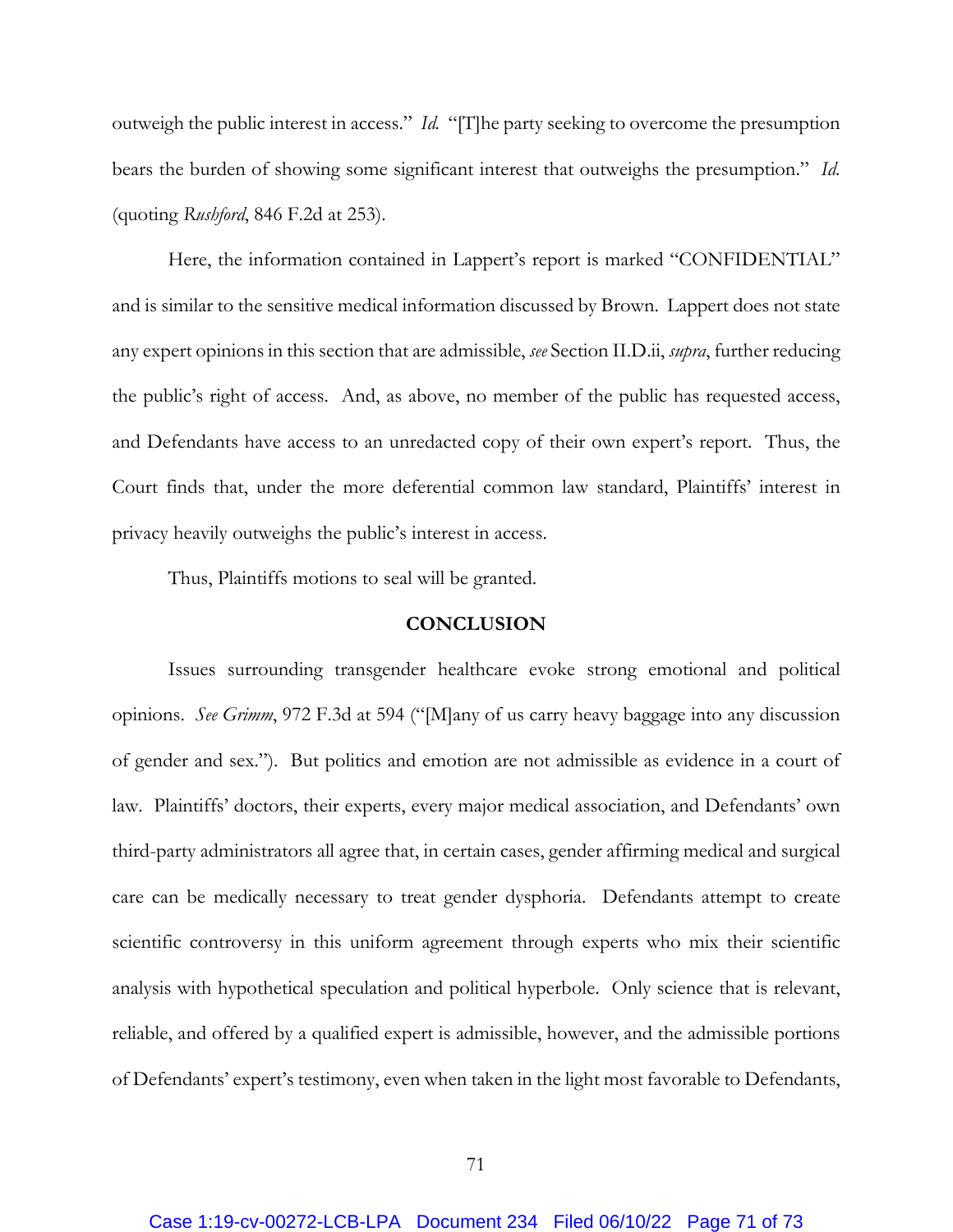outweigh the public interest in access." *Id.* "[T]he party seeking to overcome the presumption bears the burden of showing some significant interest that outweighs the presumption." *Id.* (quoting *Rushford*, 846 F.2d at 253).

Here, the information contained in Lappert's report is marked "CONFIDENTIAL" and is similar to the sensitive medical information discussed by Brown. Lappert does not state any expert opinions in this section that are admissible, *see* Section II.D.ii, *supra*, further reducing the public's right of access. And, as above, no member of the public has requested access, and Defendants have access to an unredacted copy of their own expert's report. Thus, the Court finds that, under the more deferential common law standard, Plaintiffs' interest in privacy heavily outweighs the public's interest in access.

Thus, Plaintiffs motions to seal will be granted.

## CONCLUSION

Issues surrounding transgender healthcare evoke strong emotional and political opinions. *See Grimm*, 972 F.3d at 594 ("[M]any of us carry heavy baggage into any discussion of gender and sex."). But politics and emotion are not admissible as evidence in a court of law. Plaintiffs' doctors, their experts, every major medical association, and Defendants' own third-party administrators all agree that, in certain cases, gender affirming medical and surgical care can be medically necessary to treat gender dysphoria. Defendants attempt to create scientific controversy in this uniform agreement through experts who mix their scientific analysis with hypothetical speculation and political hyperbole. Only science that is relevant, reliable, and offered by a qualified expert is admissible, however, and the admissible portions of Defendants' expert's testimony, even when taken in the light most favorable to Defendants,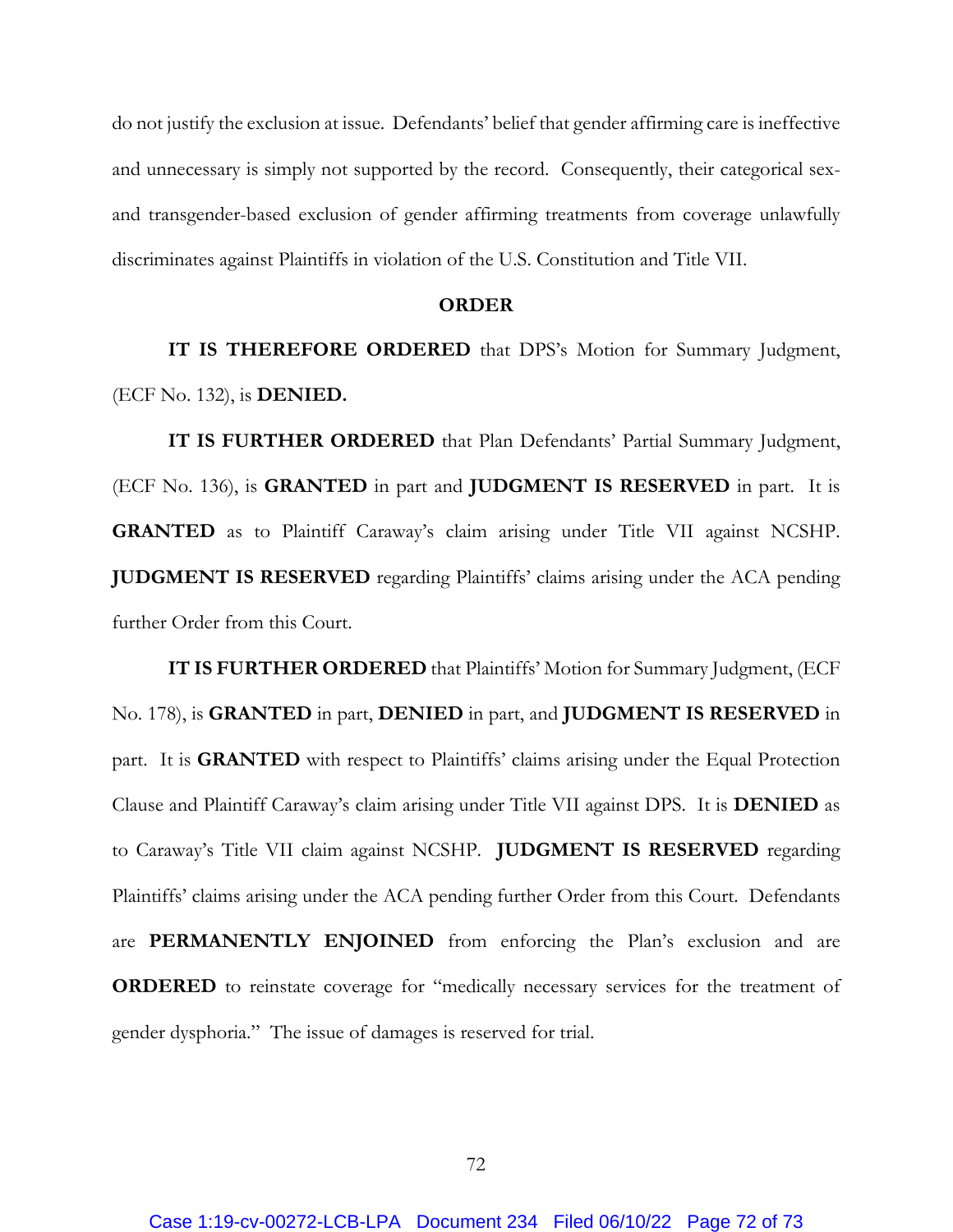do not justify the exclusion at issue. Defendants' belief that gender affirming care is ineffective and unnecessary is simply not supported by the record. Consequently, their categorical sex- and transgender-based exclusion of gender affirming treatments from coverage unlawfully discriminates against Plaintiffs in violation of the U.S. Constitution and Title VII.

## ORDER

**IT IS THEREFORE ORDERED** that DPS's Motion for Summary Judgment, (ECF No. 132), is **DENIED.**

**IT IS FURTHER ORDERED** that Plan Defendants' Partial Summary Judgment, (ECF No. 136), is **GRANTED** in part and **JUDGMENT IS RESERVED** in part. It is **GRANTED** as to Plaintiff Caraway's claim arising under Title VII against NCSHP. **JUDGMENT IS RESERVED** regarding Plaintiffs' claims arising under the ACA pending further Order from this Court.

**IT IS FURTHER ORDERED** that Plaintiffs' Motion for Summary Judgment, (ECF No. 178), is **GRANTED** in part, **DENIED** in part, and **JUDGMENT IS RESERVED** in part. It is **GRANTED** with respect to Plaintiffs' claims arising under the Equal Protection Clause and Plaintiff Caraway's claim arising under Title VII against DPS. It is **DENIED** as to Caraway's Title VII claim against NCSHP. **JUDGMENT IS RESERVED** regarding Plaintiffs' claims arising under the ACA pending further Order from this Court. Defendants are **PERMANENTLY ENJOINED** from enforcing the Plan's exclusion and are **ORDERED** to reinstate coverage for "medically necessary services for the treatment of gender dysphoria." The issue of damages is reserved for trial.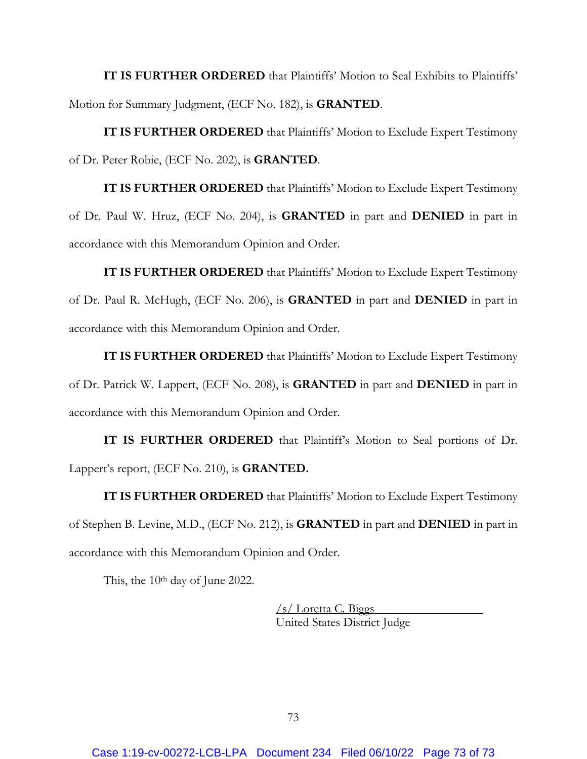**IT IS FURTHER ORDERED** that Plaintiffs' Motion to Seal Exhibits to Plaintiffs' Motion for Summary Judgment, (ECF No. 182), is **GRANTED**.

**IT IS FURTHER ORDERED** that Plaintiffs' Motion to Exclude Expert Testimony of Dr. Peter Robie, (ECF No. 202), is **GRANTED**.

**IT IS FURTHER ORDERED** that Plaintiffs' Motion to Exclude Expert Testimony of Dr. Paul W. Hruz, (ECF No. 204), is **GRANTED** in part and **DENIED** in part in accordance with this Memorandum Opinion and Order.

**IT IS FURTHER ORDERED** that Plaintiffs' Motion to Exclude Expert Testimony of Dr. Paul R. McHugh, (ECF No. 206), is **GRANTED** in part and **DENIED** in part in accordance with this Memorandum Opinion and Order.

**IT IS FURTHER ORDERED** that Plaintiffs' Motion to Exclude Expert Testimony of Dr. Patrick W. Lappert, (ECF No. 208), is **GRANTED** in part and **DENIED** in part in accordance with this Memorandum Opinion and Order.

**IT IS FURTHER ORDERED** that Plaintiff's Motion to Seal portions of Dr. Lappert's report, (ECF No. 210), is **GRANTED.**

**IT IS FURTHER ORDERED** that Plaintiffs' Motion to Exclude Expert Testimony of Stephen B. Levine, M.D., (ECF No. 212), is **GRANTED** in part and **DENIED** in part in accordance with this Memorandum Opinion and Order.

This, the 10th day of June 2022.

/s/ Loretta C. Biggs
United States District Judge